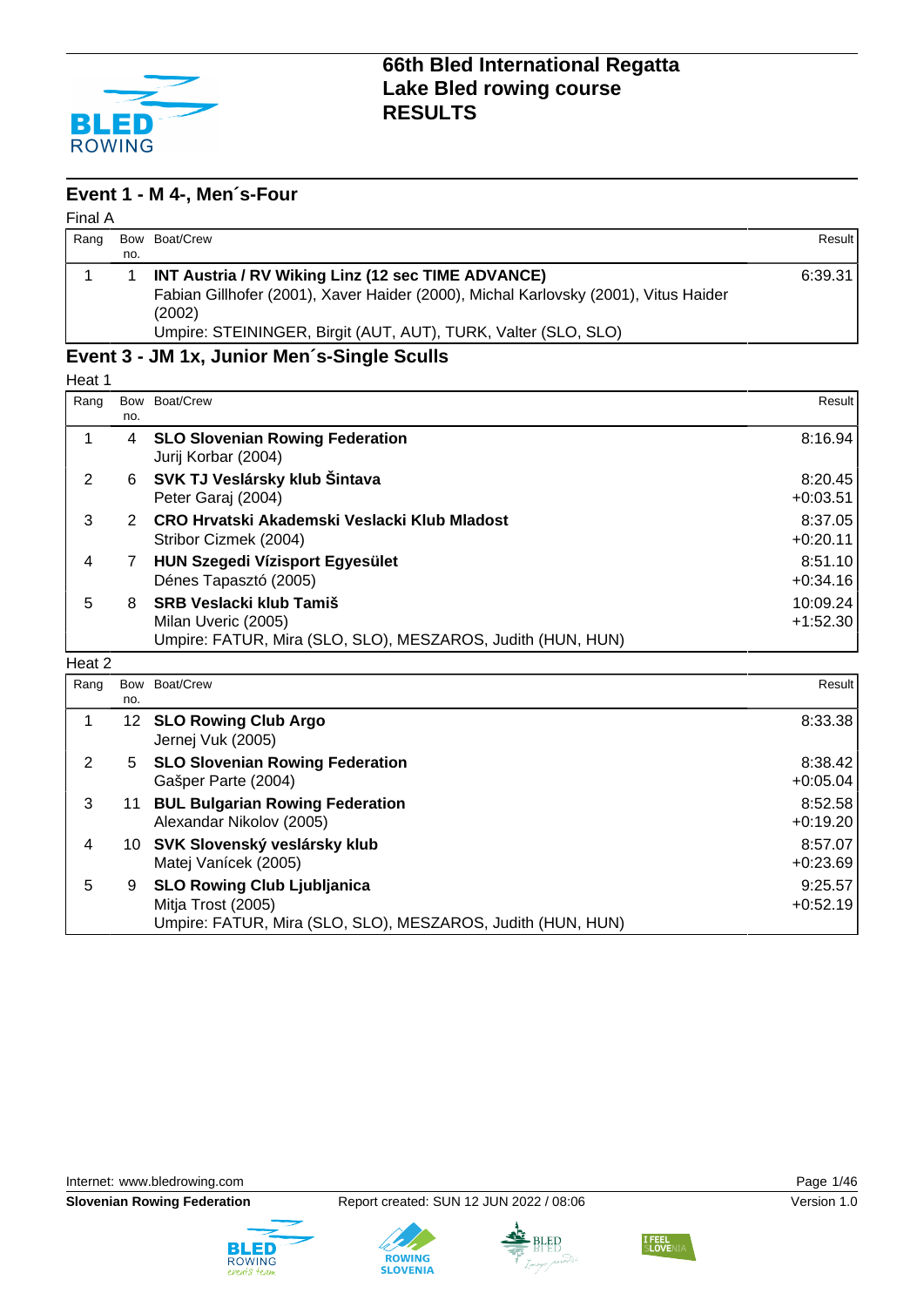# 66th Bled International Regatta
## Lake Bled rowing course
## RESULTS

### Event 1 - M 4-, Men´s-Four

Final A

| Rang | Bow no. | Boat/Crew | Result |
|---|---|---|---|
| 1 | 1 | **INT Austria / RV Wiking Linz (12 sec TIME ADVANCE)**<br>Fabian Gillhofer (2001), Xaver Haider (2000), Michal Karlovsky (2001), Vitus Haider (2002)<br>Umpire: STEININGER, Birgit (AUT, AUT), TURK, Valter (SLO, SLO) | 6:39.31 |

### Event 3 - JM 1x, Junior Men´s-Single Sculls

Heat 1

| Rang | Bow no. | Boat/Crew | Result |
|---|---|---|---|
| 1 | 4 | **SLO Slovenian Rowing Federation**<br>Jurij Korbar (2004) | 8:16.94 |
| 2 | 6 | **SVK TJ Veslársky klub Šintava**<br>Peter Garaj (2004) | 8:20.45<br>+0:03.51 |
| 3 | 2 | **CRO Hrvatski Akademski Veslacki Klub Mladost**<br>Stribor Cizmek (2004) | 8:37.05<br>+0:20.11 |
| 4 | 7 | **HUN Szegedi Vízisport Egyesület**<br>Dénes Tapasztó (2005) | 8:51.10<br>+0:34.16 |
| 5 | 8 | **SRB Veslacki klub Tamiš**<br>Milan Uveric (2005)<br>Umpire: FATUR, Mira (SLO, SLO), MESZAROS, Judith (HUN, HUN) | 10:09.24<br>+1:52.30 |

Heat 2

| Rang | Bow no. | Boat/Crew | Result |
|---|---|---|---|
| 1 | 12 | **SLO Rowing Club Argo**<br>Jernej Vuk (2005) | 8:33.38 |
| 2 | 5 | **SLO Slovenian Rowing Federation**<br>Gašper Parte (2004) | 8:38.42<br>+0:05.04 |
| 3 | 11 | **BUL Bulgarian Rowing Federation**<br>Alexandar Nikolov (2005) | 8:52.58<br>+0:19.20 |
| 4 | 10 | **SVK Slovenský veslársky klub**<br>Matej Vanícek (2005) | 8:57.07<br>+0:23.69 |
| 5 | 9 | **SLO Rowing Club Ljubljanica**<br>Mitja Trost (2005)<br>Umpire: FATUR, Mira (SLO, SLO), MESZAROS, Judith (HUN, HUN) | 9:25.57<br>+0:52.19 |

Internet: www.bledrowing.com

**Slovenian Rowing Federation** Report created: SUN 12 JUN 2022 / 08:06 Version 1.0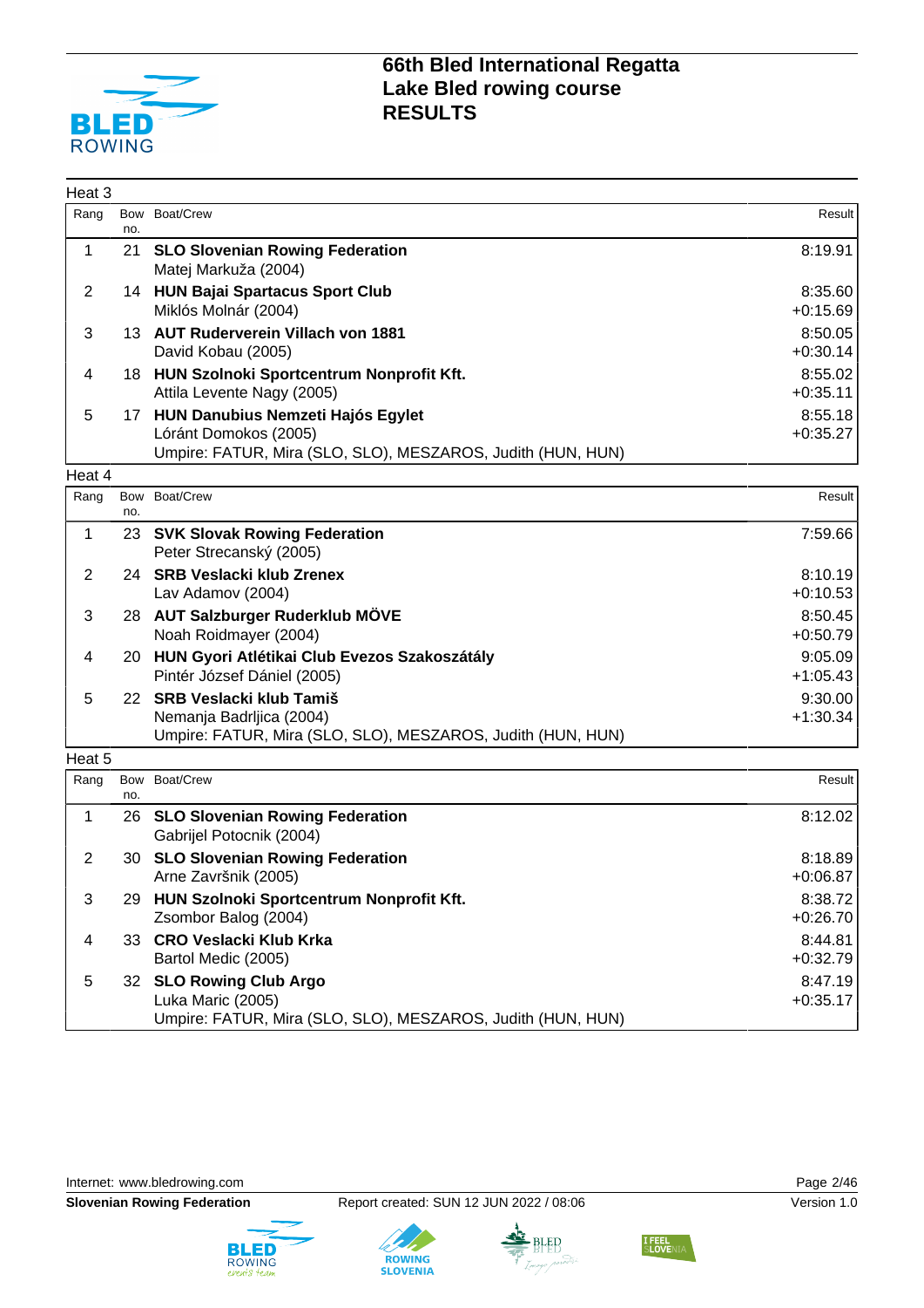# 66th Bled International Regatta
## Lake Bled rowing course
## RESULTS

### Heat 3

| Rang | Bow no. | Boat/Crew | Result |
|---|---|---|---|
| 1 | 21 | **SLO Slovenian Rowing Federation**<br>Matej Markuža (2004) | 8:19.91 |
| 2 | 14 | **HUN Bajai Spartacus Sport Club**<br>Miklós Molnár (2004) | 8:35.60<br>+0:15.69 |
| 3 | 13 | **AUT Ruderverein Villach von 1881**<br>David Kobau (2005) | 8:50.05<br>+0:30.14 |
| 4 | 18 | **HUN Szolnoki Sportcentrum Nonprofit Kft.**<br>Attila Levente Nagy (2005) | 8:55.02<br>+0:35.11 |
| 5 | 17 | **HUN Danubius Nemzeti Hajós Egylet**<br>Lóránt Domokos (2005) | 8:55.18<br>+0:35.27 |

Umpire: FATUR, Mira (SLO, SLO), MESZAROS, Judith (HUN, HUN)

### Heat 4

| Rang | Bow no. | Boat/Crew | Result |
|---|---|---|---|
| 1 | 23 | **SVK Slovak Rowing Federation**<br>Peter Strecanský (2005) | 7:59.66 |
| 2 | 24 | **SRB Veslacki klub Zrenex**<br>Lav Adamov (2004) | 8:10.19<br>+0:10.53 |
| 3 | 28 | **AUT Salzburger Ruderklub MÖVE**<br>Noah Roidmayer (2004) | 8:50.45<br>+0:50.79 |
| 4 | 20 | **HUN Gyori Atlétikai Club Evezos Szakoszátály**<br>Pintér József Dániel (2005) | 9:05.09<br>+1:05.43 |
| 5 | 22 | **SRB Veslacki klub Tamiš**<br>Nemanja Badrljica (2004) | 9:30.00<br>+1:30.34 |

Umpire: FATUR, Mira (SLO, SLO), MESZAROS, Judith (HUN, HUN)

### Heat 5

| Rang | Bow no. | Boat/Crew | Result |
|---|---|---|---|
| 1 | 26 | **SLO Slovenian Rowing Federation**<br>Gabrijel Potocnik (2004) | 8:12.02 |
| 2 | 30 | **SLO Slovenian Rowing Federation**<br>Arne Završnik (2005) | 8:18.89<br>+0:06.87 |
| 3 | 29 | **HUN Szolnoki Sportcentrum Nonprofit Kft.**<br>Zsombor Balog (2004) | 8:38.72<br>+0:26.70 |
| 4 | 33 | **CRO Veslacki Klub Krka**<br>Bartol Medic (2005) | 8:44.81<br>+0:32.79 |
| 5 | 32 | **SLO Rowing Club Argo**<br>Luka Maric (2005) | 8:47.19<br>+0:35.17 |

Umpire: FATUR, Mira (SLO, SLO), MESZAROS, Judith (HUN, HUN)

Internet: www.bledrowing.com

**Slovenian Rowing Federation** Report created: SUN 12 JUN 2022 / 08:06 Version 1.0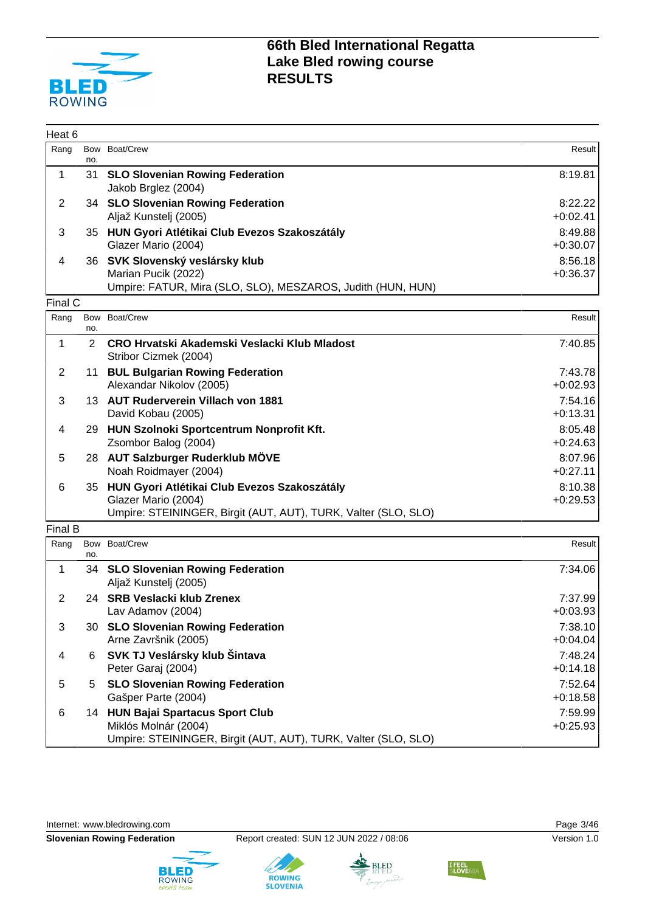# 66th Bled International Regatta
# Lake Bled rowing course
# RESULTS

## Heat 6

| Rang | Bow no. | Boat/Crew | Result |
|---|---|---|---|
| 1 | 31 | **SLO Slovenian Rowing Federation**<br>Jakob Brglez (2004) | 8:19.81 |
| 2 | 34 | **SLO Slovenian Rowing Federation**<br>Aljaž Kunstelj (2005) | 8:22.22<br>+0:02.41 |
| 3 | 35 | **HUN Gyori Atlétikai Club Evezos Szakoszátály**<br>Glazer Mario (2004) | 8:49.88<br>+0:30.07 |
| 4 | 36 | **SVK Slovenský veslársky klub**<br>Marian Pucik (2022) | 8:56.18<br>+0:36.37 |

Umpire: FATUR, Mira (SLO, SLO), MESZAROS, Judith (HUN, HUN)

## Final C

| Rang | Bow no. | Boat/Crew | Result |
|---|---|---|---|
| 1 | 2 | **CRO Hrvatski Akademski Veslacki Klub Mladost**<br>Stribor Cizmek (2004) | 7:40.85 |
| 2 | 11 | **BUL Bulgarian Rowing Federation**<br>Alexandar Nikolov (2005) | 7:43.78<br>+0:02.93 |
| 3 | 13 | **AUT Ruderverein Villach von 1881**<br>David Kobau (2005) | 7:54.16<br>+0:13.31 |
| 4 | 29 | **HUN Szolnoki Sportcentrum Nonprofit Kft.**<br>Zsombor Balog (2004) | 8:05.48<br>+0:24.63 |
| 5 | 28 | **AUT Salzburger Ruderklub MÖVE**<br>Noah Roidmayer (2004) | 8:07.96<br>+0:27.11 |
| 6 | 35 | **HUN Gyori Atlétikai Club Evezos Szakoszátály**<br>Glazer Mario (2004) | 8:10.38<br>+0:29.53 |

Umpire: STEININGER, Birgit (AUT, AUT), TURK, Valter (SLO, SLO)

## Final B

| Rang | Bow no. | Boat/Crew | Result |
|---|---|---|---|
| 1 | 34 | **SLO Slovenian Rowing Federation**<br>Aljaž Kunstelj (2005) | 7:34.06 |
| 2 | 24 | **SRB Veslacki klub Zrenex**<br>Lav Adamov (2004) | 7:37.99<br>+0:03.93 |
| 3 | 30 | **SLO Slovenian Rowing Federation**<br>Arne Završnik (2005) | 7:38.10<br>+0:04.04 |
| 4 | 6 | **SVK TJ Veslársky klub Šintava**<br>Peter Garaj (2004) | 7:48.24<br>+0:14.18 |
| 5 | 5 | **SLO Slovenian Rowing Federation**<br>Gašper Parte (2004) | 7:52.64<br>+0:18.58 |
| 6 | 14 | **HUN Bajai Spartacus Sport Club**<br>Miklós Molnár (2004) | 7:59.99<br>+0:25.93 |

Umpire: STEININGER, Birgit (AUT, AUT), TURK, Valter (SLO, SLO)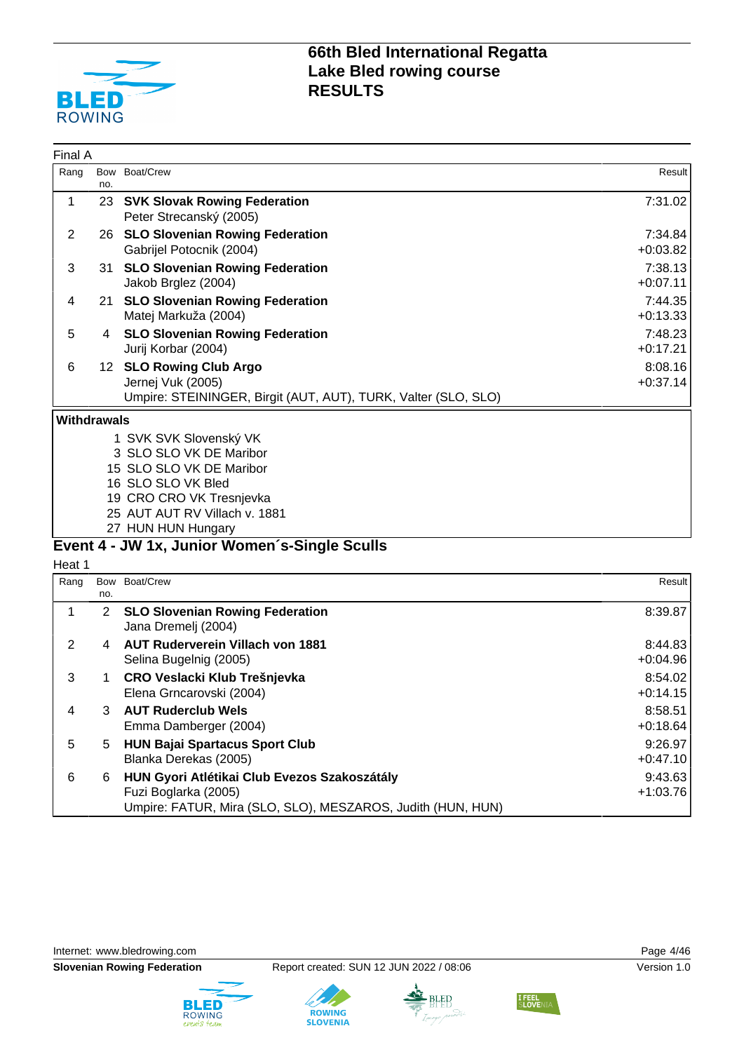# 66th Bled International Regatta
# Lake Bled rowing course
# RESULTS

Final A

| Rang | Bow no. | Boat/Crew | Result |
|---|---|---|---|
| 1 | 23 | **SVK Slovak Rowing Federation**<br>Peter Strecanský (2005) | 7:31.02 |
| 2 | 26 | **SLO Slovenian Rowing Federation**<br>Gabrijel Potocnik (2004) | 7:34.84<br>+0:03.82 |
| 3 | 31 | **SLO Slovenian Rowing Federation**<br>Jakob Brglez (2004) | 7:38.13<br>+0:07.11 |
| 4 | 21 | **SLO Slovenian Rowing Federation**<br>Matej Markuža (2004) | 7:44.35<br>+0:13.33 |
| 5 | 4 | **SLO Slovenian Rowing Federation**<br>Jurij Korbar (2004) | 7:48.23<br>+0:17.21 |
| 6 | 12 | **SLO Rowing Club Argo**<br>Jernej Vuk (2005)<br>Umpire: STEININGER, Birgit (AUT, AUT), TURK, Valter (SLO, SLO) | 8:08.16<br>+0:37.14 |

**Withdrawals**

1 SVK SVK Slovenský VK
3 SLO SLO VK DE Maribor
15 SLO SLO VK DE Maribor
16 SLO SLO VK Bled
19 CRO CRO VK Tresnjevka
25 AUT AUT RV Villach v. 1881
27 HUN HUN Hungary

## Event 4 - JW 1x, Junior Women´s-Single Sculls

Heat 1

| Rang | Bow no. | Boat/Crew | Result |
|---|---|---|---|
| 1 | 2 | **SLO Slovenian Rowing Federation**<br>Jana Dremelj (2004) | 8:39.87 |
| 2 | 4 | **AUT Ruderverein Villach von 1881**<br>Selina Bugelnig (2005) | 8:44.83<br>+0:04.96 |
| 3 | 1 | **CRO Veslacki Klub Trešnjevka**<br>Elena Grncarovski (2004) | 8:54.02<br>+0:14.15 |
| 4 | 3 | **AUT Ruderclub Wels**<br>Emma Damberger (2004) | 8:58.51<br>+0:18.64 |
| 5 | 5 | **HUN Bajai Spartacus Sport Club**<br>Blanka Derekas (2005) | 9:26.97<br>+0:47.10 |
| 6 | 6 | **HUN Gyori Atlétikai Club Evezos Szakoszátály**<br>Fuzi Boglarka (2005)<br>Umpire: FATUR, Mira (SLO, SLO), MESZAROS, Judith (HUN, HUN) | 9:43.63<br>+1:03.76 |

Internet: www.bledrowing.com

**Slovenian Rowing Federation** Report created: SUN 12 JUN 2022 / 08:06 Version 1.0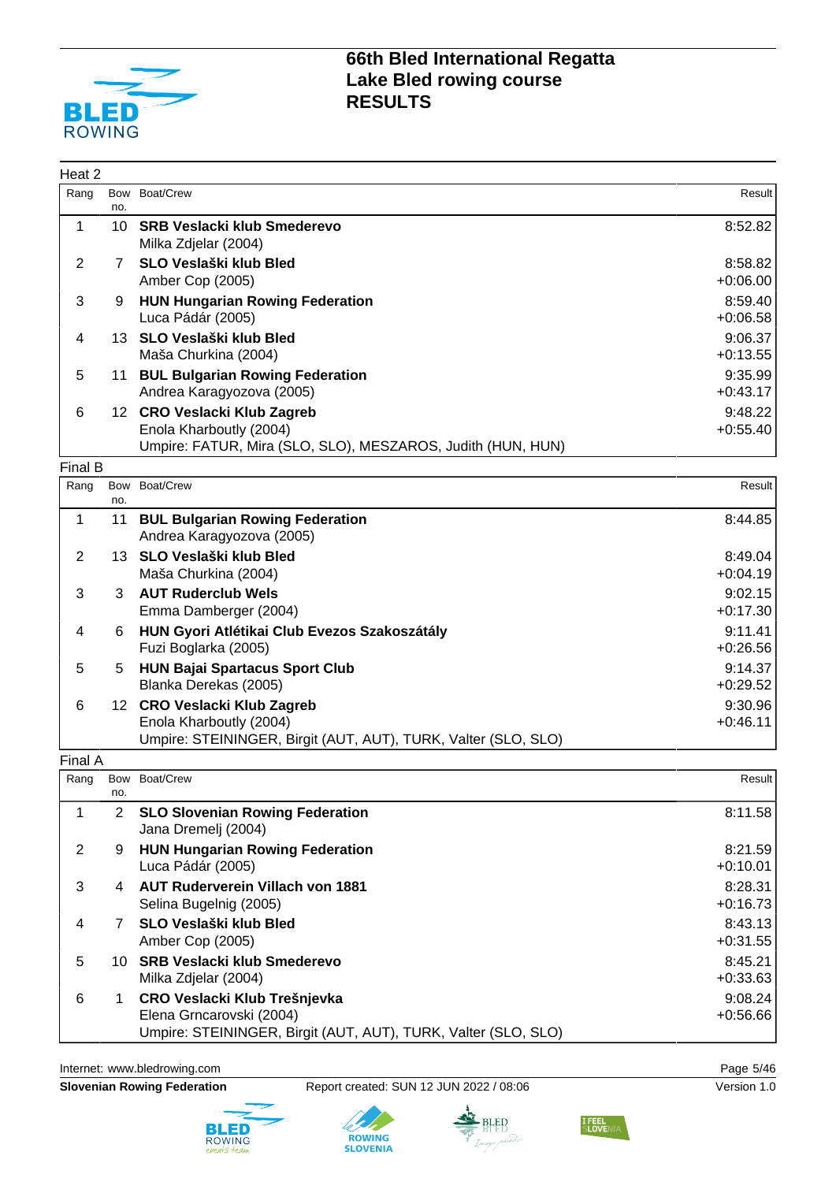# 66th Bled International Regatta
# Lake Bled rowing course
# RESULTS

## Heat 2

| Rang | Bow no. | Boat/Crew | Result |
|---|---|---|---|
| 1 | 10 | **SRB Veslacki klub Smederevo**<br>Milka Zdjelar (2004) | 8:52.82 |
| 2 | 7 | **SLO Veslaški klub Bled**<br>Amber Cop (2005) | 8:58.82<br>+0:06.00 |
| 3 | 9 | **HUN Hungarian Rowing Federation**<br>Luca Pádár (2005) | 8:59.40<br>+0:06.58 |
| 4 | 13 | **SLO Veslaški klub Bled**<br>Maša Churkina (2004) | 9:06.37<br>+0:13.55 |
| 5 | 11 | **BUL Bulgarian Rowing Federation**<br>Andrea Karagyozova (2005) | 9:35.99<br>+0:43.17 |
| 6 | 12 | **CRO Veslacki Klub Zagreb**<br>Enola Kharboutly (2004) | 9:48.22<br>+0:55.40 |

Umpire: FATUR, Mira (SLO, SLO), MESZAROS, Judith (HUN, HUN)

## Final B

| Rang | Bow no. | Boat/Crew | Result |
|---|---|---|---|
| 1 | 11 | **BUL Bulgarian Rowing Federation**<br>Andrea Karagyozova (2005) | 8:44.85 |
| 2 | 13 | **SLO Veslaški klub Bled**<br>Maša Churkina (2004) | 8:49.04<br>+0:04.19 |
| 3 | 3 | **AUT Ruderclub Wels**<br>Emma Damberger (2004) | 9:02.15<br>+0:17.30 |
| 4 | 6 | **HUN Gyori Atlétikai Club Evezos Szakoszátály**<br>Fuzi Boglarka (2005) | 9:11.41<br>+0:26.56 |
| 5 | 5 | **HUN Bajai Spartacus Sport Club**<br>Blanka Derekas (2005) | 9:14.37<br>+0:29.52 |
| 6 | 12 | **CRO Veslacki Klub Zagreb**<br>Enola Kharboutly (2004) | 9:30.96<br>+0:46.11 |

Umpire: STEININGER, Birgit (AUT, AUT), TURK, Valter (SLO, SLO)

## Final A

| Rang | Bow no. | Boat/Crew | Result |
|---|---|---|---|
| 1 | 2 | **SLO Slovenian Rowing Federation**<br>Jana Dremelj (2004) | 8:11.58 |
| 2 | 9 | **HUN Hungarian Rowing Federation**<br>Luca Pádár (2005) | 8:21.59<br>+0:10.01 |
| 3 | 4 | **AUT Ruderverein Villach von 1881**<br>Selina Bugelnig (2005) | 8:28.31<br>+0:16.73 |
| 4 | 7 | **SLO Veslaški klub Bled**<br>Amber Cop (2005) | 8:43.13<br>+0:31.55 |
| 5 | 10 | **SRB Veslacki klub Smederevo**<br>Milka Zdjelar (2004) | 8:45.21<br>+0:33.63 |
| 6 | 1 | **CRO Veslacki Klub Trešnjevka**<br>Elena Grncarovski (2004) | 9:08.24<br>+0:56.66 |

Umpire: STEININGER, Birgit (AUT, AUT), TURK, Valter (SLO, SLO)

Internet: www.bledrowing.com

**Slovenian Rowing Federation** Report created: SUN 12 JUN 2022 / 08:06 Version 1.0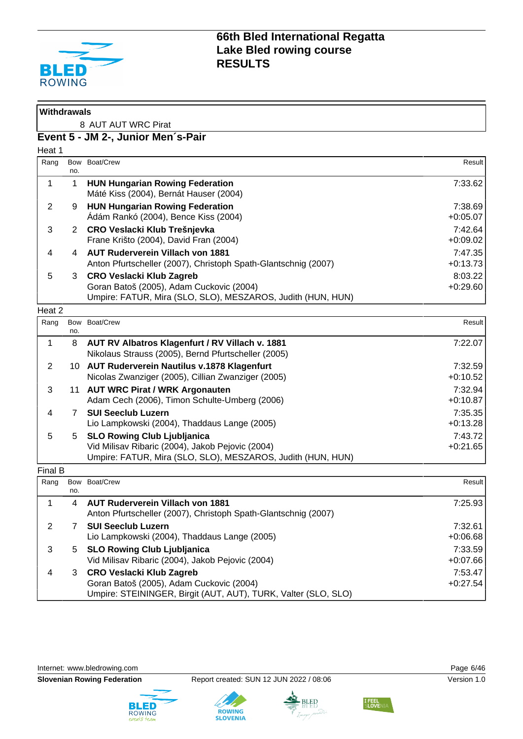## Withdrawals

8 AUT AUT WRC Pirat

## Event 5 - JM 2-, Junior Men´s-Pair

### Heat 1

| Rang | Bow no. | Boat/Crew | Result |
|---|---|---|---|
| 1 | 1 | **HUN Hungarian Rowing Federation**<br>Máté Kiss (2004), Bernát Hauser (2004) | 7:33.62 |
| 2 | 9 | **HUN Hungarian Rowing Federation**<br>Ádám Rankó (2004), Bence Kiss (2004) | 7:38.69<br>+0:05.07 |
| 3 | 2 | **CRO Veslacki Klub Trešnjevka**<br>Frane Krišto (2004), David Fran (2004) | 7:42.64<br>+0:09.02 |
| 4 | 4 | **AUT Ruderverein Villach von 1881**<br>Anton Pfurtscheller (2007), Christoph Spath-Glantschnig (2007) | 7:47.35<br>+0:13.73 |
| 5 | 3 | **CRO Veslacki Klub Zagreb**<br>Goran Batoš (2005), Adam Cuckovic (2004) | 8:03.22<br>+0:29.60 |

Umpire: FATUR, Mira (SLO, SLO), MESZAROS, Judith (HUN, HUN)

### Heat 2

| Rang | Bow no. | Boat/Crew | Result |
|---|---|---|---|
| 1 | 8 | **AUT RV Albatros Klagenfurt / RV Villach v. 1881**<br>Nikolaus Strauss (2005), Bernd Pfurtscheller (2005) | 7:22.07 |
| 2 | 10 | **AUT Ruderverein Nautilus v.1878 Klagenfurt**<br>Nicolas Zwanziger (2005), Cillian Zwanziger (2005) | 7:32.59<br>+0:10.52 |
| 3 | 11 | **AUT WRC Pirat / WRK Argonauten**<br>Adam Cech (2006), Timon Schulte-Umberg (2006) | 7:32.94<br>+0:10.87 |
| 4 | 7 | **SUI Seeclub Luzern**<br>Lio Lampkowski (2004), Thaddaus Lange (2005) | 7:35.35<br>+0:13.28 |
| 5 | 5 | **SLO Rowing Club Ljubljanica**<br>Vid Milisav Ribaric (2004), Jakob Pejovic (2004) | 7:43.72<br>+0:21.65 |

Umpire: FATUR, Mira (SLO, SLO), MESZAROS, Judith (HUN, HUN)

### Final B

| Rang | Bow no. | Boat/Crew | Result |
|---|---|---|---|
| 1 | 4 | **AUT Ruderverein Villach von 1881**<br>Anton Pfurtscheller (2007), Christoph Spath-Glantschnig (2007) | 7:25.93 |
| 2 | 7 | **SUI Seeclub Luzern**<br>Lio Lampkowski (2004), Thaddaus Lange (2005) | 7:32.61<br>+0:06.68 |
| 3 | 5 | **SLO Rowing Club Ljubljanica**<br>Vid Milisav Ribaric (2004), Jakob Pejovic (2004) | 7:33.59<br>+0:07.66 |
| 4 | 3 | **CRO Veslacki Klub Zagreb**<br>Goran Batoš (2005), Adam Cuckovic (2004) | 7:53.47<br>+0:27.54 |

Umpire: STEININGER, Birgit (AUT, AUT), TURK, Valter (SLO, SLO)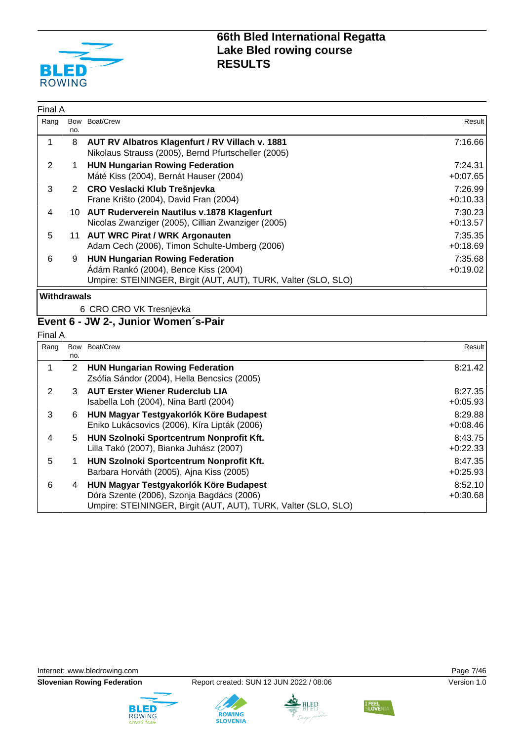# 66th Bled International Regatta
## Lake Bled rowing course
## RESULTS

Final A

| Rang | Bow no. | Boat/Crew | Result |
|---|---|---|---|
| 1 | 8 | **AUT RV Albatros Klagenfurt / RV Villach v. 1881**<br>Nikolaus Strauss (2005), Bernd Pfurtscheller (2005) | 7:16.66 |
| 2 | 1 | **HUN Hungarian Rowing Federation**<br>Máté Kiss (2004), Bernát Hauser (2004) | 7:24.31<br>+0:07.65 |
| 3 | 2 | **CRO Veslacki Klub Trešnjevka**<br>Frane Krišto (2004), David Fran (2004) | 7:26.99<br>+0:10.33 |
| 4 | 10 | **AUT Ruderverein Nautilus v.1878 Klagenfurt**<br>Nicolas Zwanziger (2005), Cillian Zwanziger (2005) | 7:30.23<br>+0:13.57 |
| 5 | 11 | **AUT WRC Pirat / WRK Argonauten**<br>Adam Cech (2006), Timon Schulte-Umberg (2006) | 7:35.35<br>+0:18.69 |
| 6 | 9 | **HUN Hungarian Rowing Federation**<br>Ádám Rankó (2004), Bence Kiss (2004)<br>Umpire: STEININGER, Birgit (AUT, AUT), TURK, Valter (SLO, SLO) | 7:35.68<br>+0:19.02 |

**Withdrawals**

6 CRO CRO VK Tresnjevka

## Event 6 - JW 2-, Junior Women´s-Pair

Final A

| Rang | Bow no. | Boat/Crew | Result |
|---|---|---|---|
| 1 | 2 | **HUN Hungarian Rowing Federation**<br>Zsófia Sándor (2004), Hella Bencsics (2005) | 8:21.42 |
| 2 | 3 | **AUT Erster Wiener Ruderclub LIA**<br>Isabella Loh (2004), Nina Bartl (2004) | 8:27.35<br>+0:05.93 |
| 3 | 6 | **HUN Magyar Testgyakorlók Köre Budapest**<br>Eniko Lukácsovics (2006), Kíra Lipták (2006) | 8:29.88<br>+0:08.46 |
| 4 | 5 | **HUN Szolnoki Sportcentrum Nonprofit Kft.**<br>Lilla Takó (2007), Bianka Juhász (2007) | 8:43.75<br>+0:22.33 |
| 5 | 1 | **HUN Szolnoki Sportcentrum Nonprofit Kft.**<br>Barbara Horváth (2005), Ajna Kiss (2005) | 8:47.35<br>+0:25.93 |
| 6 | 4 | **HUN Magyar Testgyakorlók Köre Budapest**<br>Dóra Szente (2006), Szonja Bagdács (2006)<br>Umpire: STEININGER, Birgit (AUT, AUT), TURK, Valter (SLO, SLO) | 8:52.10<br>+0:30.68 |

Internet: www.bledrowing.com

**Slovenian Rowing Federation** Report created: SUN 12 JUN 2022 / 08:06 Version 1.0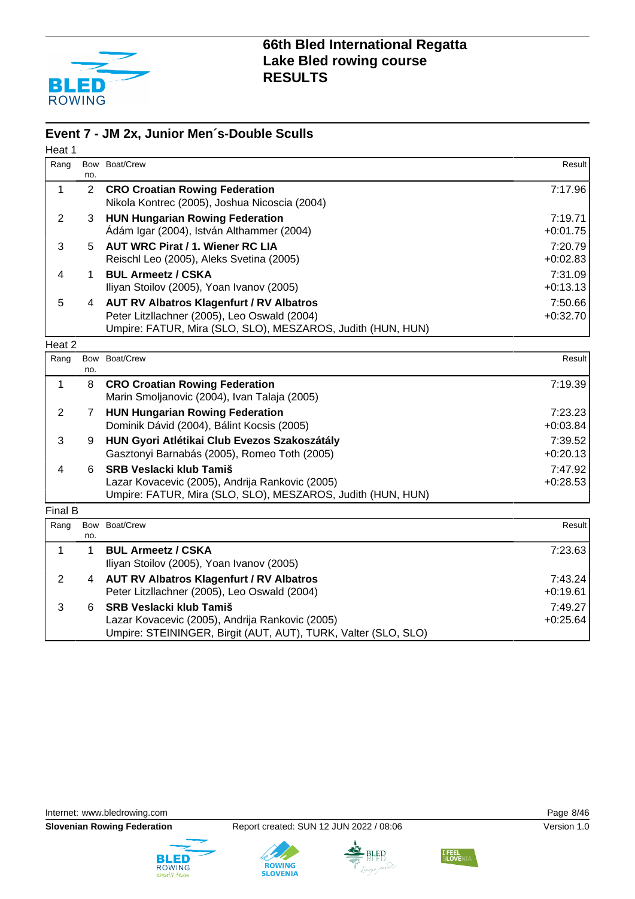# 66th Bled International Regatta
# Lake Bled rowing course
# RESULTS

## Event 7 - JM 2x, Junior Men´s-Double Sculls

### Heat 1

| Rang | Bow no. | Boat/Crew | Result |
|---|---|---|---|
| 1 | 2 | **CRO Croatian Rowing Federation**<br>Nikola Kontrec (2005), Joshua Nicoscia (2004) | 7:17.96 |
| 2 | 3 | **HUN Hungarian Rowing Federation**<br>Ádám Igar (2004), István Althammer (2004) | 7:19.71<br>+0:01.75 |
| 3 | 5 | **AUT WRC Pirat / 1. Wiener RC LIA**<br>Reischl Leo (2005), Aleks Svetina (2005) | 7:20.79<br>+0:02.83 |
| 4 | 1 | **BUL Armeetz / CSKA**<br>Iliyan Stoilov (2005), Yoan Ivanov (2005) | 7:31.09<br>+0:13.13 |
| 5 | 4 | **AUT RV Albatros Klagenfurt / RV Albatros**<br>Peter Litzllachner (2005), Leo Oswald (2004)<br>Umpire: FATUR, Mira (SLO, SLO), MESZAROS, Judith (HUN, HUN) | 7:50.66<br>+0:32.70 |

### Heat 2

| Rang | Bow no. | Boat/Crew | Result |
|---|---|---|---|
| 1 | 8 | **CRO Croatian Rowing Federation**<br>Marin Smoljanovic (2004), Ivan Talaja (2005) | 7:19.39 |
| 2 | 7 | **HUN Hungarian Rowing Federation**<br>Dominik Dávid (2004), Bálint Kocsis (2005) | 7:23.23<br>+0:03.84 |
| 3 | 9 | **HUN Gyori Atlétikai Club Evezos Szakoszátály**<br>Gasztonyi Barnabás (2005), Romeo Toth (2005) | 7:39.52<br>+0:20.13 |
| 4 | 6 | **SRB Veslacki klub Tamiš**<br>Lazar Kovacevic (2005), Andrija Rankovic (2005)<br>Umpire: FATUR, Mira (SLO, SLO), MESZAROS, Judith (HUN, HUN) | 7:47.92<br>+0:28.53 |

### Final B

| Rang | Bow no. | Boat/Crew | Result |
|---|---|---|---|
| 1 | 1 | **BUL Armeetz / CSKA**<br>Iliyan Stoilov (2005), Yoan Ivanov (2005) | 7:23.63 |
| 2 | 4 | **AUT RV Albatros Klagenfurt / RV Albatros**<br>Peter Litzllachner (2005), Leo Oswald (2004) | 7:43.24<br>+0:19.61 |
| 3 | 6 | **SRB Veslacki klub Tamiš**<br>Lazar Kovacevic (2005), Andrija Rankovic (2005)<br>Umpire: STEININGER, Birgit (AUT, AUT), TURK, Valter (SLO, SLO) | 7:49.27<br>+0:25.64 |

Internet: www.bledrowing.com

**Slovenian Rowing Federation** Report created: SUN 12 JUN 2022 / 08:06 Version 1.0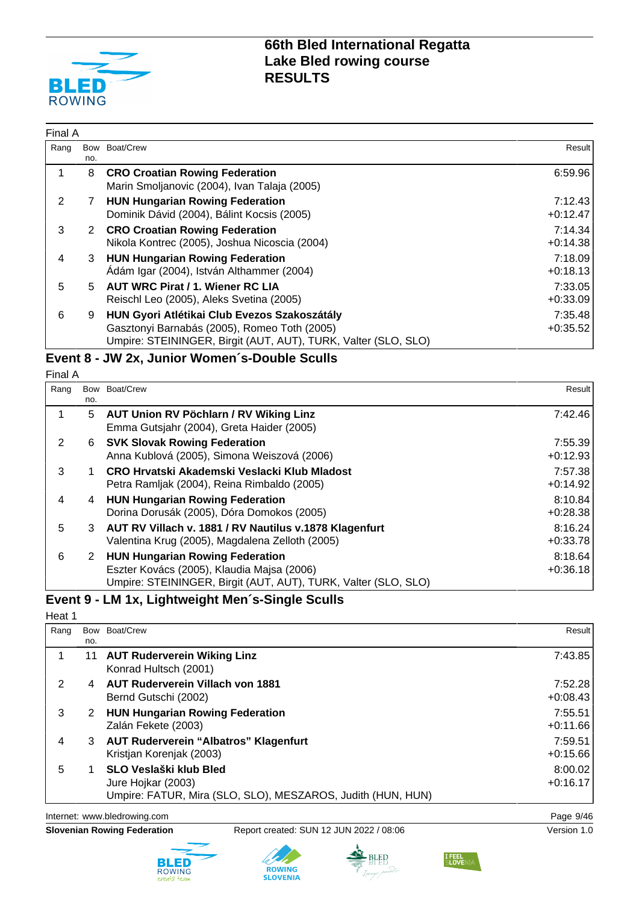Final A

| Rang | Bow no. | Boat/Crew | Result |
|---|---|---|---|
| 1 | 8 | **CRO Croatian Rowing Federation**<br>Marin Smoljanovic (2004), Ivan Talaja (2005) | 6:59.96 |
| 2 | 7 | **HUN Hungarian Rowing Federation**<br>Dominik Dávid (2004), Bálint Kocsis (2005) | 7:12.43<br>+0:12.47 |
| 3 | 2 | **CRO Croatian Rowing Federation**<br>Nikola Kontrec (2005), Joshua Nicoscia (2004) | 7:14.34<br>+0:14.38 |
| 4 | 3 | **HUN Hungarian Rowing Federation**<br>Ádám Igar (2004), István Althammer (2004) | 7:18.09<br>+0:18.13 |
| 5 | 5 | **AUT WRC Pirat / 1. Wiener RC LIA**<br>Reischl Leo (2005), Aleks Svetina (2005) | 7:33.05<br>+0:33.09 |
| 6 | 9 | **HUN Gyori Atlétikai Club Evezos Szakoszátály**<br>Gasztonyi Barnabás (2005), Romeo Toth (2005)<br>Umpire: STEININGER, Birgit (AUT, AUT), TURK, Valter (SLO, SLO) | 7:35.48<br>+0:35.52 |

## Event 8 - JW 2x, Junior Women´s-Double Sculls

Final A

| Rang | Bow no. | Boat/Crew | Result |
|---|---|---|---|
| 1 | 5 | **AUT Union RV Pöchlarn / RV Wiking Linz**<br>Emma Gutsjahr (2004), Greta Haider (2005) | 7:42.46 |
| 2 | 6 | **SVK Slovak Rowing Federation**<br>Anna Kublová (2005), Simona Weiszová (2006) | 7:55.39<br>+0:12.93 |
| 3 | 1 | **CRO Hrvatski Akademski Veslacki Klub Mladost**<br>Petra Ramljak (2004), Reina Rimbaldo (2005) | 7:57.38<br>+0:14.92 |
| 4 | 4 | **HUN Hungarian Rowing Federation**<br>Dorina Dorusák (2005), Dóra Domokos (2005) | 8:10.84<br>+0:28.38 |
| 5 | 3 | **AUT RV Villach v. 1881 / RV Nautilus v.1878 Klagenfurt**<br>Valentina Krug (2005), Magdalena Zelloth (2005) | 8:16.24<br>+0:33.78 |
| 6 | 2 | **HUN Hungarian Rowing Federation**<br>Eszter Kovács (2005), Klaudia Majsa (2006)<br>Umpire: STEININGER, Birgit (AUT, AUT), TURK, Valter (SLO, SLO) | 8:18.64<br>+0:36.18 |

## Event 9 - LM 1x, Lightweight Men´s-Single Sculls

Heat 1

| Rang | Bow no. | Boat/Crew | Result |
|---|---|---|---|
| 1 | 11 | **AUT Ruderverein Wiking Linz**<br>Konrad Hultsch (2001) | 7:43.85 |
| 2 | 4 | **AUT Ruderverein Villach von 1881**<br>Bernd Gutschi (2002) | 7:52.28<br>+0:08.43 |
| 3 | 2 | **HUN Hungarian Rowing Federation**<br>Zalán Fekete (2003) | 7:55.51<br>+0:11.66 |
| 4 | 3 | **AUT Ruderverein “Albatros” Klagenfurt**<br>Kristjan Korenjak (2003) | 7:59.51<br>+0:15.66 |
| 5 | 1 | **SLO Veslaški klub Bled**<br>Jure Hojkar (2003)<br>Umpire: FATUR, Mira (SLO, SLO), MESZAROS, Judith (HUN, HUN) | 8:00.02<br>+0:16.17 |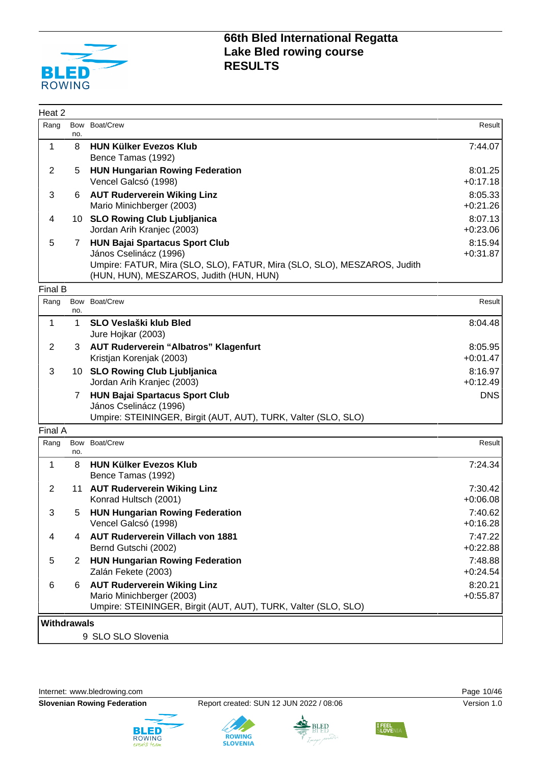# 66th Bled International Regatta
# Lake Bled rowing course
# RESULTS

Heat 2

| Rang | Bow no. | Boat/Crew | Result |
|---|---|---|---|
| 1 | 8 | **HUN Külker Evezos Klub**<br>Bence Tamas (1992) | 7:44.07 |
| 2 | 5 | **HUN Hungarian Rowing Federation**<br>Vencel Galcsó (1998) | 8:01.25<br>+0:17.18 |
| 3 | 6 | **AUT Ruderverein Wiking Linz**<br>Mario Minichberger (2003) | 8:05.33<br>+0:21.26 |
| 4 | 10 | **SLO Rowing Club Ljubljanica**<br>Jordan Arih Kranjec (2003) | 8:07.13<br>+0:23.06 |
| 5 | 7 | **HUN Bajai Spartacus Sport Club**<br>János Cselinácz (1996)<br>Umpire: FATUR, Mira (SLO, SLO), FATUR, Mira (SLO, SLO), MESZAROS, Judith (HUN, HUN), MESZAROS, Judith (HUN, HUN) | 8:15.94<br>+0:31.87 |

Final B

| Rang | Bow no. | Boat/Crew | Result |
|---|---|---|---|
| 1 | 1 | **SLO Veslaški klub Bled**<br>Jure Hojkar (2003) | 8:04.48 |
| 2 | 3 | **AUT Ruderverein "Albatros" Klagenfurt**<br>Kristjan Korenjak (2003) | 8:05.95<br>+0:01.47 |
| 3 | 10 | **SLO Rowing Club Ljubljanica**<br>Jordan Arih Kranjec (2003) | 8:16.97<br>+0:12.49 |
| | 7 | **HUN Bajai Spartacus Sport Club**<br>János Cselinácz (1996)<br>Umpire: STEININGER, Birgit (AUT, AUT), TURK, Valter (SLO, SLO) | DNS |

Final A

| Rang | Bow no. | Boat/Crew | Result |
|---|---|---|---|
| 1 | 8 | **HUN Külker Evezos Klub**<br>Bence Tamas (1992) | 7:24.34 |
| 2 | 11 | **AUT Ruderverein Wiking Linz**<br>Konrad Hultsch (2001) | 7:30.42<br>+0:06.08 |
| 3 | 5 | **HUN Hungarian Rowing Federation**<br>Vencel Galcsó (1998) | 7:40.62<br>+0:16.28 |
| 4 | 4 | **AUT Ruderverein Villach von 1881**<br>Bernd Gutschi (2002) | 7:47.22<br>+0:22.88 |
| 5 | 2 | **HUN Hungarian Rowing Federation**<br>Zalán Fekete (2003) | 7:48.88<br>+0:24.54 |
| 6 | 6 | **AUT Ruderverein Wiking Linz**<br>Mario Minichberger (2003)<br>Umpire: STEININGER, Birgit (AUT, AUT), TURK, Valter (SLO, SLO) | 8:20.21<br>+0:55.87 |

**Withdrawals**

9 SLO SLO Slovenia

Internet: www.bledrowing.com

**Slovenian Rowing Federation** Report created: SUN 12 JUN 2022 / 08:06 Version 1.0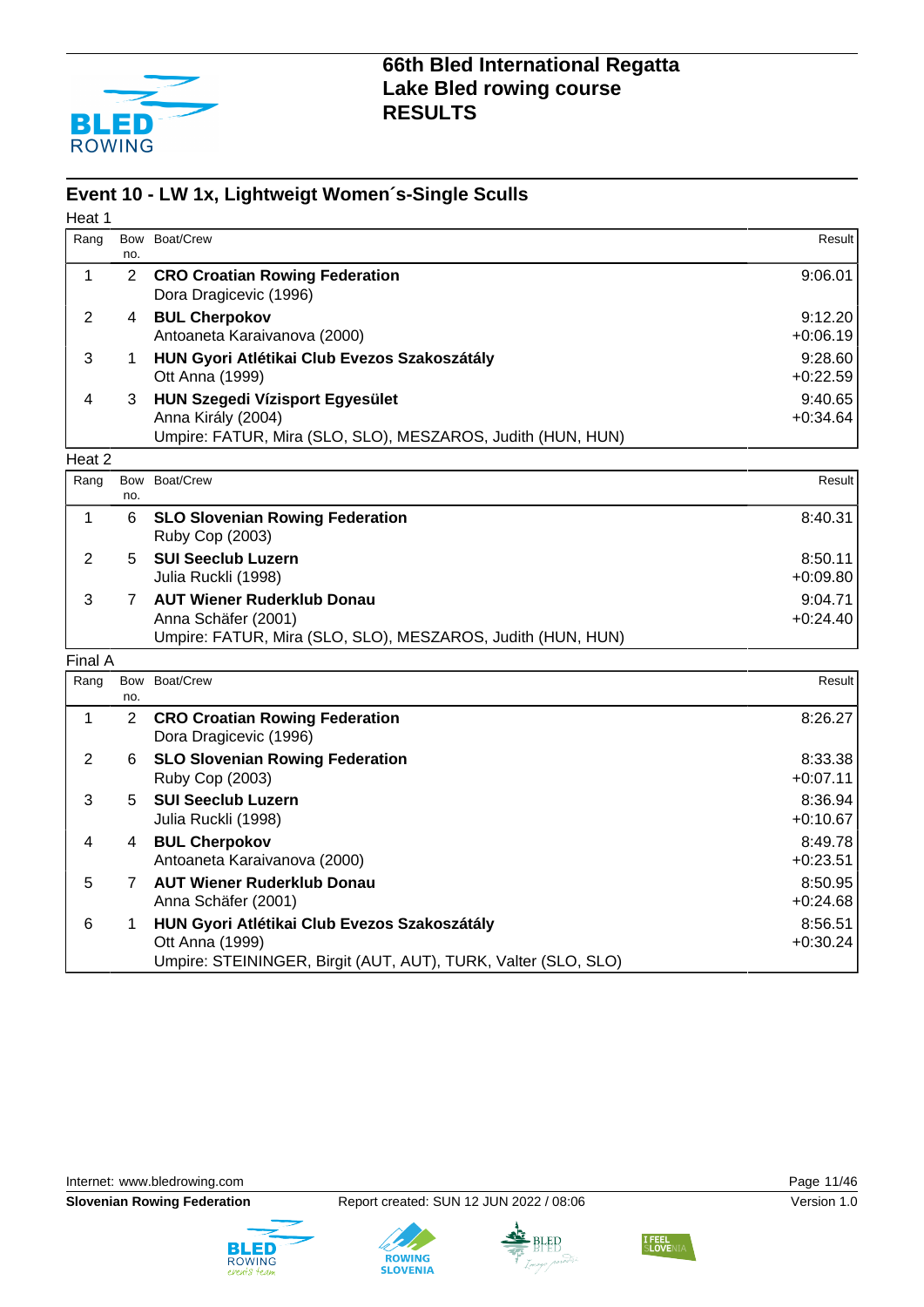# 66th Bled International Regatta
## Lake Bled rowing course
## RESULTS

### Event 10 - LW 1x, Lightweigt Women´s-Single Sculls

Heat 1

| Rang | Bow no. | Boat/Crew | Result |
|---|---|---|---|
| 1 | 2 | **CRO Croatian Rowing Federation**<br>Dora Dragicevic (1996) | 9:06.01 |
| 2 | 4 | **BUL Cherpokov**<br>Antoaneta Karaivanova (2000) | 9:12.20<br>+0:06.19 |
| 3 | 1 | **HUN Gyori Atlétikai Club Evezos Szakoszátály**<br>Ott Anna (1999) | 9:28.60<br>+0:22.59 |
| 4 | 3 | **HUN Szegedi Vízisport Egyesület**<br>Anna Király (2004)<br>Umpire: FATUR, Mira (SLO, SLO), MESZAROS, Judith (HUN, HUN) | 9:40.65<br>+0:34.64 |

Heat 2

| Rang | Bow no. | Boat/Crew | Result |
|---|---|---|---|
| 1 | 6 | **SLO Slovenian Rowing Federation**<br>Ruby Cop (2003) | 8:40.31 |
| 2 | 5 | **SUI Seeclub Luzern**<br>Julia Ruckli (1998) | 8:50.11<br>+0:09.80 |
| 3 | 7 | **AUT Wiener Ruderklub Donau**<br>Anna Schäfer (2001)<br>Umpire: FATUR, Mira (SLO, SLO), MESZAROS, Judith (HUN, HUN) | 9:04.71<br>+0:24.40 |

Final A

| Rang | Bow no. | Boat/Crew | Result |
|---|---|---|---|
| 1 | 2 | **CRO Croatian Rowing Federation**<br>Dora Dragicevic (1996) | 8:26.27 |
| 2 | 6 | **SLO Slovenian Rowing Federation**<br>Ruby Cop (2003) | 8:33.38<br>+0:07.11 |
| 3 | 5 | **SUI Seeclub Luzern**<br>Julia Ruckli (1998) | 8:36.94<br>+0:10.67 |
| 4 | 4 | **BUL Cherpokov**<br>Antoaneta Karaivanova (2000) | 8:49.78<br>+0:23.51 |
| 5 | 7 | **AUT Wiener Ruderklub Donau**<br>Anna Schäfer (2001) | 8:50.95<br>+0:24.68 |
| 6 | 1 | **HUN Gyori Atlétikai Club Evezos Szakoszátály**<br>Ott Anna (1999)<br>Umpire: STEININGER, Birgit (AUT, AUT), TURK, Valter (SLO, SLO) | 8:56.51<br>+0:30.24 |

Internet: www.bledrowing.com

**Slovenian Rowing Federation** Report created: SUN 12 JUN 2022 / 08:06 Version 1.0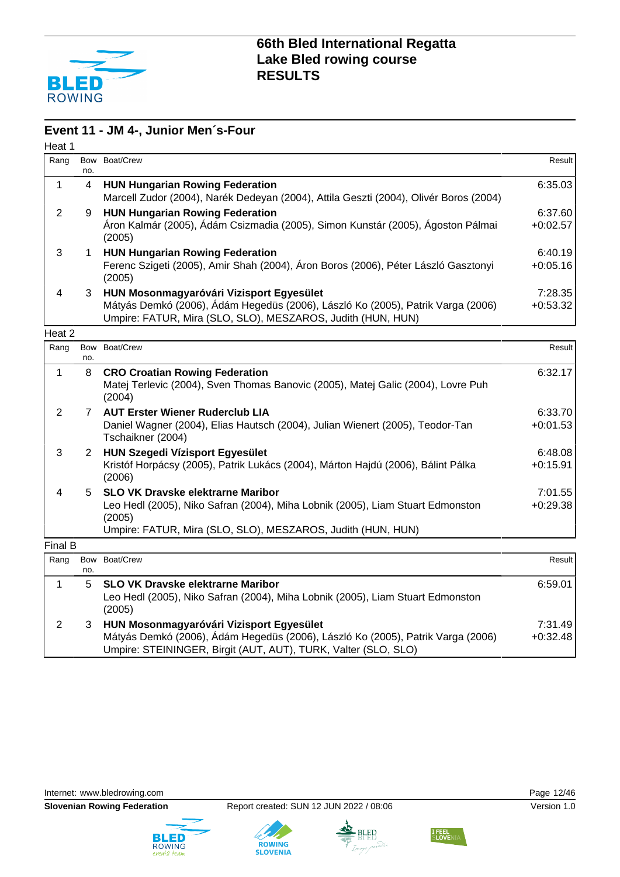# 66th Bled International Regatta
## Lake Bled rowing course
## RESULTS

## Event 11 - JM 4-, Junior Men´s-Four

### Heat 1

| Rang | Bow no. | Boat/Crew | Result |
|---|---|---|---|
| 1 | 4 | **HUN Hungarian Rowing Federation**<br>Marcell Zudor (2004), Narék Dedeyan (2004), Attila Geszti (2004), Olivér Boros (2004) | 6:35.03 |
| 2 | 9 | **HUN Hungarian Rowing Federation**<br>Áron Kalmár (2005), Ádám Csizmadia (2005), Simon Kunstár (2005), Ágoston Pálmai (2005) | 6:37.60<br>+0:02.57 |
| 3 | 1 | **HUN Hungarian Rowing Federation**<br>Ferenc Szigeti (2005), Amir Shah (2004), Áron Boros (2006), Péter László Gasztonyi (2005) | 6:40.19<br>+0:05.16 |
| 4 | 3 | **HUN Mosonmagyaróvári Vizisport Egyesület**<br>Mátyás Demkó (2006), Ádám Hegedüs (2006), László Ko (2005), Patrik Varga (2006) | 7:28.35<br>+0:53.32 |

Umpire: FATUR, Mira (SLO, SLO), MESZAROS, Judith (HUN, HUN)

### Heat 2

| Rang | Bow no. | Boat/Crew | Result |
|---|---|---|---|
| 1 | 8 | **CRO Croatian Rowing Federation**<br>Matej Terlevic (2004), Sven Thomas Banovic (2005), Matej Galic (2004), Lovre Puh (2004) | 6:32.17 |
| 2 | 7 | **AUT Erster Wiener Ruderclub LIA**<br>Daniel Wagner (2004), Elias Hautsch (2004), Julian Wienert (2005), Teodor-Tan Tschaikner (2004) | 6:33.70<br>+0:01.53 |
| 3 | 2 | **HUN Szegedi Vízisport Egyesület**<br>Kristóf Horpácsy (2005), Patrik Lukács (2004), Márton Hajdú (2006), Bálint Pálka (2006) | 6:48.08<br>+0:15.91 |
| 4 | 5 | **SLO VK Dravske elektrarne Maribor**<br>Leo Hedl (2005), Niko Safran (2004), Miha Lobnik (2005), Liam Stuart Edmonston (2005) | 7:01.55<br>+0:29.38 |

Umpire: FATUR, Mira (SLO, SLO), MESZAROS, Judith (HUN, HUN)

### Final B

| Rang | Bow no. | Boat/Crew | Result |
|---|---|---|---|
| 1 | 5 | **SLO VK Dravske elektrarne Maribor**<br>Leo Hedl (2005), Niko Safran (2004), Miha Lobnik (2005), Liam Stuart Edmonston (2005) | 6:59.01 |
| 2 | 3 | **HUN Mosonmagyaróvári Vizisport Egyesület**<br>Mátyás Demkó (2006), Ádám Hegedüs (2006), László Ko (2005), Patrik Varga (2006) | 7:31.49<br>+0:32.48 |

Umpire: STEININGER, Birgit (AUT, AUT), TURK, Valter (SLO, SLO)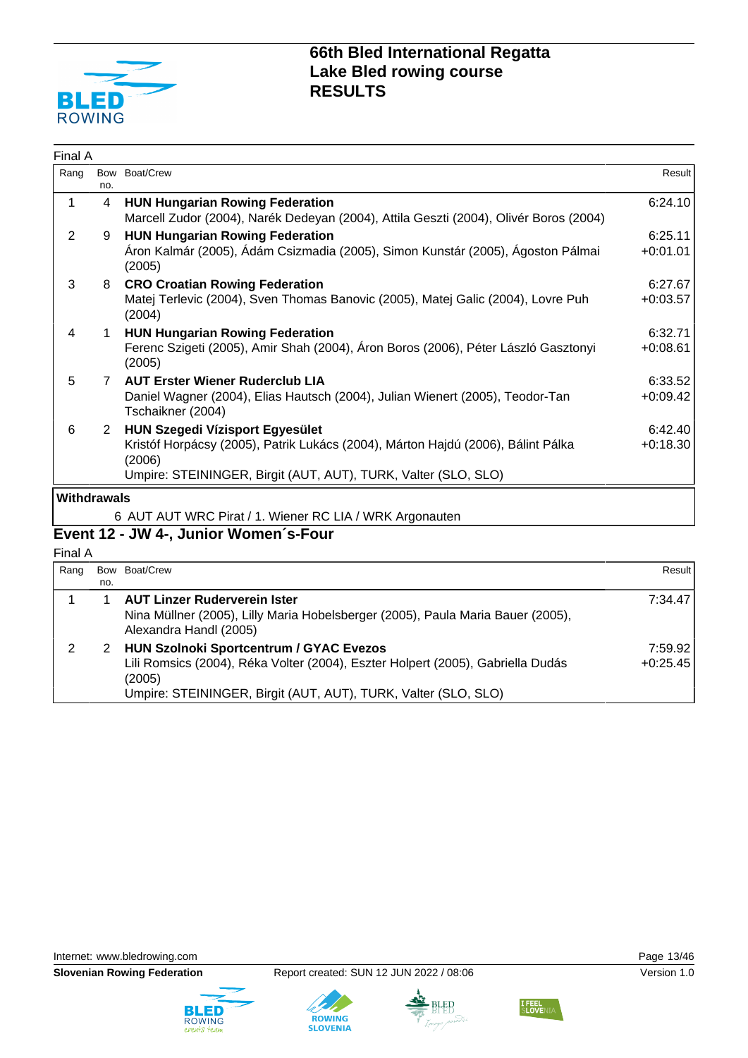Final A

| Rang | Bow no. | Boat/Crew | Result |
|---|---|---|---|
| 1 | 4 | **HUN Hungarian Rowing Federation** Marcell Zudor (2004), Narék Dedeyan (2004), Attila Geszti (2004), Olivér Boros (2004) | 6:24.10 |
| 2 | 9 | **HUN Hungarian Rowing Federation** Áron Kalmár (2005), Ádám Csizmadia (2005), Simon Kunstár (2005), Ágoston Pálmai (2005) | 6:25.11 +0:01.01 |
| 3 | 8 | **CRO Croatian Rowing Federation** Matej Terlevic (2004), Sven Thomas Banovic (2005), Matej Galic (2004), Lovre Puh (2004) | 6:27.67 +0:03.57 |
| 4 | 1 | **HUN Hungarian Rowing Federation** Ferenc Szigeti (2005), Amir Shah (2004), Áron Boros (2006), Péter László Gasztonyi (2005) | 6:32.71 +0:08.61 |
| 5 | 7 | **AUT Erster Wiener Ruderclub LIA** Daniel Wagner (2004), Elias Hautsch (2004), Julian Wienert (2005), Teodor-Tan Tschaikner (2004) | 6:33.52 +0:09.42 |
| 6 | 2 | **HUN Szegedi Vízisport Egyesület** Kristóf Horpácsy (2005), Patrik Lukács (2004), Márton Hajdú (2006), Bálint Pálka (2006) | 6:42.40 +0:18.30 |

Umpire: STEININGER, Birgit (AUT, AUT), TURK, Valter (SLO, SLO)

**Withdrawals**

6 AUT AUT WRC Pirat / 1. Wiener RC LIA / WRK Argonauten

## Event 12 - JW 4-, Junior Women´s-Four

Final A

| Rang | Bow no. | Boat/Crew | Result |
|---|---|---|---|
| 1 | 1 | **AUT Linzer Ruderverein Ister** Nina Müllner (2005), Lilly Maria Hobelsberger (2005), Paula Maria Bauer (2005), Alexandra Handl (2005) | 7:34.47 |
| 2 | 2 | **HUN Szolnoki Sportcentrum / GYAC Evezos** Lili Romsics (2004), Réka Volter (2004), Eszter Holpert (2005), Gabriella Dudás (2005) | 7:59.92 +0:25.45 |

Umpire: STEININGER, Birgit (AUT, AUT), TURK, Valter (SLO, SLO)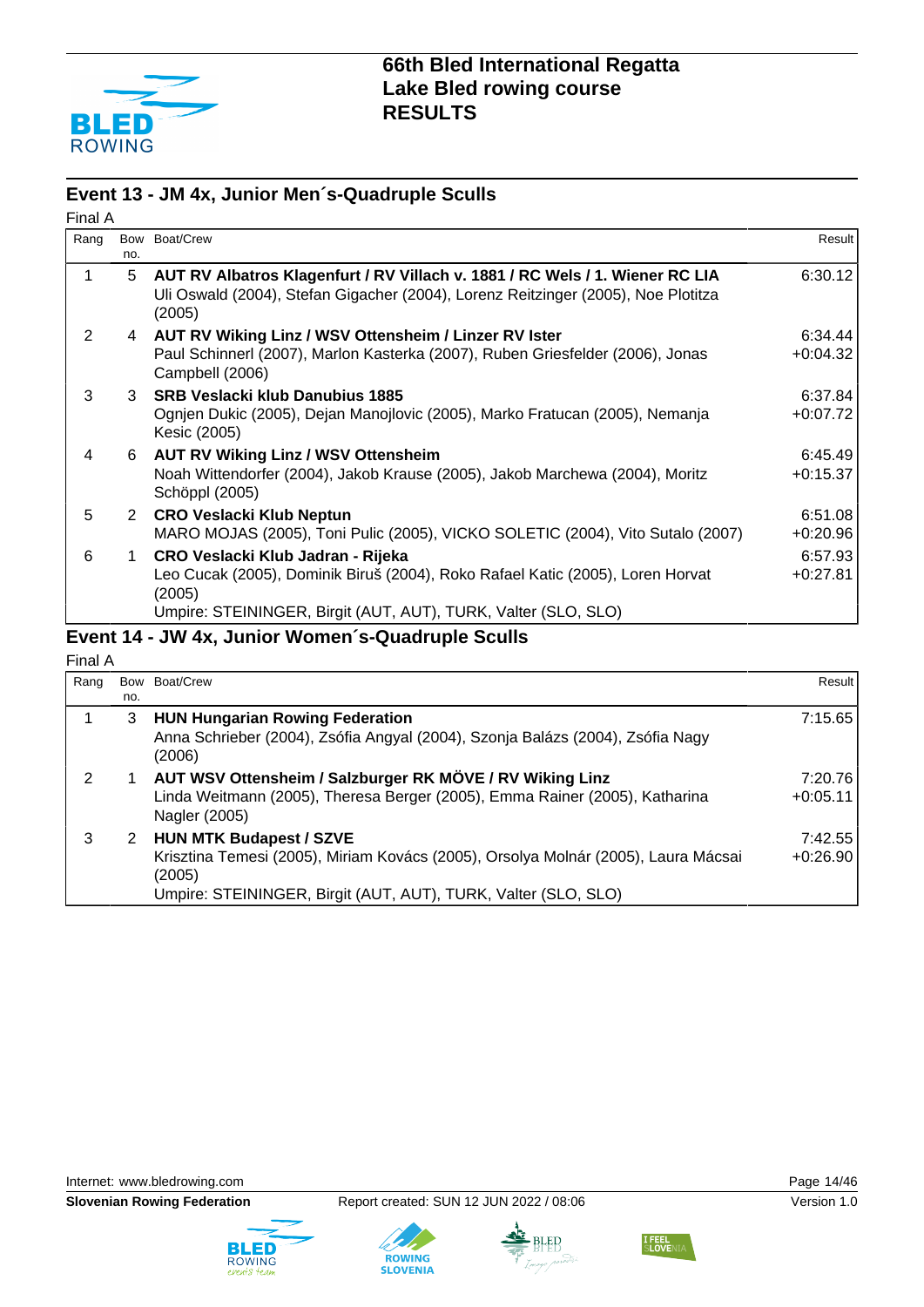# 66th Bled International Regatta
# Lake Bled rowing course
# RESULTS

## Event 13 - JM 4x, Junior Men´s-Quadruple Sculls

Final A

| Rang | Bow no. | Boat/Crew | Result |
|---|---|---|---|
| 1 | 5 | **AUT RV Albatros Klagenfurt / RV Villach v. 1881 / RC Wels / 1. Wiener RC LIA**<br>Uli Oswald (2004), Stefan Gigacher (2004), Lorenz Reitzinger (2005), Noe Plotitza (2005) | 6:30.12 |
| 2 | 4 | **AUT RV Wiking Linz / WSV Ottensheim / Linzer RV Ister**<br>Paul Schinnerl (2007), Marlon Kasterka (2007), Ruben Griesfelder (2006), Jonas Campbell (2006) | 6:34.44<br>+0:04.32 |
| 3 | 3 | **SRB Veslacki klub Danubius 1885**<br>Ognjen Dukic (2005), Dejan Manojlovic (2005), Marko Fratucan (2005), Nemanja Kesic (2005) | 6:37.84<br>+0:07.72 |
| 4 | 6 | **AUT RV Wiking Linz / WSV Ottensheim**<br>Noah Wittendorfer (2004), Jakob Krause (2005), Jakob Marchewa (2004), Moritz Schöppl (2005) | 6:45.49<br>+0:15.37 |
| 5 | 2 | **CRO Veslacki Klub Neptun**<br>MARO MOJAS (2005), Toni Pulic (2005), VICKO SOLETIC (2004), Vito Sutalo (2007) | 6:51.08<br>+0:20.96 |
| 6 | 1 | **CRO Veslacki Klub Jadran - Rijeka**<br>Leo Cucak (2005), Dominik Biruš (2004), Roko Rafael Katic (2005), Loren Horvat (2005)<br>Umpire: STEININGER, Birgit (AUT, AUT), TURK, Valter (SLO, SLO) | 6:57.93<br>+0:27.81 |

## Event 14 - JW 4x, Junior Women´s-Quadruple Sculls

Final A

| Rang | Bow no. | Boat/Crew | Result |
|---|---|---|---|
| 1 | 3 | **HUN Hungarian Rowing Federation**<br>Anna Schrieber (2004), Zsófia Angyal (2004), Szonja Balázs (2004), Zsófia Nagy (2006) | 7:15.65 |
| 2 | 1 | **AUT WSV Ottensheim / Salzburger RK MÖVE / RV Wiking Linz**<br>Linda Weitmann (2005), Theresa Berger (2005), Emma Rainer (2005), Katharina Nagler (2005) | 7:20.76<br>+0:05.11 |
| 3 | 2 | **HUN MTK Budapest / SZVE**<br>Krisztina Temesi (2005), Miriam Kovács (2005), Orsolya Molnár (2005), Laura Mácsai (2005)<br>Umpire: STEININGER, Birgit (AUT, AUT), TURK, Valter (SLO, SLO) | 7:42.55<br>+0:26.90 |

Internet: www.bledrowing.com

**Slovenian Rowing Federation** Report created: SUN 12 JUN 2022 / 08:06 Version 1.0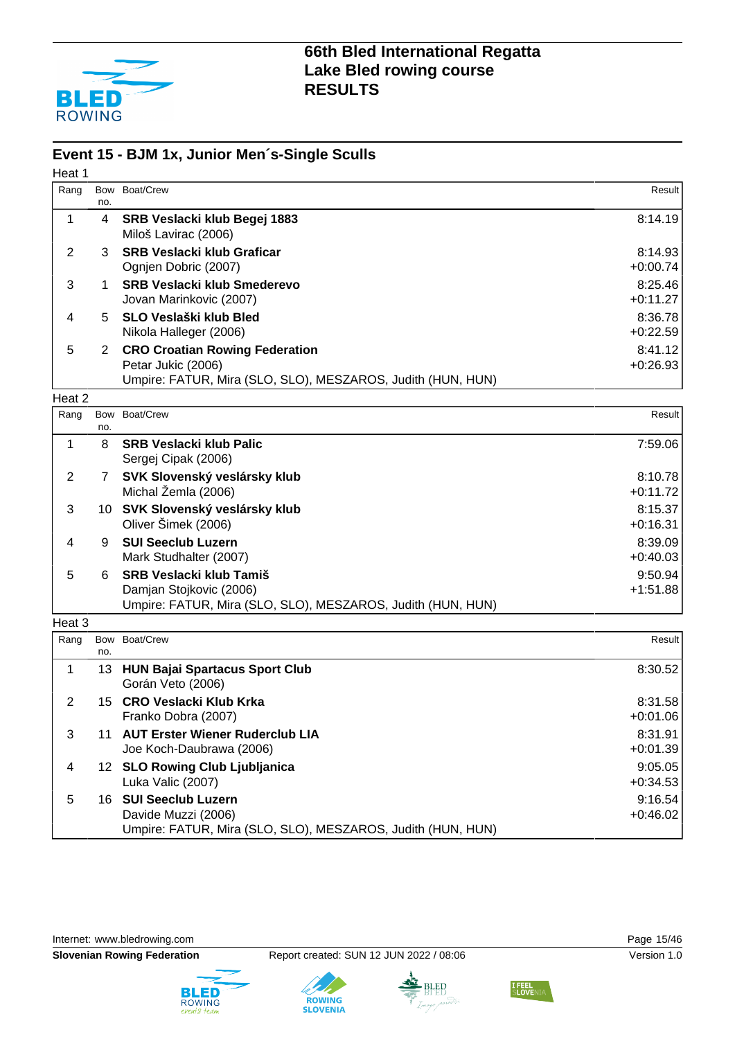# 66th Bled International Regatta
# Lake Bled rowing course
# RESULTS

## Event 15 - BJM 1x, Junior Men´s-Single Sculls

### Heat 1

| Rang | Bow no. | Boat/Crew | Result |
|---|---|---|---|
| 1 | 4 | **SRB Veslacki klub Begej 1883**<br>Miloš Lavirac (2006) | 8:14.19 |
| 2 | 3 | **SRB Veslacki klub Graficar**<br>Ognjen Dobric (2007) | 8:14.93<br>+0:00.74 |
| 3 | 1 | **SRB Veslacki klub Smederevo**<br>Jovan Marinkovic (2007) | 8:25.46<br>+0:11.27 |
| 4 | 5 | **SLO Veslaški klub Bled**<br>Nikola Halleger (2006) | 8:36.78<br>+0:22.59 |
| 5 | 2 | **CRO Croatian Rowing Federation**<br>Petar Jukic (2006)<br>Umpire: FATUR, Mira (SLO, SLO), MESZAROS, Judith (HUN, HUN) | 8:41.12<br>+0:26.93 |

### Heat 2

| Rang | Bow no. | Boat/Crew | Result |
|---|---|---|---|
| 1 | 8 | **SRB Veslacki klub Palic**<br>Sergej Cipak (2006) | 7:59.06 |
| 2 | 7 | **SVK Slovenský veslársky klub**<br>Michal Žemla (2006) | 8:10.78<br>+0:11.72 |
| 3 | 10 | **SVK Slovenský veslársky klub**<br>Oliver Šimek (2006) | 8:15.37<br>+0:16.31 |
| 4 | 9 | **SUI Seeclub Luzern**<br>Mark Studhalter (2007) | 8:39.09<br>+0:40.03 |
| 5 | 6 | **SRB Veslacki klub Tamiš**<br>Damjan Stojkovic (2006)<br>Umpire: FATUR, Mira (SLO, SLO), MESZAROS, Judith (HUN, HUN) | 9:50.94<br>+1:51.88 |

### Heat 3

| Rang | Bow no. | Boat/Crew | Result |
|---|---|---|---|
| 1 | 13 | **HUN Bajai Spartacus Sport Club**<br>Gorán Veto (2006) | 8:30.52 |
| 2 | 15 | **CRO Veslacki Klub Krka**<br>Franko Dobra (2007) | 8:31.58<br>+0:01.06 |
| 3 | 11 | **AUT Erster Wiener Ruderclub LIA**<br>Joe Koch-Daubrawa (2006) | 8:31.91<br>+0:01.39 |
| 4 | 12 | **SLO Rowing Club Ljubljanica**<br>Luka Valic (2007) | 9:05.05<br>+0:34.53 |
| 5 | 16 | **SUI Seeclub Luzern**<br>Davide Muzzi (2006)<br>Umpire: FATUR, Mira (SLO, SLO), MESZAROS, Judith (HUN, HUN) | 9:16.54<br>+0:46.02 |

Internet: www.bledrowing.com

**Slovenian Rowing Federation** Report created: SUN 12 JUN 2022 / 08:06 Version 1.0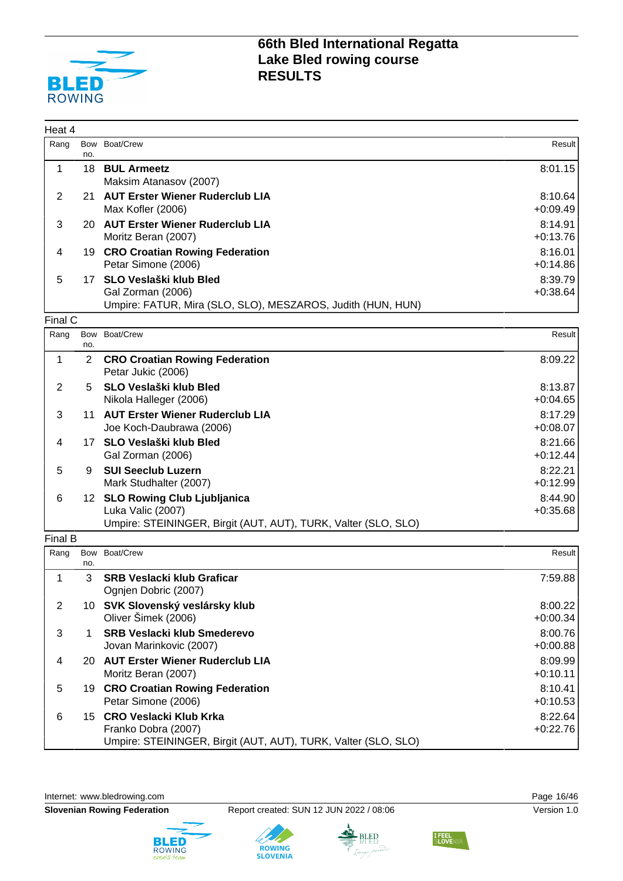# 66th Bled International Regatta
## Lake Bled rowing course
## RESULTS

### Heat 4

| Rang | Bow no. | Boat/Crew | Result |
|---|---|---|---|
| 1 | 18 | **BUL Armeetz**<br>Maksim Atanasov (2007) | 8:01.15 |
| 2 | 21 | **AUT Erster Wiener Ruderclub LIA**<br>Max Kofler (2006) | 8:10.64<br>+0:09.49 |
| 3 | 20 | **AUT Erster Wiener Ruderclub LIA**<br>Moritz Beran (2007) | 8:14.91<br>+0:13.76 |
| 4 | 19 | **CRO Croatian Rowing Federation**<br>Petar Simone (2006) | 8:16.01<br>+0:14.86 |
| 5 | 17 | **SLO Veslaški klub Bled**<br>Gal Zorman (2006) | 8:39.79<br>+0:38.64 |
| | | Umpire: FATUR, Mira (SLO, SLO), MESZAROS, Judith (HUN, HUN) | |

### Final C

| Rang | Bow no. | Boat/Crew | Result |
|---|---|---|---|
| 1 | 2 | **CRO Croatian Rowing Federation**<br>Petar Jukic (2006) | 8:09.22 |
| 2 | 5 | **SLO Veslaški klub Bled**<br>Nikola Halleger (2006) | 8:13.87<br>+0:04.65 |
| 3 | 11 | **AUT Erster Wiener Ruderclub LIA**<br>Joe Koch-Daubrawa (2006) | 8:17.29<br>+0:08.07 |
| 4 | 17 | **SLO Veslaški klub Bled**<br>Gal Zorman (2006) | 8:21.66<br>+0:12.44 |
| 5 | 9 | **SUI Seeclub Luzern**<br>Mark Studhalter (2007) | 8:22.21<br>+0:12.99 |
| 6 | 12 | **SLO Rowing Club Ljubljanica**<br>Luka Valic (2007) | 8:44.90<br>+0:35.68 |
| | | Umpire: STEININGER, Birgit (AUT, AUT), TURK, Valter (SLO, SLO) | |

### Final B

| Rang | Bow no. | Boat/Crew | Result |
|---|---|---|---|
| 1 | 3 | **SRB Veslacki klub Graficar**<br>Ognjen Dobric (2007) | 7:59.88 |
| 2 | 10 | **SVK Slovenský veslársky klub**<br>Oliver Šimek (2006) | 8:00.22<br>+0:00.34 |
| 3 | 1 | **SRB Veslacki klub Smederevo**<br>Jovan Marinkovic (2007) | 8:00.76<br>+0:00.88 |
| 4 | 20 | **AUT Erster Wiener Ruderclub LIA**<br>Moritz Beran (2007) | 8:09.99<br>+0:10.11 |
| 5 | 19 | **CRO Croatian Rowing Federation**<br>Petar Simone (2006) | 8:10.41<br>+0:10.53 |
| 6 | 15 | **CRO Veslacki Klub Krka**<br>Franko Dobra (2007) | 8:22.64<br>+0:22.76 |
| | | Umpire: STEININGER, Birgit (AUT, AUT), TURK, Valter (SLO, SLO) | |

Internet: www.bledrowing.com

**Slovenian Rowing Federation** Report created: SUN 12 JUN 2022 / 08:06 Version 1.0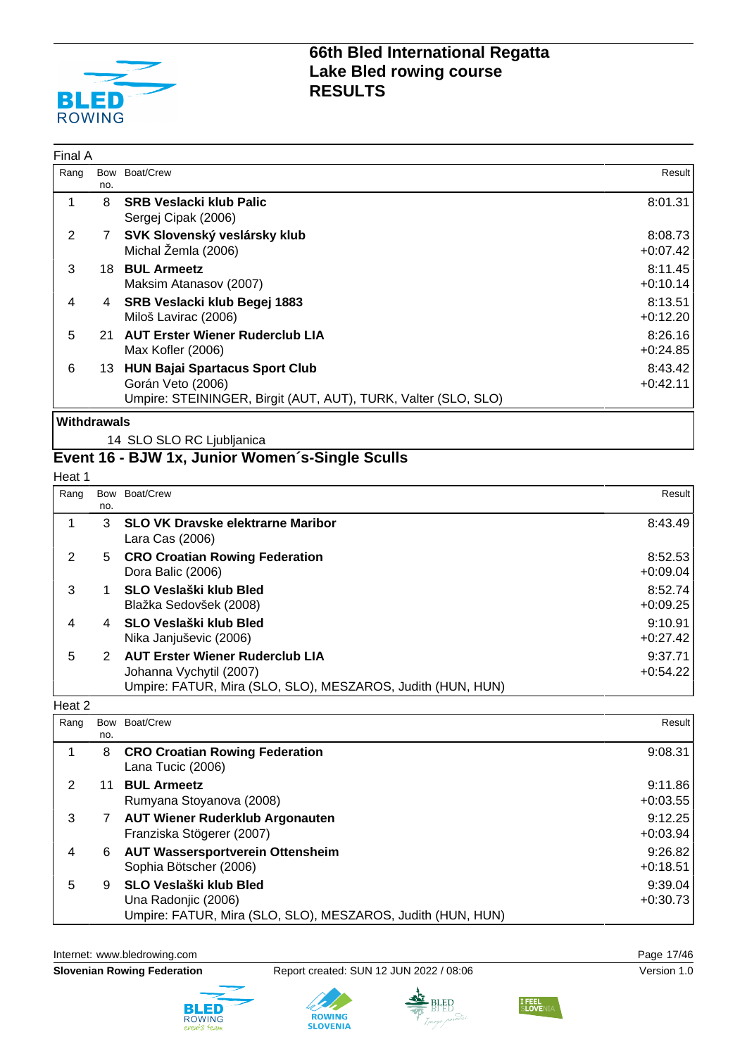### Final A

| Rang | Bow no. | Boat/Crew | Result |
|---|---|---|---|
| 1 | 8 | **SRB Veslacki klub Palic**<br>Sergej Cipak (2006) | 8:01.31 |
| 2 | 7 | **SVK Slovenský veslársky klub**<br>Michal Žemla (2006) | 8:08.73<br>+0:07.42 |
| 3 | 18 | **BUL Armeetz**<br>Maksim Atanasov (2007) | 8:11.45<br>+0:10.14 |
| 4 | 4 | **SRB Veslacki klub Begej 1883**<br>Miloš Lavirac (2006) | 8:13.51<br>+0:12.20 |
| 5 | 21 | **AUT Erster Wiener Ruderclub LIA**<br>Max Kofler (2006) | 8:26.16<br>+0:24.85 |
| 6 | 13 | **HUN Bajai Spartacus Sport Club**<br>Gorán Veto (2006)<br>Umpire: STEININGER, Birgit (AUT, AUT), TURK, Valter (SLO, SLO) | 8:43.42<br>+0:42.11 |

**Withdrawals**

14 SLO SLO RC Ljubljanica

## Event 16 - BJW 1x, Junior Women´s-Single Sculls

### Heat 1

| Rang | Bow no. | Boat/Crew | Result |
|---|---|---|---|
| 1 | 3 | **SLO VK Dravske elektrarne Maribor**<br>Lara Cas (2006) | 8:43.49 |
| 2 | 5 | **CRO Croatian Rowing Federation**<br>Dora Balic (2006) | 8:52.53<br>+0:09.04 |
| 3 | 1 | **SLO Veslaški klub Bled**<br>Blažka Sedovšek (2008) | 8:52.74<br>+0:09.25 |
| 4 | 4 | **SLO Veslaški klub Bled**<br>Nika Janjuševic (2006) | 9:10.91<br>+0:27.42 |
| 5 | 2 | **AUT Erster Wiener Ruderclub LIA**<br>Johanna Vychytil (2007)<br>Umpire: FATUR, Mira (SLO, SLO), MESZAROS, Judith (HUN, HUN) | 9:37.71<br>+0:54.22 |

### Heat 2

| Rang | Bow no. | Boat/Crew | Result |
|---|---|---|---|
| 1 | 8 | **CRO Croatian Rowing Federation**<br>Lana Tucic (2006) | 9:08.31 |
| 2 | 11 | **BUL Armeetz**<br>Rumyana Stoyanova (2008) | 9:11.86<br>+0:03.55 |
| 3 | 7 | **AUT Wiener Ruderklub Argonauten**<br>Franziska Stögerer (2007) | 9:12.25<br>+0:03.94 |
| 4 | 6 | **AUT Wassersportverein Ottensheim**<br>Sophia Bötscher (2006) | 9:26.82<br>+0:18.51 |
| 5 | 9 | **SLO Veslaški klub Bled**<br>Una Radonjic (2006)<br>Umpire: FATUR, Mira (SLO, SLO), MESZAROS, Judith (HUN, HUN) | 9:39.04<br>+0:30.73 |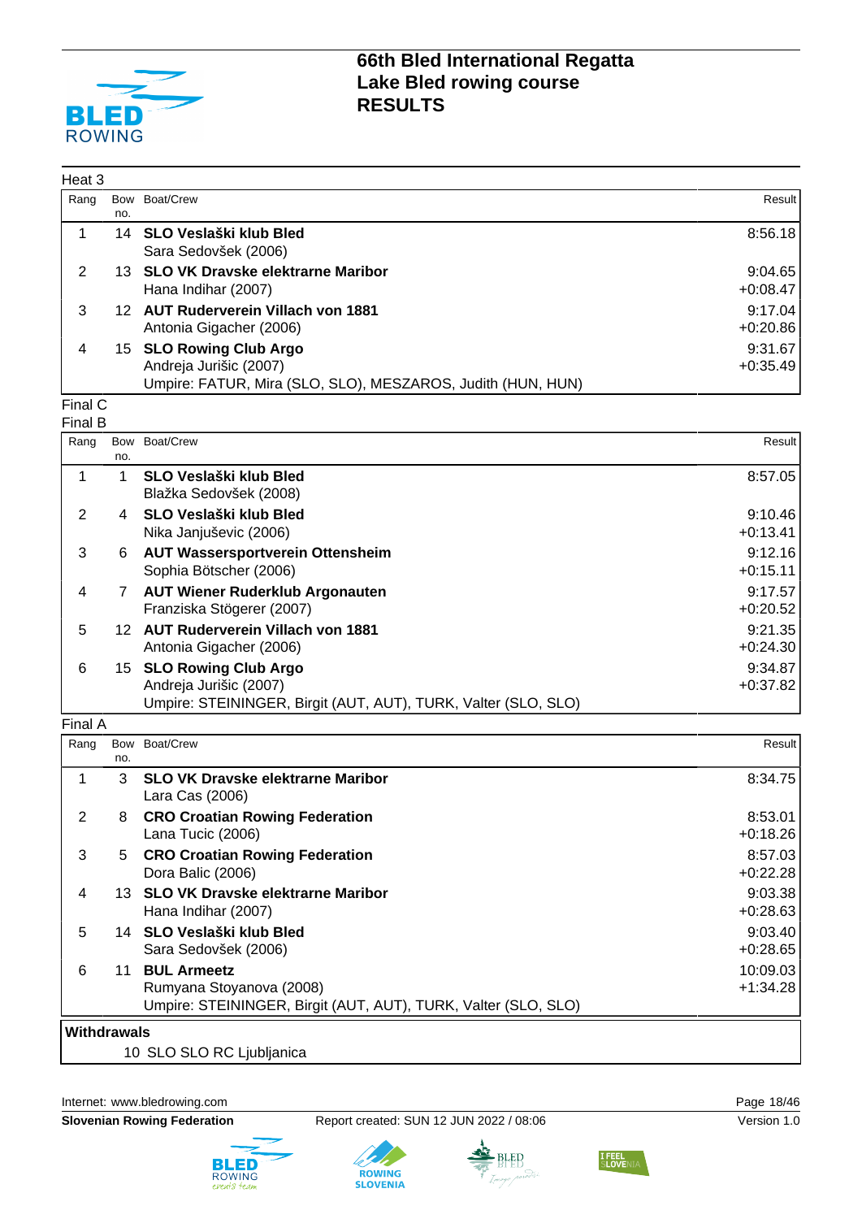# 66th Bled International Regatta
## Lake Bled rowing course
## RESULTS

Heat 3

| Rang | Bow no. | Boat/Crew | Result |
|---|---|---|---|
| 1 | 14 | **SLO Veslaški klub Bled**<br>Sara Sedovšek (2006) | 8:56.18 |
| 2 | 13 | **SLO VK Dravske elektrarne Maribor**<br>Hana Indihar (2007) | 9:04.65<br>+0:08.47 |
| 3 | 12 | **AUT Ruderverein Villach von 1881**<br>Antonia Gigacher (2006) | 9:17.04<br>+0:20.86 |
| 4 | 15 | **SLO Rowing Club Argo**<br>Andreja Jurišic (2007)<br>Umpire: FATUR, Mira (SLO, SLO), MESZAROS, Judith (HUN, HUN) | 9:31.67<br>+0:35.49 |

Final C

Final B

| Rang | Bow no. | Boat/Crew | Result |
|---|---|---|---|
| 1 | 1 | **SLO Veslaški klub Bled**<br>Blažka Sedovšek (2008) | 8:57.05 |
| 2 | 4 | **SLO Veslaški klub Bled**<br>Nika Janjuševic (2006) | 9:10.46<br>+0:13.41 |
| 3 | 6 | **AUT Wassersportverein Ottensheim**<br>Sophia Bötscher (2006) | 9:12.16<br>+0:15.11 |
| 4 | 7 | **AUT Wiener Ruderklub Argonauten**<br>Franziska Stögerer (2007) | 9:17.57<br>+0:20.52 |
| 5 | 12 | **AUT Ruderverein Villach von 1881**<br>Antonia Gigacher (2006) | 9:21.35<br>+0:24.30 |
| 6 | 15 | **SLO Rowing Club Argo**<br>Andreja Jurišic (2007)<br>Umpire: STEININGER, Birgit (AUT, AUT), TURK, Valter (SLO, SLO) | 9:34.87<br>+0:37.82 |

Final A

| Rang | Bow no. | Boat/Crew | Result |
|---|---|---|---|
| 1 | 3 | **SLO VK Dravske elektrarne Maribor**<br>Lara Cas (2006) | 8:34.75 |
| 2 | 8 | **CRO Croatian Rowing Federation**<br>Lana Tucic (2006) | 8:53.01<br>+0:18.26 |
| 3 | 5 | **CRO Croatian Rowing Federation**<br>Dora Balic (2006) | 8:57.03<br>+0:22.28 |
| 4 | 13 | **SLO VK Dravske elektrarne Maribor**<br>Hana Indihar (2007) | 9:03.38<br>+0:28.63 |
| 5 | 14 | **SLO Veslaški klub Bled**<br>Sara Sedovšek (2006) | 9:03.40<br>+0:28.65 |
| 6 | 11 | **BUL Armeetz**<br>Rumyana Stoyanova (2008)<br>Umpire: STEININGER, Birgit (AUT, AUT), TURK, Valter (SLO, SLO) | 10:09.03<br>+1:34.28 |

**Withdrawals**

10 SLO SLO RC Ljubljanica

Internet: www.bledrowing.com

**Slovenian Rowing Federation** Report created: SUN 12 JUN 2022 / 08:06 Version 1.0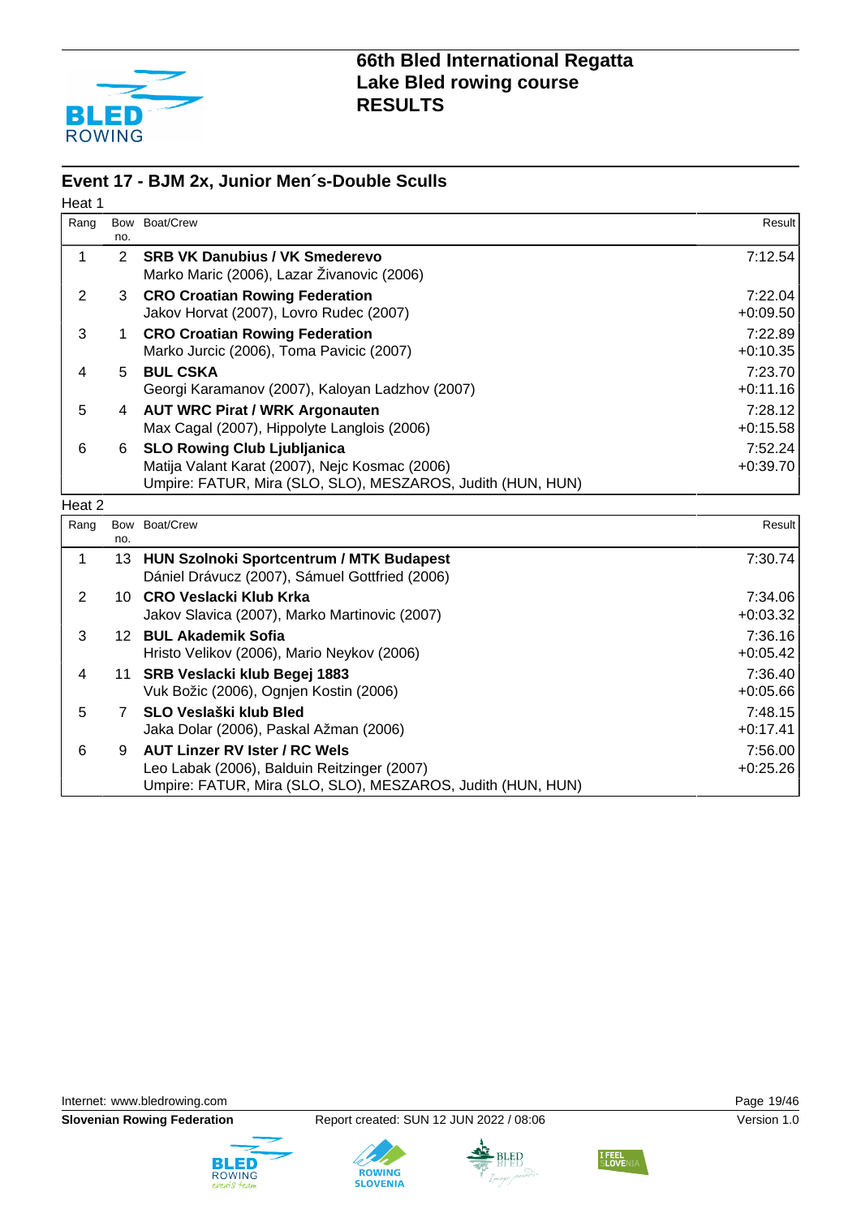# 66th Bled International Regatta
# Lake Bled rowing course
# RESULTS

## Event 17 - BJM 2x, Junior Men´s-Double Sculls

Heat 1

| Rang | Bow no. | Boat/Crew | Result |
|---|---|---|---|
| 1 | 2 | **SRB VK Danubius / VK Smederevo**<br>Marko Maric (2006), Lazar Živanovic (2006) | 7:12.54 |
| 2 | 3 | **CRO Croatian Rowing Federation**<br>Jakov Horvat (2007), Lovro Rudec (2007) | 7:22.04<br>+0:09.50 |
| 3 | 1 | **CRO Croatian Rowing Federation**<br>Marko Jurcic (2006), Toma Pavicic (2007) | 7:22.89<br>+0:10.35 |
| 4 | 5 | **BUL CSKA**<br>Georgi Karamanov (2007), Kaloyan Ladzhov (2007) | 7:23.70<br>+0:11.16 |
| 5 | 4 | **AUT WRC Pirat / WRK Argonauten**<br>Max Cagal (2007), Hippolyte Langlois (2006) | 7:28.12<br>+0:15.58 |
| 6 | 6 | **SLO Rowing Club Ljubljanica**<br>Matija Valant Karat (2007), Nejc Kosmac (2006)<br>Umpire: FATUR, Mira (SLO, SLO), MESZAROS, Judith (HUN, HUN) | 7:52.24<br>+0:39.70 |

Heat 2

| Rang | Bow no. | Boat/Crew | Result |
|---|---|---|---|
| 1 | 13 | **HUN Szolnoki Sportcentrum / MTK Budapest**<br>Dániel Drávucz (2007), Sámuel Gottfried (2006) | 7:30.74 |
| 2 | 10 | **CRO Veslacki Klub Krka**<br>Jakov Slavica (2007), Marko Martinovic (2007) | 7:34.06<br>+0:03.32 |
| 3 | 12 | **BUL Akademik Sofia**<br>Hristo Velikov (2006), Mario Neykov (2006) | 7:36.16<br>+0:05.42 |
| 4 | 11 | **SRB Veslacki klub Begej 1883**<br>Vuk Božic (2006), Ognjen Kostin (2006) | 7:36.40<br>+0:05.66 |
| 5 | 7 | **SLO Veslaški klub Bled**<br>Jaka Dolar (2006), Paskal Ažman (2006) | 7:48.15<br>+0:17.41 |
| 6 | 9 | **AUT Linzer RV Ister / RC Wels**<br>Leo Labak (2006), Balduin Reitzinger (2007)<br>Umpire: FATUR, Mira (SLO, SLO), MESZAROS, Judith (HUN, HUN) | 7:56.00<br>+0:25.26 |

Internet: www.bledrowing.com

**Slovenian Rowing Federation** Report created: SUN 12 JUN 2022 / 08:06 Version 1.0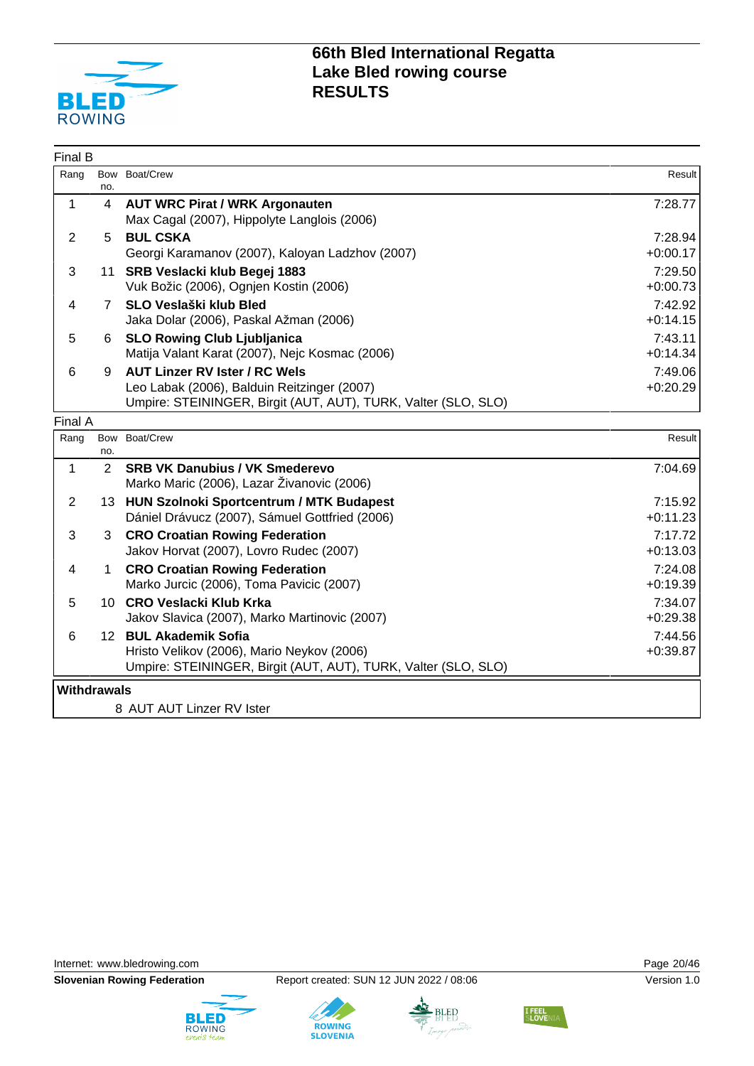# 66th Bled International Regatta
# Lake Bled rowing course
# RESULTS

Final B

| Rang | Bow no. | Boat/Crew | Result |
|---|---|---|---|
| 1 | 4 | **AUT WRC Pirat / WRK Argonauten**<br>Max Cagal (2007), Hippolyte Langlois (2006) | 7:28.77 |
| 2 | 5 | **BUL CSKA**<br>Georgi Karamanov (2007), Kaloyan Ladzhov (2007) | 7:28.94<br>+0:00.17 |
| 3 | 11 | **SRB Veslacki klub Begej 1883**<br>Vuk Božic (2006), Ognjen Kostin (2006) | 7:29.50<br>+0:00.73 |
| 4 | 7 | **SLO Veslaški klub Bled**<br>Jaka Dolar (2006), Paskal Ažman (2006) | 7:42.92<br>+0:14.15 |
| 5 | 6 | **SLO Rowing Club Ljubljanica**<br>Matija Valant Karat (2007), Nejc Kosmac (2006) | 7:43.11<br>+0:14.34 |
| 6 | 9 | **AUT Linzer RV Ister / RC Wels**<br>Leo Labak (2006), Balduin Reitzinger (2007)<br>Umpire: STEININGER, Birgit (AUT, AUT), TURK, Valter (SLO, SLO) | 7:49.06<br>+0:20.29 |

Final A

| Rang | Bow no. | Boat/Crew | Result |
|---|---|---|---|
| 1 | 2 | **SRB VK Danubius / VK Smederevo**<br>Marko Maric (2006), Lazar Živanovic (2006) | 7:04.69 |
| 2 | 13 | **HUN Szolnoki Sportcentrum / MTK Budapest**<br>Dániel Drávucz (2007), Sámuel Gottfried (2006) | 7:15.92<br>+0:11.23 |
| 3 | 3 | **CRO Croatian Rowing Federation**<br>Jakov Horvat (2007), Lovro Rudec (2007) | 7:17.72<br>+0:13.03 |
| 4 | 1 | **CRO Croatian Rowing Federation**<br>Marko Jurcic (2006), Toma Pavicic (2007) | 7:24.08<br>+0:19.39 |
| 5 | 10 | **CRO Veslacki Klub Krka**<br>Jakov Slavica (2007), Marko Martinovic (2007) | 7:34.07<br>+0:29.38 |
| 6 | 12 | **BUL Akademik Sofia**<br>Hristo Velikov (2006), Mario Neykov (2006)<br>Umpire: STEININGER, Birgit (AUT, AUT), TURK, Valter (SLO, SLO) | 7:44.56<br>+0:39.87 |

**Withdrawals**

8 AUT AUT Linzer RV Ister

Internet: www.bledrowing.com

**Slovenian Rowing Federation** Report created: SUN 12 JUN 2022 / 08:06 Version 1.0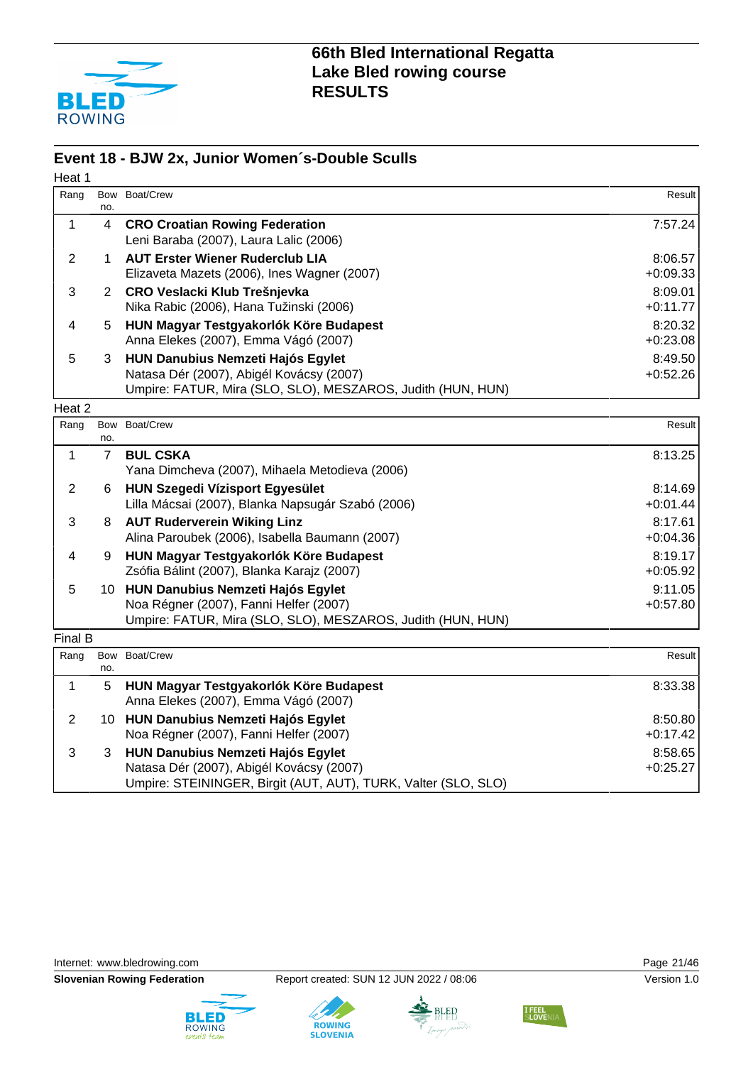# 66th Bled International Regatta
## Lake Bled rowing course
## RESULTS

## Event 18 - BJW 2x, Junior Women´s-Double Sculls

### Heat 1

| Rang | Bow no. | Boat/Crew | Result |
|---|---|---|---|
| 1 | 4 | **CRO Croatian Rowing Federation**<br>Leni Baraba (2007), Laura Lalic (2006) | 7:57.24 |
| 2 | 1 | **AUT Erster Wiener Ruderclub LIA**<br>Elizaveta Mazets (2006), Ines Wagner (2007) | 8:06.57<br>+0:09.33 |
| 3 | 2 | **CRO Veslacki Klub Trešnjevka**<br>Nika Rabic (2006), Hana Tužinski (2006) | 8:09.01<br>+0:11.77 |
| 4 | 5 | **HUN Magyar Testgyakorlók Köre Budapest**<br>Anna Elekes (2007), Emma Vágó (2007) | 8:20.32<br>+0:23.08 |
| 5 | 3 | **HUN Danubius Nemzeti Hajós Egylet**<br>Natasa Dér (2007), Abigél Kovácsy (2007) | 8:49.50<br>+0:52.26 |

Umpire: FATUR, Mira (SLO, SLO), MESZAROS, Judith (HUN, HUN)

### Heat 2

| Rang | Bow no. | Boat/Crew | Result |
|---|---|---|---|
| 1 | 7 | **BUL CSKA**<br>Yana Dimcheva (2007), Mihaela Metodieva (2006) | 8:13.25 |
| 2 | 6 | **HUN Szegedi Vízisport Egyesület**<br>Lilla Mácsai (2007), Blanka Napsugár Szabó (2006) | 8:14.69<br>+0:01.44 |
| 3 | 8 | **AUT Ruderverein Wiking Linz**<br>Alina Paroubek (2006), Isabella Baumann (2007) | 8:17.61<br>+0:04.36 |
| 4 | 9 | **HUN Magyar Testgyakorlók Köre Budapest**<br>Zsófia Bálint (2007), Blanka Karajz (2007) | 8:19.17<br>+0:05.92 |
| 5 | 10 | **HUN Danubius Nemzeti Hajós Egylet**<br>Noa Régner (2007), Fanni Helfer (2007) | 9:11.05<br>+0:57.80 |

Umpire: FATUR, Mira (SLO, SLO), MESZAROS, Judith (HUN, HUN)

### Final B

| Rang | Bow no. | Boat/Crew | Result |
|---|---|---|---|
| 1 | 5 | **HUN Magyar Testgyakorlók Köre Budapest**<br>Anna Elekes (2007), Emma Vágó (2007) | 8:33.38 |
| 2 | 10 | **HUN Danubius Nemzeti Hajós Egylet**<br>Noa Régner (2007), Fanni Helfer (2007) | 8:50.80<br>+0:17.42 |
| 3 | 3 | **HUN Danubius Nemzeti Hajós Egylet**<br>Natasa Dér (2007), Abigél Kovácsy (2007) | 8:58.65<br>+0:25.27 |

Umpire: STEININGER, Birgit (AUT, AUT), TURK, Valter (SLO, SLO)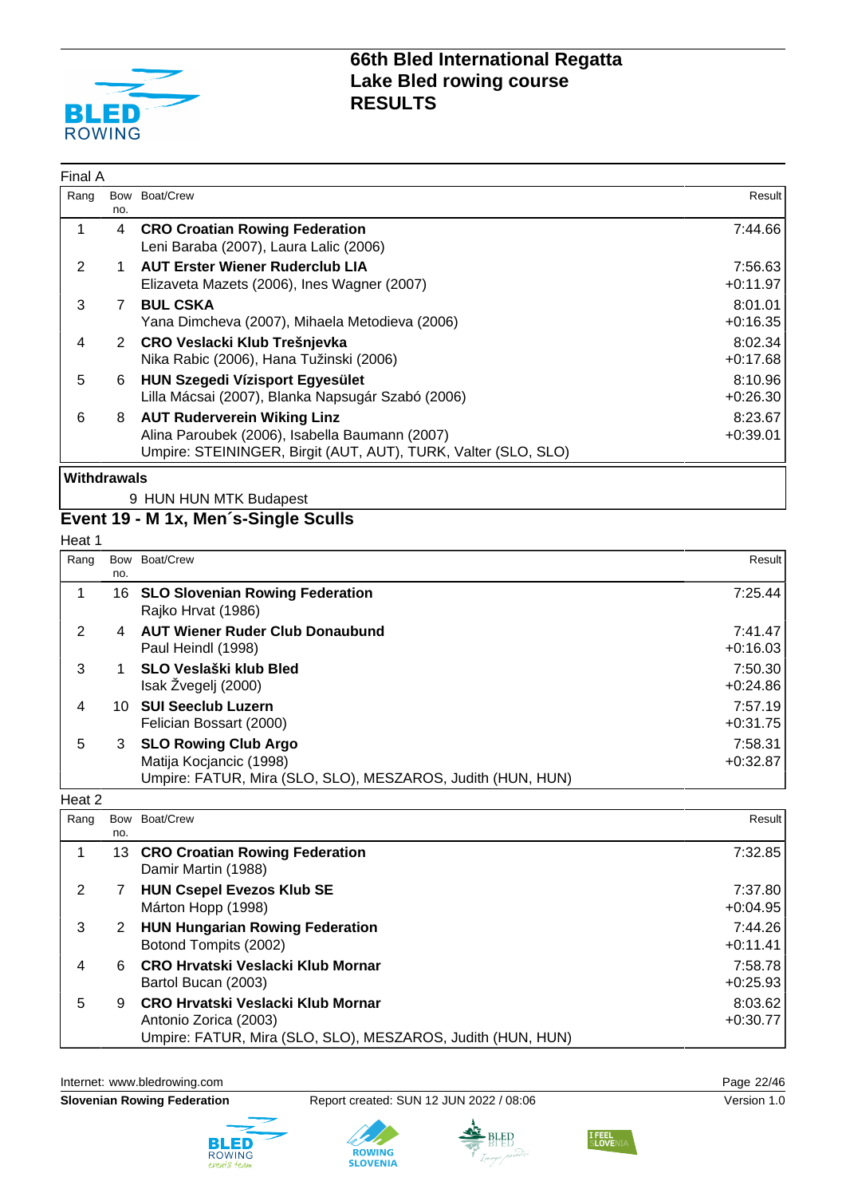# 66th Bled International Regatta
# Lake Bled rowing course
# RESULTS

Final A

| Rang | Bow no. | Boat/Crew | Result |
|---|---|---|---|
| 1 | 4 | **CRO Croatian Rowing Federation**<br>Leni Baraba (2007), Laura Lalic (2006) | 7:44.66 |
| 2 | 1 | **AUT Erster Wiener Ruderclub LIA**<br>Elizaveta Mazets (2006), Ines Wagner (2007) | 7:56.63<br>+0:11.97 |
| 3 | 7 | **BUL CSKA**<br>Yana Dimcheva (2007), Mihaela Metodieva (2006) | 8:01.01<br>+0:16.35 |
| 4 | 2 | **CRO Veslacki Klub Trešnjevka**<br>Nika Rabic (2006), Hana Tužinski (2006) | 8:02.34<br>+0:17.68 |
| 5 | 6 | **HUN Szegedi Vízisport Egyesület**<br>Lilla Mácsai (2007), Blanka Napsugár Szabó (2006) | 8:10.96<br>+0:26.30 |
| 6 | 8 | **AUT Ruderverein Wiking Linz**<br>Alina Paroubek (2006), Isabella Baumann (2007)<br>Umpire: STEININGER, Birgit (AUT, AUT), TURK, Valter (SLO, SLO) | 8:23.67<br>+0:39.01 |

**Withdrawals**

9 HUN HUN MTK Budapest

## Event 19 - M 1x, Men´s-Single Sculls

Heat 1

| Rang | Bow no. | Boat/Crew | Result |
|---|---|---|---|
| 1 | 16 | **SLO Slovenian Rowing Federation**<br>Rajko Hrvat (1986) | 7:25.44 |
| 2 | 4 | **AUT Wiener Ruder Club Donaubund**<br>Paul Heindl (1998) | 7:41.47<br>+0:16.03 |
| 3 | 1 | **SLO Veslaški klub Bled**<br>Isak Žvegelj (2000) | 7:50.30<br>+0:24.86 |
| 4 | 10 | **SUI Seeclub Luzern**<br>Felician Bossart (2000) | 7:57.19<br>+0:31.75 |
| 5 | 3 | **SLO Rowing Club Argo**<br>Matija Kocjancic (1998)<br>Umpire: FATUR, Mira (SLO, SLO), MESZAROS, Judith (HUN, HUN) | 7:58.31<br>+0:32.87 |

Heat 2

| Rang | Bow no. | Boat/Crew | Result |
|---|---|---|---|
| 1 | 13 | **CRO Croatian Rowing Federation**<br>Damir Martin (1988) | 7:32.85 |
| 2 | 7 | **HUN Csepel Evezos Klub SE**<br>Márton Hopp (1998) | 7:37.80<br>+0:04.95 |
| 3 | 2 | **HUN Hungarian Rowing Federation**<br>Botond Tompits (2002) | 7:44.26<br>+0:11.41 |
| 4 | 6 | **CRO Hrvatski Veslacki Klub Mornar**<br>Bartol Bucan (2003) | 7:58.78<br>+0:25.93 |
| 5 | 9 | **CRO Hrvatski Veslacki Klub Mornar**<br>Antonio Zorica (2003)<br>Umpire: FATUR, Mira (SLO, SLO), MESZAROS, Judith (HUN, HUN) | 8:03.62<br>+0:30.77 |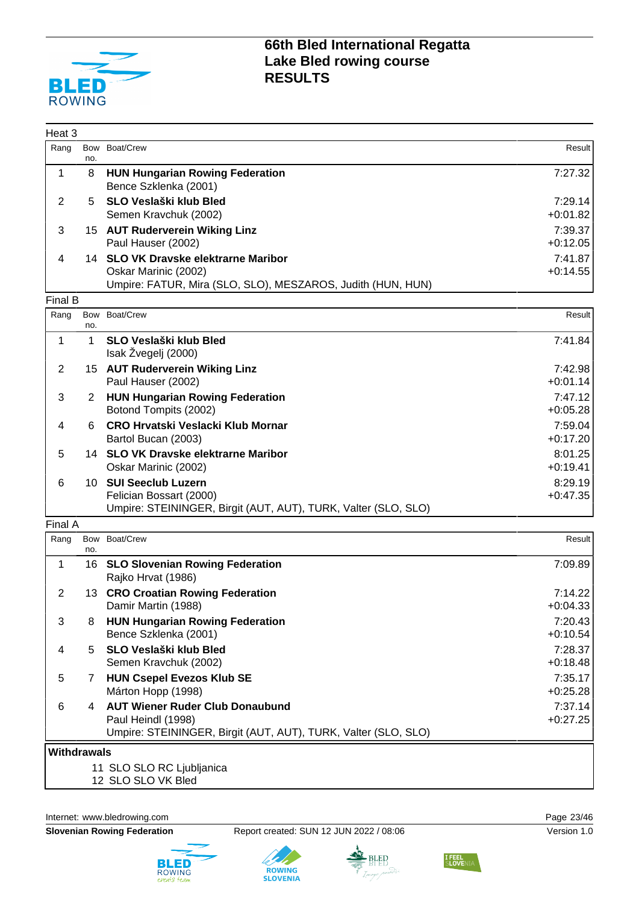# 66th Bled International Regatta
## Lake Bled rowing course
## RESULTS

### Heat 3

| Rang | Bow no. | Boat/Crew | Result |
|---|---|---|---|
| 1 | 8 | **HUN Hungarian Rowing Federation**<br>Bence Szklenka (2001) | 7:27.32 |
| 2 | 5 | **SLO Veslaški klub Bled**<br>Semen Kravchuk (2002) | 7:29.14<br>+0:01.82 |
| 3 | 15 | **AUT Ruderverein Wiking Linz**<br>Paul Hauser (2002) | 7:39.37<br>+0:12.05 |
| 4 | 14 | **SLO VK Dravske elektrarne Maribor**<br>Oskar Marinic (2002) | 7:41.87<br>+0:14.55 |
| | | Umpire: FATUR, Mira (SLO, SLO), MESZAROS, Judith (HUN, HUN) | |

### Final B

| Rang | Bow no. | Boat/Crew | Result |
|---|---|---|---|
| 1 | 1 | **SLO Veslaški klub Bled**<br>Isak Žvegelj (2000) | 7:41.84 |
| 2 | 15 | **AUT Ruderverein Wiking Linz**<br>Paul Hauser (2002) | 7:42.98<br>+0:01.14 |
| 3 | 2 | **HUN Hungarian Rowing Federation**<br>Botond Tompits (2002) | 7:47.12<br>+0:05.28 |
| 4 | 6 | **CRO Hrvatski Veslacki Klub Mornar**<br>Bartol Bucan (2003) | 7:59.04<br>+0:17.20 |
| 5 | 14 | **SLO VK Dravske elektrarne Maribor**<br>Oskar Marinic (2002) | 8:01.25<br>+0:19.41 |
| 6 | 10 | **SUI Seeclub Luzern**<br>Felician Bossart (2000) | 8:29.19<br>+0:47.35 |
| | | Umpire: STEININGER, Birgit (AUT, AUT), TURK, Valter (SLO, SLO) | |

### Final A

| Rang | Bow no. | Boat/Crew | Result |
|---|---|---|---|
| 1 | 16 | **SLO Slovenian Rowing Federation**<br>Rajko Hrvat (1986) | 7:09.89 |
| 2 | 13 | **CRO Croatian Rowing Federation**<br>Damir Martin (1988) | 7:14.22<br>+0:04.33 |
| 3 | 8 | **HUN Hungarian Rowing Federation**<br>Bence Szklenka (2001) | 7:20.43<br>+0:10.54 |
| 4 | 5 | **SLO Veslaški klub Bled**<br>Semen Kravchuk (2002) | 7:28.37<br>+0:18.48 |
| 5 | 7 | **HUN Csepel Evezos Klub SE**<br>Márton Hopp (1998) | 7:35.17<br>+0:25.28 |
| 6 | 4 | **AUT Wiener Ruder Club Donaubund**<br>Paul Heindl (1998) | 7:37.14<br>+0:27.25 |
| | | Umpire: STEININGER, Birgit (AUT, AUT), TURK, Valter (SLO, SLO) | |

**Withdrawals**

11 SLO SLO RC Ljubljanica
12 SLO SLO VK Bled

Internet: www.bledrowing.com

**Slovenian Rowing Federation** Report created: SUN 12 JUN 2022 / 08:06 Version 1.0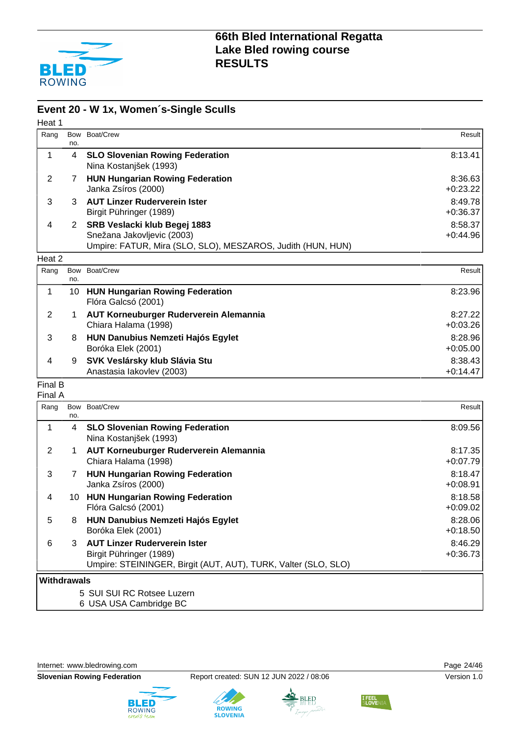# 66th Bled International Regatta
# Lake Bled rowing course
# RESULTS

## Event 20 - W 1x, Women´s-Single Sculls

### Heat 1

| Rang | Bow no. | Boat/Crew | Result |
|---|---|---|---|
| 1 | 4 | **SLO Slovenian Rowing Federation**<br>Nina Kostanjšek (1993) | 8:13.41 |
| 2 | 7 | **HUN Hungarian Rowing Federation**<br>Janka Zsíros (2000) | 8:36.63<br>+0:23.22 |
| 3 | 3 | **AUT Linzer Ruderverein Ister**<br>Birgit Pühringer (1989) | 8:49.78<br>+0:36.37 |
| 4 | 2 | **SRB Veslacki klub Begej 1883**<br>Snežana Jakovljevic (2003) | 8:58.37<br>+0:44.96 |

Umpire: FATUR, Mira (SLO, SLO), MESZAROS, Judith (HUN, HUN)

### Heat 2

| Rang | Bow no. | Boat/Crew | Result |
|---|---|---|---|
| 1 | 10 | **HUN Hungarian Rowing Federation**<br>Flóra Galcsó (2001) | 8:23.96 |
| 2 | 1 | **AUT Korneuburger Ruderverein Alemannia**<br>Chiara Halama (1998) | 8:27.22<br>+0:03.26 |
| 3 | 8 | **HUN Danubius Nemzeti Hajós Egylet**<br>Boróka Elek (2001) | 8:28.96<br>+0:05.00 |
| 4 | 9 | **SVK Veslársky klub Slávia Stu**<br>Anastasia Iakovlev (2003) | 8:38.43<br>+0:14.47 |

### Final B

### Final A

| Rang | Bow no. | Boat/Crew | Result |
|---|---|---|---|
| 1 | 4 | **SLO Slovenian Rowing Federation**<br>Nina Kostanjšek (1993) | 8:09.56 |
| 2 | 1 | **AUT Korneuburger Ruderverein Alemannia**<br>Chiara Halama (1998) | 8:17.35<br>+0:07.79 |
| 3 | 7 | **HUN Hungarian Rowing Federation**<br>Janka Zsíros (2000) | 8:18.47<br>+0:08.91 |
| 4 | 10 | **HUN Hungarian Rowing Federation**<br>Flóra Galcsó (2001) | 8:18.58<br>+0:09.02 |
| 5 | 8 | **HUN Danubius Nemzeti Hajós Egylet**<br>Boróka Elek (2001) | 8:28.06<br>+0:18.50 |
| 6 | 3 | **AUT Linzer Ruderverein Ister**<br>Birgit Pühringer (1989) | 8:46.29<br>+0:36.73 |

Umpire: STEININGER, Birgit (AUT, AUT), TURK, Valter (SLO, SLO)

**Withdrawals**

5 SUI SUI RC Rotsee Luzern
6 USA USA Cambridge BC

Internet: www.bledrowing.com

**Slovenian Rowing Federation** Report created: SUN 12 JUN 2022 / 08:06 Version 1.0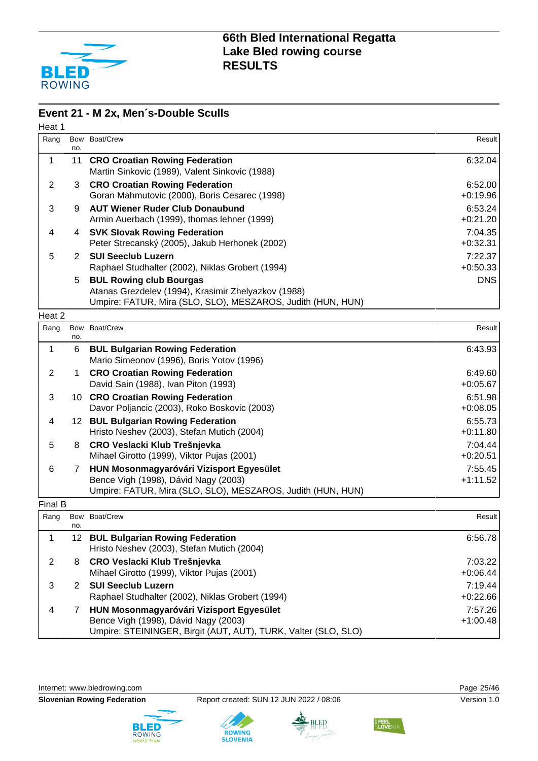# 66th Bled International Regatta
## Lake Bled rowing course
## RESULTS

## Event 21 - M 2x, Men´s-Double Sculls

### Heat 1

| Rang | Bow no. | Boat/Crew | Result |
|---|---|---|---|
| 1 | 11 | **CRO Croatian Rowing Federation**<br>Martin Sinkovic (1989), Valent Sinkovic (1988) | 6:32.04 |
| 2 | 3 | **CRO Croatian Rowing Federation**<br>Goran Mahmutovic (2000), Boris Cesarec (1998) | 6:52.00<br>+0:19.96 |
| 3 | 9 | **AUT Wiener Ruder Club Donaubund**<br>Armin Auerbach (1999), thomas lehner (1999) | 6:53.24<br>+0:21.20 |
| 4 | 4 | **SVK Slovak Rowing Federation**<br>Peter Strecanský (2005), Jakub Herhonek (2002) | 7:04.35<br>+0:32.31 |
| 5 | 2 | **SUI Seeclub Luzern**<br>Raphael Studhalter (2002), Niklas Grobert (1994) | 7:22.37<br>+0:50.33 |
| | 5 | **BUL Rowing club Bourgas**<br>Atanas Grezdelev (1994), Krasimir Zhelyazkov (1988) | DNS |

Umpire: FATUR, Mira (SLO, SLO), MESZAROS, Judith (HUN, HUN)

### Heat 2

| Rang | Bow no. | Boat/Crew | Result |
|---|---|---|---|
| 1 | 6 | **BUL Bulgarian Rowing Federation**<br>Mario Simeonov (1996), Boris Yotov (1996) | 6:43.93 |
| 2 | 1 | **CRO Croatian Rowing Federation**<br>David Sain (1988), Ivan Piton (1993) | 6:49.60<br>+0:05.67 |
| 3 | 10 | **CRO Croatian Rowing Federation**<br>Davor Poljancic (2003), Roko Boskovic (2003) | 6:51.98<br>+0:08.05 |
| 4 | 12 | **BUL Bulgarian Rowing Federation**<br>Hristo Neshev (2003), Stefan Mutich (2004) | 6:55.73<br>+0:11.80 |
| 5 | 8 | **CRO Veslacki Klub Trešnjevka**<br>Mihael Girotto (1999), Viktor Pujas (2001) | 7:04.44<br>+0:20.51 |
| 6 | 7 | **HUN Mosonmagyaróvári Vizisport Egyesület**<br>Bence Vigh (1998), Dávid Nagy (2003) | 7:55.45<br>+1:11.52 |

Umpire: FATUR, Mira (SLO, SLO), MESZAROS, Judith (HUN, HUN)

### Final B

| Rang | Bow no. | Boat/Crew | Result |
|---|---|---|---|
| 1 | 12 | **BUL Bulgarian Rowing Federation**<br>Hristo Neshev (2003), Stefan Mutich (2004) | 6:56.78 |
| 2 | 8 | **CRO Veslacki Klub Trešnjevka**<br>Mihael Girotto (1999), Viktor Pujas (2001) | 7:03.22<br>+0:06.44 |
| 3 | 2 | **SUI Seeclub Luzern**<br>Raphael Studhalter (2002), Niklas Grobert (1994) | 7:19.44<br>+0:22.66 |
| 4 | 7 | **HUN Mosonmagyaróvári Vizisport Egyesület**<br>Bence Vigh (1998), Dávid Nagy (2003) | 7:57.26<br>+1:00.48 |

Umpire: STEININGER, Birgit (AUT, AUT), TURK, Valter (SLO, SLO)

Internet: www.bledrowing.com

**Slovenian Rowing Federation** — Report created: SUN 12 JUN 2022 / 08:06 — Version 1.0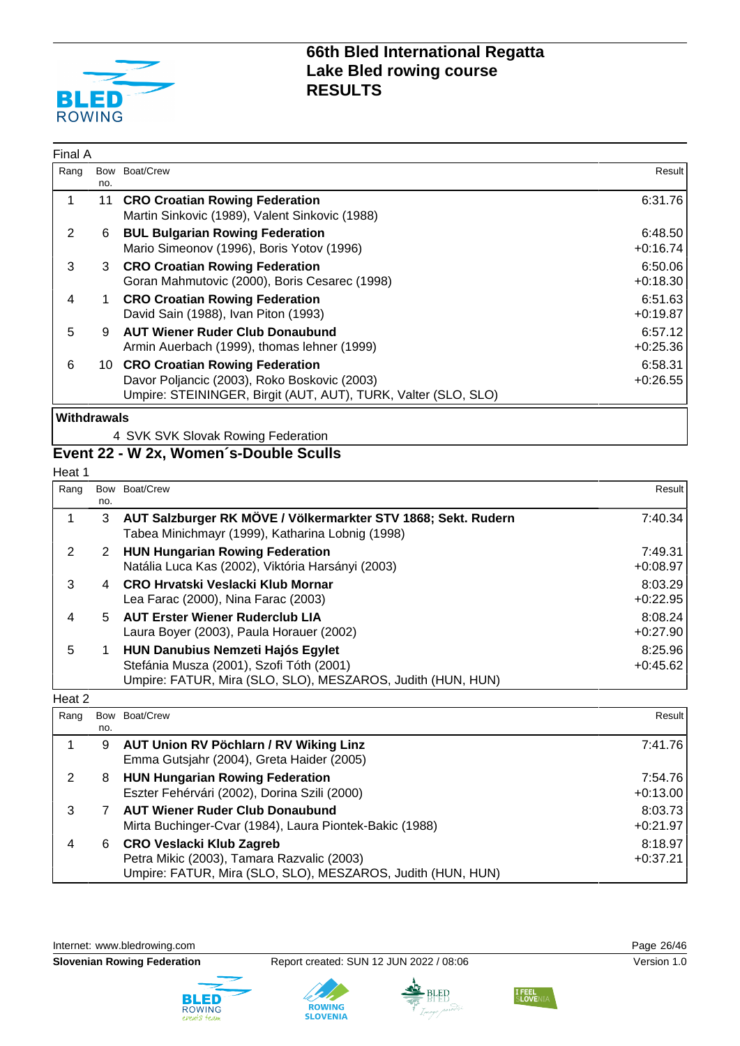# 66th Bled International Regatta
## Lake Bled rowing course
## RESULTS

### Final A

| Rang | Bow no. | Boat/Crew | Result |
|---|---|---|---|
| 1 | 11 | **CRO Croatian Rowing Federation**<br>Martin Sinkovic (1989), Valent Sinkovic (1988) | 6:31.76 |
| 2 | 6 | **BUL Bulgarian Rowing Federation**<br>Mario Simeonov (1996), Boris Yotov (1996) | 6:48.50<br>+0:16.74 |
| 3 | 3 | **CRO Croatian Rowing Federation**<br>Goran Mahmutovic (2000), Boris Cesarec (1998) | 6:50.06<br>+0:18.30 |
| 4 | 1 | **CRO Croatian Rowing Federation**<br>David Sain (1988), Ivan Piton (1993) | 6:51.63<br>+0:19.87 |
| 5 | 9 | **AUT Wiener Ruder Club Donaubund**<br>Armin Auerbach (1999), thomas lehner (1999) | 6:57.12<br>+0:25.36 |
| 6 | 10 | **CRO Croatian Rowing Federation**<br>Davor Poljancic (2003), Roko Boskovic (2003)<br>Umpire: STEININGER, Birgit (AUT, AUT), TURK, Valter (SLO, SLO) | 6:58.31<br>+0:26.55 |

**Withdrawals**

4 SVK SVK Slovak Rowing Federation

## Event 22 - W 2x, Women´s-Double Sculls

### Heat 1

| Rang | Bow no. | Boat/Crew | Result |
|---|---|---|---|
| 1 | 3 | **AUT Salzburger RK MÖVE / Völkermarkter STV 1868; Sekt. Rudern**<br>Tabea Minichmayr (1999), Katharina Lobnig (1998) | 7:40.34 |
| 2 | 2 | **HUN Hungarian Rowing Federation**<br>Natália Luca Kas (2002), Viktória Harsányi (2003) | 7:49.31<br>+0:08.97 |
| 3 | 4 | **CRO Hrvatski Veslacki Klub Mornar**<br>Lea Farac (2000), Nina Farac (2003) | 8:03.29<br>+0:22.95 |
| 4 | 5 | **AUT Erster Wiener Ruderclub LIA**<br>Laura Boyer (2003), Paula Horauer (2002) | 8:08.24<br>+0:27.90 |
| 5 | 1 | **HUN Danubius Nemzeti Hajós Egylet**<br>Stefánia Musza (2001), Szofi Tóth (2001)<br>Umpire: FATUR, Mira (SLO, SLO), MESZAROS, Judith (HUN, HUN) | 8:25.96<br>+0:45.62 |

### Heat 2

| Rang | Bow no. | Boat/Crew | Result |
|---|---|---|---|
| 1 | 9 | **AUT Union RV Pöchlarn / RV Wiking Linz**<br>Emma Gutsjahr (2004), Greta Haider (2005) | 7:41.76 |
| 2 | 8 | **HUN Hungarian Rowing Federation**<br>Eszter Fehérvári (2002), Dorina Szili (2000) | 7:54.76<br>+0:13.00 |
| 3 | 7 | **AUT Wiener Ruder Club Donaubund**<br>Mirta Buchinger-Cvar (1984), Laura Piontek-Bakic (1988) | 8:03.73<br>+0:21.97 |
| 4 | 6 | **CRO Veslacki Klub Zagreb**<br>Petra Mikic (2003), Tamara Razvalic (2003)<br>Umpire: FATUR, Mira (SLO, SLO), MESZAROS, Judith (HUN, HUN) | 8:18.97<br>+0:37.21 |

Internet: www.bledrowing.com

**Slovenian Rowing Federation** Report created: SUN 12 JUN 2022 / 08:06 Version 1.0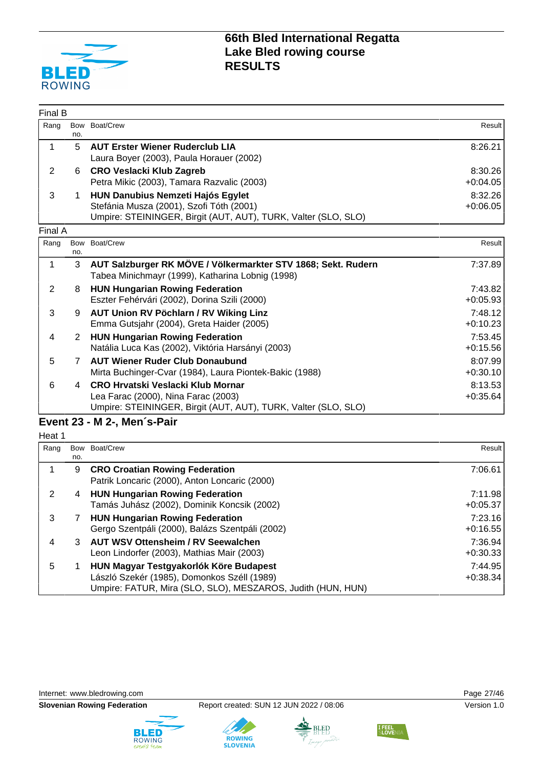# 66th Bled International Regatta
## Lake Bled rowing course
## RESULTS

Final B

| Rang | Bow no. | Boat/Crew | Result |
|---|---|---|---|
| 1 | 5 | **AUT Erster Wiener Ruderclub LIA**<br>Laura Boyer (2003), Paula Horauer (2002) | 8:26.21 |
| 2 | 6 | **CRO Veslacki Klub Zagreb**<br>Petra Mikic (2003), Tamara Razvalic (2003) | 8:30.26<br>+0:04.05 |
| 3 | 1 | **HUN Danubius Nemzeti Hajós Egylet**<br>Stefánia Musza (2001), Szofi Tóth (2001)<br>Umpire: STEININGER, Birgit (AUT, AUT), TURK, Valter (SLO, SLO) | 8:32.26<br>+0:06.05 |

Final A

| Rang | Bow no. | Boat/Crew | Result |
|---|---|---|---|
| 1 | 3 | **AUT Salzburger RK MÖVE / Völkermarkter STV 1868; Sekt. Rudern**<br>Tabea Minichmayr (1999), Katharina Lobnig (1998) | 7:37.89 |
| 2 | 8 | **HUN Hungarian Rowing Federation**<br>Eszter Fehérvári (2002), Dorina Szili (2000) | 7:43.82<br>+0:05.93 |
| 3 | 9 | **AUT Union RV Pöchlarn / RV Wiking Linz**<br>Emma Gutsjahr (2004), Greta Haider (2005) | 7:48.12<br>+0:10.23 |
| 4 | 2 | **HUN Hungarian Rowing Federation**<br>Natália Luca Kas (2002), Viktória Harsányi (2003) | 7:53.45<br>+0:15.56 |
| 5 | 7 | **AUT Wiener Ruder Club Donaubund**<br>Mirta Buchinger-Cvar (1984), Laura Piontek-Bakic (1988) | 8:07.99<br>+0:30.10 |
| 6 | 4 | **CRO Hrvatski Veslacki Klub Mornar**<br>Lea Farac (2000), Nina Farac (2003)<br>Umpire: STEININGER, Birgit (AUT, AUT), TURK, Valter (SLO, SLO) | 8:13.53<br>+0:35.64 |

## Event 23 - M 2-, Men´s-Pair

Heat 1

| Rang | Bow no. | Boat/Crew | Result |
|---|---|---|---|
| 1 | 9 | **CRO Croatian Rowing Federation**<br>Patrik Loncaric (2000), Anton Loncaric (2000) | 7:06.61 |
| 2 | 4 | **HUN Hungarian Rowing Federation**<br>Tamás Juhász (2002), Dominik Koncsik (2002) | 7:11.98<br>+0:05.37 |
| 3 | 7 | **HUN Hungarian Rowing Federation**<br>Gergo Szentpáli (2000), Balázs Szentpáli (2002) | 7:23.16<br>+0:16.55 |
| 4 | 3 | **AUT WSV Ottensheim / RV Seewalchen**<br>Leon Lindorfer (2003), Mathias Mair (2003) | 7:36.94<br>+0:30.33 |
| 5 | 1 | **HUN Magyar Testgyakorlók Köre Budapest**<br>László Szekér (1985), Domonkos Széll (1989)<br>Umpire: FATUR, Mira (SLO, SLO), MESZAROS, Judith (HUN, HUN) | 7:44.95<br>+0:38.34 |

Internet: www.bledrowing.com

**Slovenian Rowing Federation** Report created: SUN 12 JUN 2022 / 08:06 Version 1.0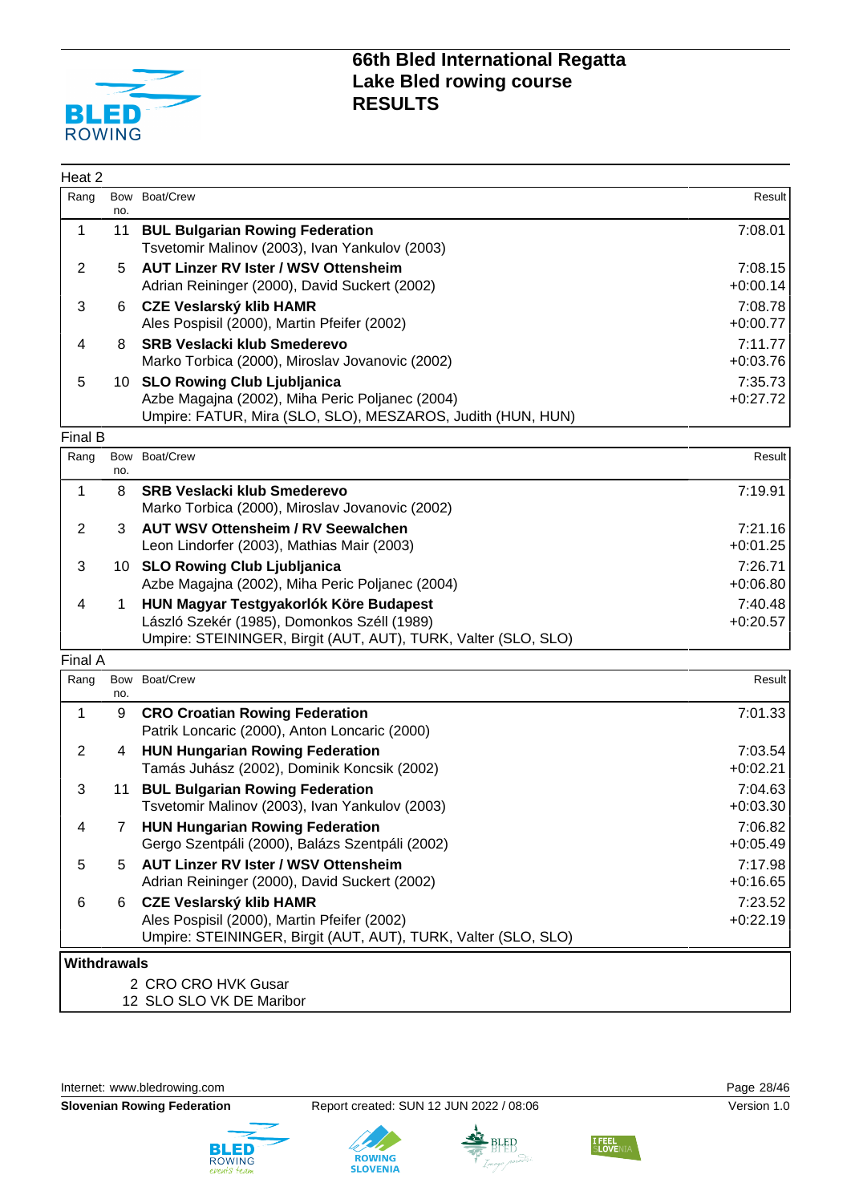# 66th Bled International Regatta
## Lake Bled rowing course
## RESULTS

### Heat 2

| Rang | Bow no. | Boat/Crew | Result |
|---|---|---|---|
| 1 | 11 | **BUL Bulgarian Rowing Federation**<br>Tsvetomir Malinov (2003), Ivan Yankulov (2003) | 7:08.01 |
| 2 | 5 | **AUT Linzer RV Ister / WSV Ottensheim**<br>Adrian Reininger (2000), David Suckert (2002) | 7:08.15<br>+0:00.14 |
| 3 | 6 | **CZE Veslarský klib HAMR**<br>Ales Pospisil (2000), Martin Pfeifer (2002) | 7:08.78<br>+0:00.77 |
| 4 | 8 | **SRB Veslacki klub Smederevo**<br>Marko Torbica (2000), Miroslav Jovanovic (2002) | 7:11.77<br>+0:03.76 |
| 5 | 10 | **SLO Rowing Club Ljubljanica**<br>Azbe Magajna (2002), Miha Peric Poljanec (2004) | 7:35.73<br>+0:27.72 |

Umpire: FATUR, Mira (SLO, SLO), MESZAROS, Judith (HUN, HUN)

### Final B

| Rang | Bow no. | Boat/Crew | Result |
|---|---|---|---|
| 1 | 8 | **SRB Veslacki klub Smederevo**<br>Marko Torbica (2000), Miroslav Jovanovic (2002) | 7:19.91 |
| 2 | 3 | **AUT WSV Ottensheim / RV Seewalchen**<br>Leon Lindorfer (2003), Mathias Mair (2003) | 7:21.16<br>+0:01.25 |
| 3 | 10 | **SLO Rowing Club Ljubljanica**<br>Azbe Magajna (2002), Miha Peric Poljanec (2004) | 7:26.71<br>+0:06.80 |
| 4 | 1 | **HUN Magyar Testgyakorlók Köre Budapest**<br>László Szekér (1985), Domonkos Széll (1989) | 7:40.48<br>+0:20.57 |

Umpire: STEININGER, Birgit (AUT, AUT), TURK, Valter (SLO, SLO)

### Final A

| Rang | Bow no. | Boat/Crew | Result |
|---|---|---|---|
| 1 | 9 | **CRO Croatian Rowing Federation**<br>Patrik Loncaric (2000), Anton Loncaric (2000) | 7:01.33 |
| 2 | 4 | **HUN Hungarian Rowing Federation**<br>Tamás Juhász (2002), Dominik Koncsik (2002) | 7:03.54<br>+0:02.21 |
| 3 | 11 | **BUL Bulgarian Rowing Federation**<br>Tsvetomir Malinov (2003), Ivan Yankulov (2003) | 7:04.63<br>+0:03.30 |
| 4 | 7 | **HUN Hungarian Rowing Federation**<br>Gergo Szentpáli (2000), Balázs Szentpáli (2002) | 7:06.82<br>+0:05.49 |
| 5 | 5 | **AUT Linzer RV Ister / WSV Ottensheim**<br>Adrian Reininger (2000), David Suckert (2002) | 7:17.98<br>+0:16.65 |
| 6 | 6 | **CZE Veslarský klib HAMR**<br>Ales Pospisil (2000), Martin Pfeifer (2002) | 7:23.52<br>+0:22.19 |

Umpire: STEININGER, Birgit (AUT, AUT), TURK, Valter (SLO, SLO)

**Withdrawals**

2 CRO CRO HVK Gusar
12 SLO SLO VK DE Maribor

Internet: www.bledrowing.com

**Slovenian Rowing Federation** — Report created: SUN 12 JUN 2022 / 08:06 — Version 1.0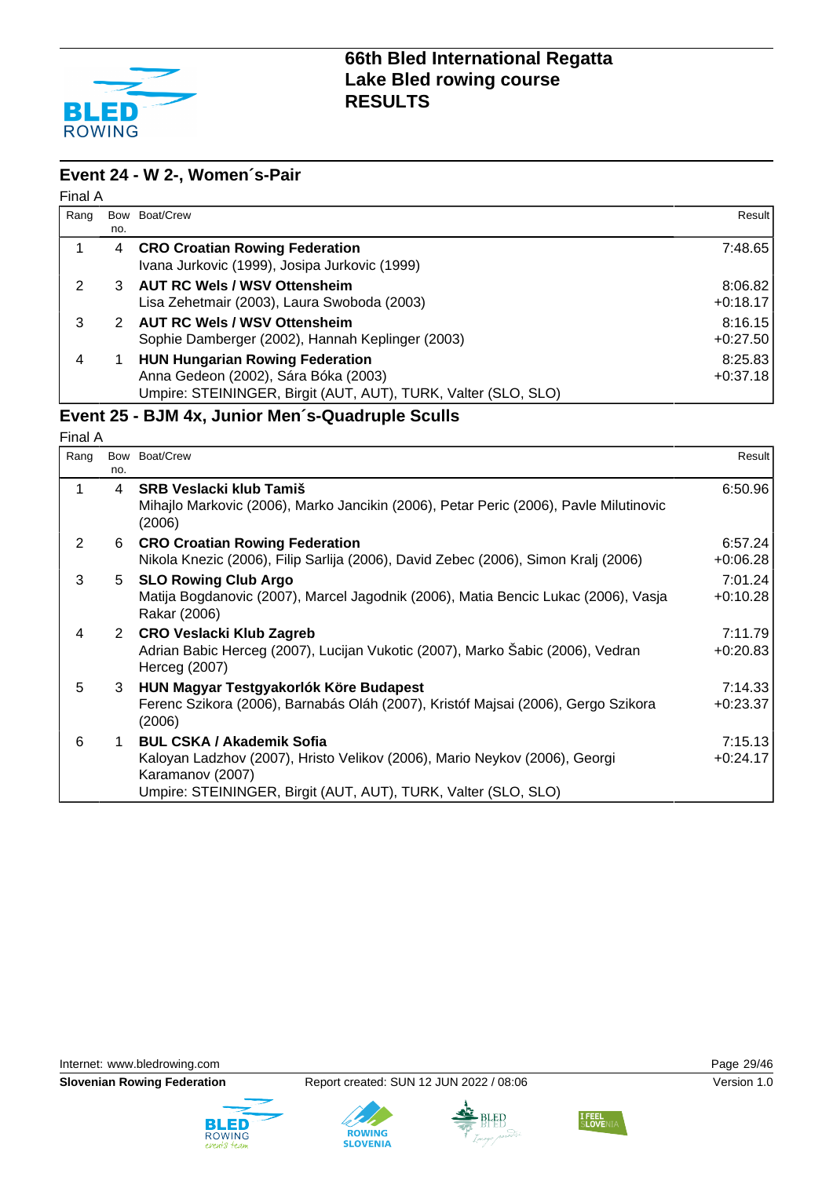# 66th Bled International Regatta
## Lake Bled rowing course
## RESULTS

### Event 24 - W 2-, Women´s-Pair

Final A

| Rang | Bow no. | Boat/Crew | Result |
|---|---|---|---|
| 1 | 4 | **CRO Croatian Rowing Federation**<br>Ivana Jurkovic (1999), Josipa Jurkovic (1999) | 7:48.65 |
| 2 | 3 | **AUT RC Wels / WSV Ottensheim**<br>Lisa Zehetmair (2003), Laura Swoboda (2003) | 8:06.82<br>+0:18.17 |
| 3 | 2 | **AUT RC Wels / WSV Ottensheim**<br>Sophie Damberger (2002), Hannah Keplinger (2003) | 8:16.15<br>+0:27.50 |
| 4 | 1 | **HUN Hungarian Rowing Federation**<br>Anna Gedeon (2002), Sára Bóka (2003)<br>Umpire: STEININGER, Birgit (AUT, AUT), TURK, Valter (SLO, SLO) | 8:25.83<br>+0:37.18 |

### Event 25 - BJM 4x, Junior Men´s-Quadruple Sculls

Final A

| Rang | Bow no. | Boat/Crew | Result |
|---|---|---|---|
| 1 | 4 | **SRB Veslacki klub Tamiš**<br>Mihajlo Markovic (2006), Marko Jancikin (2006), Petar Peric (2006), Pavle Milutinovic (2006) | 6:50.96 |
| 2 | 6 | **CRO Croatian Rowing Federation**<br>Nikola Knezic (2006), Filip Sarlija (2006), David Zebec (2006), Simon Kralj (2006) | 6:57.24<br>+0:06.28 |
| 3 | 5 | **SLO Rowing Club Argo**<br>Matija Bogdanovic (2007), Marcel Jagodnik (2006), Matia Bencic Lukac (2006), Vasja Rakar (2006) | 7:01.24<br>+0:10.28 |
| 4 | 2 | **CRO Veslacki Klub Zagreb**<br>Adrian Babic Herceg (2007), Lucijan Vukotic (2007), Marko Šabic (2006), Vedran Herceg (2007) | 7:11.79<br>+0:20.83 |
| 5 | 3 | **HUN Magyar Testgyakorlók Köre Budapest**<br>Ferenc Szikora (2006), Barnabás Oláh (2007), Kristóf Majsai (2006), Gergo Szikora (2006) | 7:14.33<br>+0:23.37 |
| 6 | 1 | **BUL CSKA / Akademik Sofia**<br>Kaloyan Ladzhov (2007), Hristo Velikov (2006), Mario Neykov (2006), Georgi Karamanov (2007)<br>Umpire: STEININGER, Birgit (AUT, AUT), TURK, Valter (SLO, SLO) | 7:15.13<br>+0:24.17 |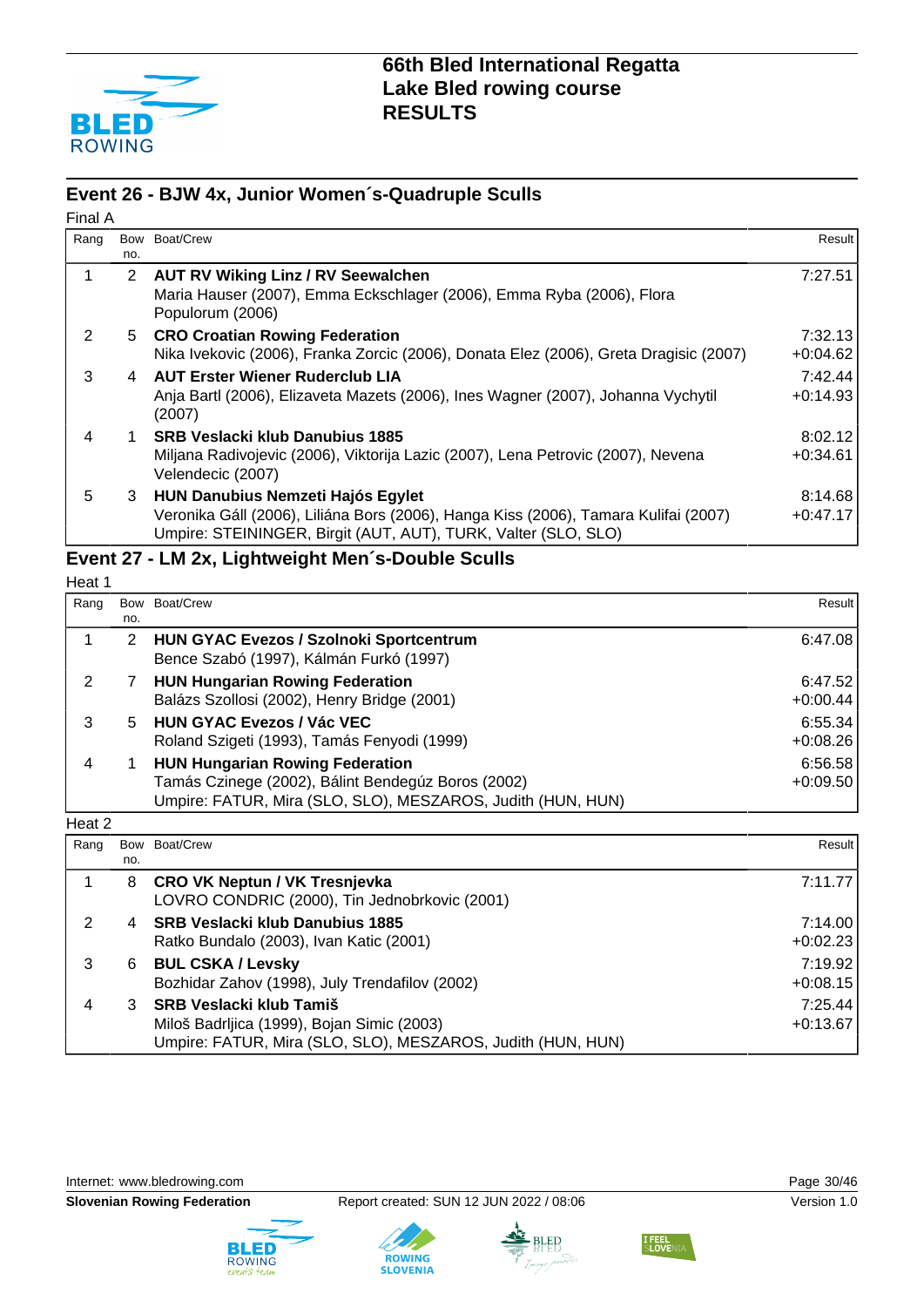# 66th Bled International Regatta
# Lake Bled rowing course
# RESULTS

## Event 26 - BJW 4x, Junior Women´s-Quadruple Sculls

Final A

| Rang | Bow no. | Boat/Crew | Result |
|---|---|---|---|
| 1 | 2 | **AUT RV Wiking Linz / RV Seewalchen**<br>Maria Hauser (2007), Emma Eckschlager (2006), Emma Ryba (2006), Flora Populorum (2006) | 7:27.51 |
| 2 | 5 | **CRO Croatian Rowing Federation**<br>Nika Ivekovic (2006), Franka Zorcic (2006), Donata Elez (2006), Greta Dragisic (2007) | 7:32.13<br>+0:04.62 |
| 3 | 4 | **AUT Erster Wiener Ruderclub LIA**<br>Anja Bartl (2006), Elizaveta Mazets (2006), Ines Wagner (2007), Johanna Vychytil (2007) | 7:42.44<br>+0:14.93 |
| 4 | 1 | **SRB Veslacki klub Danubius 1885**<br>Miljana Radivojevic (2006), Viktorija Lazic (2007), Lena Petrovic (2007), Nevena Velendecic (2007) | 8:02.12<br>+0:34.61 |
| 5 | 3 | **HUN Danubius Nemzeti Hajós Egylet**<br>Veronika Gáll (2006), Liliána Bors (2006), Hanga Kiss (2006), Tamara Kulifai (2007)<br>Umpire: STEININGER, Birgit (AUT, AUT), TURK, Valter (SLO, SLO) | 8:14.68<br>+0:47.17 |

## Event 27 - LM 2x, Lightweight Men´s-Double Sculls

Heat 1

| Rang | Bow no. | Boat/Crew | Result |
|---|---|---|---|
| 1 | 2 | **HUN GYAC Evezos / Szolnoki Sportcentrum**<br>Bence Szabó (1997), Kálmán Furkó (1997) | 6:47.08 |
| 2 | 7 | **HUN Hungarian Rowing Federation**<br>Balázs Szollosi (2002), Henry Bridge (2001) | 6:47.52<br>+0:00.44 |
| 3 | 5 | **HUN GYAC Evezos / Vác VEC**<br>Roland Szigeti (1993), Tamás Fenyodi (1999) | 6:55.34<br>+0:08.26 |
| 4 | 1 | **HUN Hungarian Rowing Federation**<br>Tamás Czinege (2002), Bálint Bendegúz Boros (2002)<br>Umpire: FATUR, Mira (SLO, SLO), MESZAROS, Judith (HUN, HUN) | 6:56.58<br>+0:09.50 |

Heat 2

| Rang | Bow no. | Boat/Crew | Result |
|---|---|---|---|
| 1 | 8 | **CRO VK Neptun / VK Tresnjevka**<br>LOVRO CONDRIC (2000), Tin Jednobrkovic (2001) | 7:11.77 |
| 2 | 4 | **SRB Veslacki klub Danubius 1885**<br>Ratko Bundalo (2003), Ivan Katic (2001) | 7:14.00<br>+0:02.23 |
| 3 | 6 | **BUL CSKA / Levsky**<br>Bozhidar Zahov (1998), July Trendafilov (2002) | 7:19.92<br>+0:08.15 |
| 4 | 3 | **SRB Veslacki klub Tamiš**<br>Miloš Badrljica (1999), Bojan Simic (2003)<br>Umpire: FATUR, Mira (SLO, SLO), MESZAROS, Judith (HUN, HUN) | 7:25.44<br>+0:13.67 |

Internet: www.bledrowing.com
**Slovenian Rowing Federation** Report created: SUN 12 JUN 2022 / 08:06 Version 1.0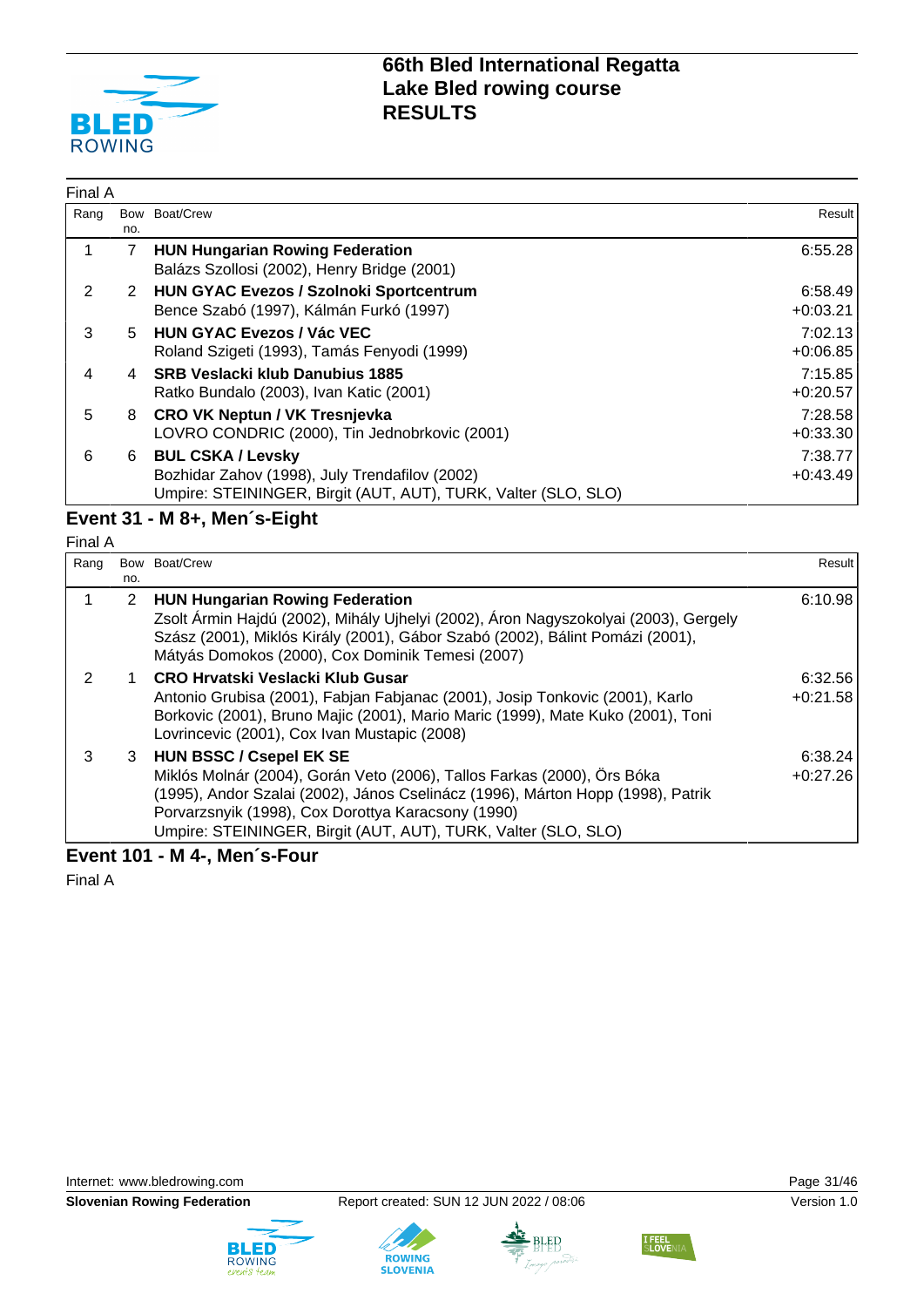Final A

| Rang | Bow no. | Boat/Crew | Result |
|---|---|---|---|
| 1 | 7 | **HUN Hungarian Rowing Federation**<br>Balázs Szollosi (2002), Henry Bridge (2001) | 6:55.28 |
| 2 | 2 | **HUN GYAC Evezos / Szolnoki Sportcentrum**<br>Bence Szabó (1997), Kálmán Furkó (1997) | 6:58.49<br>+0:03.21 |
| 3 | 5 | **HUN GYAC Evezos / Vác VEC**<br>Roland Szigeti (1993), Tamás Fenyodi (1999) | 7:02.13<br>+0:06.85 |
| 4 | 4 | **SRB Veslacki klub Danubius 1885**<br>Ratko Bundalo (2003), Ivan Katic (2001) | 7:15.85<br>+0:20.57 |
| 5 | 8 | **CRO VK Neptun / VK Tresnjevka**<br>LOVRO CONDRIC (2000), Tin Jednobrkovic (2001) | 7:28.58<br>+0:33.30 |
| 6 | 6 | **BUL CSKA / Levsky**<br>Bozhidar Zahov (1998), July Trendafilov (2002)<br>Umpire: STEININGER, Birgit (AUT, AUT), TURK, Valter (SLO, SLO) | 7:38.77<br>+0:43.49 |

## Event 31 - M 8+, Men´s-Eight

Final A

| Rang | Bow no. | Boat/Crew | Result |
|---|---|---|---|
| 1 | 2 | **HUN Hungarian Rowing Federation**<br>Zsolt Ármin Hajdú (2002), Mihály Ujhelyi (2002), Áron Nagyszokolyai (2003), Gergely Szász (2001), Miklós Király (2001), Gábor Szabó (2002), Bálint Pomázi (2001), Mátyás Domokos (2000), Cox Dominik Temesi (2007) | 6:10.98 |
| 2 | 1 | **CRO Hrvatski Veslacki Klub Gusar**<br>Antonio Grubisa (2001), Fabjan Fabjanac (2001), Josip Tonkovic (2001), Karlo Borkovic (2001), Bruno Majic (2001), Mario Maric (1999), Mate Kuko (2001), Toni Lovrincevic (2001), Cox Ivan Mustapic (2008) | 6:32.56<br>+0:21.58 |
| 3 | 3 | **HUN BSSC / Csepel EK SE**<br>Miklós Molnár (2004), Gorán Veto (2006), Tallos Farkas (2000), Örs Bóka (1995), Andor Szalai (2002), János Cselinácz (1996), Márton Hopp (1998), Patrik Porvarzsnyik (1998), Cox Dorottya Karacsony (1990)<br>Umpire: STEININGER, Birgit (AUT, AUT), TURK, Valter (SLO, SLO) | 6:38.24<br>+0:27.26 |

## Event 101 - M 4-, Men´s-Four

Final A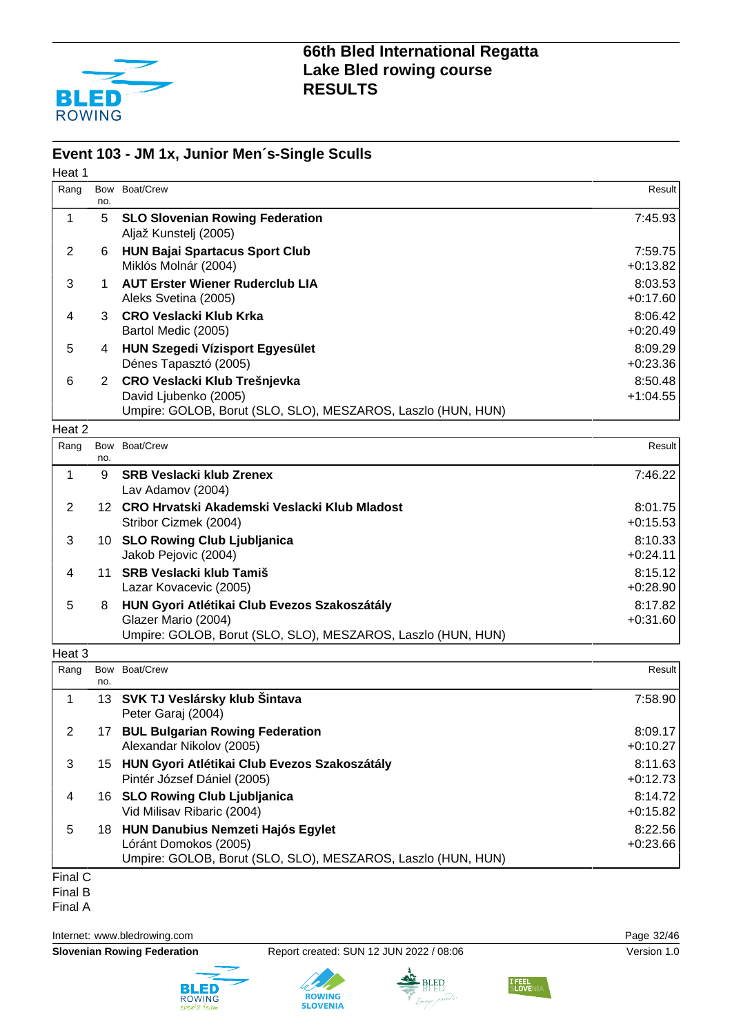# 66th Bled International Regatta
# Lake Bled rowing course
# RESULTS

## Event 103 - JM 1x, Junior Men´s-Single Sculls

### Heat 1

| Rang | Bow no. | Boat/Crew | Result |
|---|---|---|---|
| 1 | 5 | **SLO Slovenian Rowing Federation**<br>Aljaž Kunstelj (2005) | 7:45.93 |
| 2 | 6 | **HUN Bajai Spartacus Sport Club**<br>Miklós Molnár (2004) | 7:59.75<br>+0:13.82 |
| 3 | 1 | **AUT Erster Wiener Ruderclub LIA**<br>Aleks Svetina (2005) | 8:03.53<br>+0:17.60 |
| 4 | 3 | **CRO Veslacki Klub Krka**<br>Bartol Medic (2005) | 8:06.42<br>+0:20.49 |
| 5 | 4 | **HUN Szegedi Vízisport Egyesület**<br>Dénes Tapasztó (2005) | 8:09.29<br>+0:23.36 |
| 6 | 2 | **CRO Veslacki Klub Trešnjevka**<br>David Ljubenko (2005) | 8:50.48<br>+1:04.55 |

Umpire: GOLOB, Borut (SLO, SLO), MESZAROS, Laszlo (HUN, HUN)

### Heat 2

| Rang | Bow no. | Boat/Crew | Result |
|---|---|---|---|
| 1 | 9 | **SRB Veslacki klub Zrenex**<br>Lav Adamov (2004) | 7:46.22 |
| 2 | 12 | **CRO Hrvatski Akademski Veslacki Klub Mladost**<br>Stribor Cizmek (2004) | 8:01.75<br>+0:15.53 |
| 3 | 10 | **SLO Rowing Club Ljubljanica**<br>Jakob Pejovic (2004) | 8:10.33<br>+0:24.11 |
| 4 | 11 | **SRB Veslacki klub Tamiš**<br>Lazar Kovacevic (2005) | 8:15.12<br>+0:28.90 |
| 5 | 8 | **HUN Gyori Atlétikai Club Evezos Szakoszátály**<br>Glazer Mario (2004) | 8:17.82<br>+0:31.60 |

Umpire: GOLOB, Borut (SLO, SLO), MESZAROS, Laszlo (HUN, HUN)

### Heat 3

| Rang | Bow no. | Boat/Crew | Result |
|---|---|---|---|
| 1 | 13 | **SVK TJ Veslársky klub Šintava**<br>Peter Garaj (2004) | 7:58.90 |
| 2 | 17 | **BUL Bulgarian Rowing Federation**<br>Alexandar Nikolov (2005) | 8:09.17<br>+0:10.27 |
| 3 | 15 | **HUN Gyori Atlétikai Club Evezos Szakoszátály**<br>Pintér József Dániel (2005) | 8:11.63<br>+0:12.73 |
| 4 | 16 | **SLO Rowing Club Ljubljanica**<br>Vid Milisav Ribaric (2004) | 8:14.72<br>+0:15.82 |
| 5 | 18 | **HUN Danubius Nemzeti Hajós Egylet**<br>Lóránt Domokos (2005) | 8:22.56<br>+0:23.66 |

Umpire: GOLOB, Borut (SLO, SLO), MESZAROS, Laszlo (HUN, HUN)

Final C
Final B
Final A

Internet: www.bledrowing.com

**Slovenian Rowing Federation** Report created: SUN 12 JUN 2022 / 08:06 Version 1.0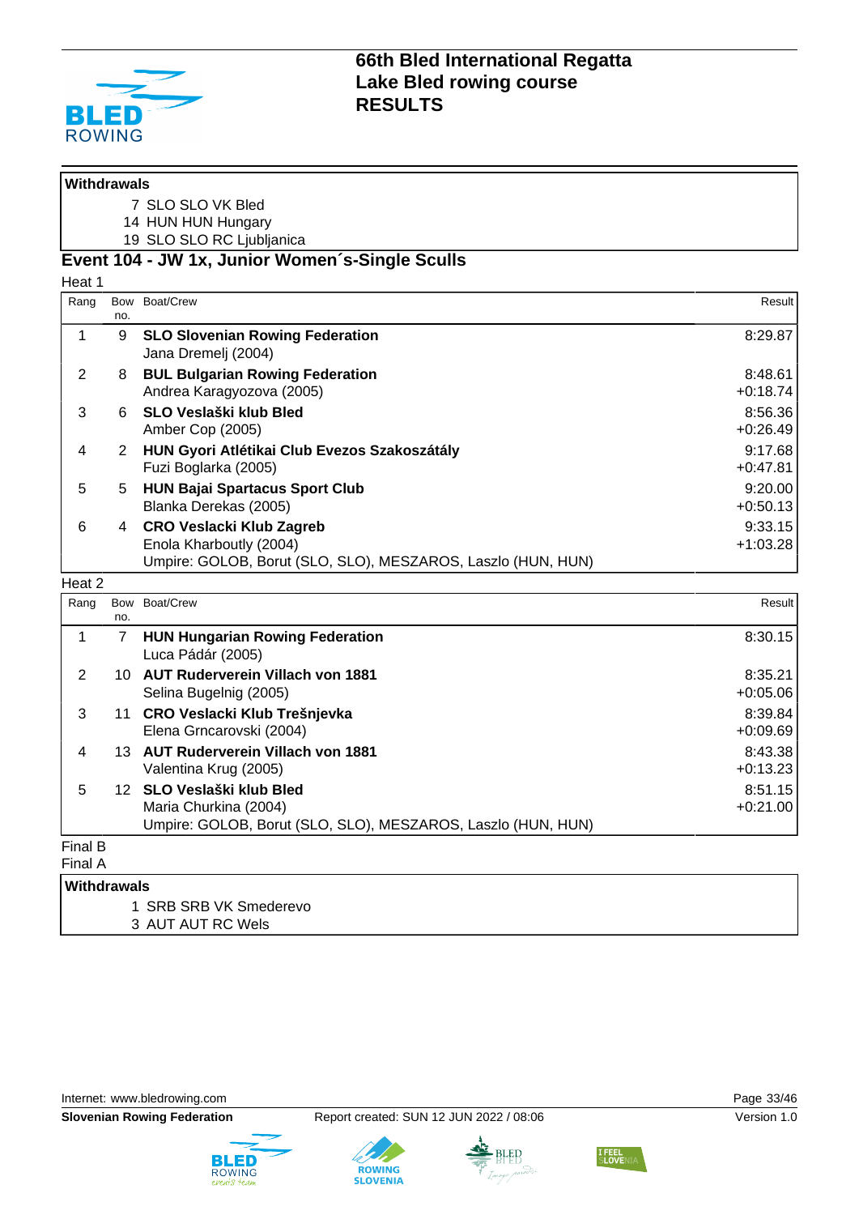## Withdrawals

7 SLO SLO VK Bled
14 HUN HUN Hungary
19 SLO SLO RC Ljubljanica

## Event 104 - JW 1x, Junior Women´s-Single Sculls

Heat 1

| Rang | Bow no. | Boat/Crew | Result |
|---|---|---|---|
| 1 | 9 | **SLO Slovenian Rowing Federation**<br>Jana Dremelj (2004) | 8:29.87 |
| 2 | 8 | **BUL Bulgarian Rowing Federation**<br>Andrea Karagyozova (2005) | 8:48.61<br>+0:18.74 |
| 3 | 6 | **SLO Veslaški klub Bled**<br>Amber Cop (2005) | 8:56.36<br>+0:26.49 |
| 4 | 2 | **HUN Gyori Atlétikai Club Evezos Szakoszátály**<br>Fuzi Boglarka (2005) | 9:17.68<br>+0:47.81 |
| 5 | 5 | **HUN Bajai Spartacus Sport Club**<br>Blanka Derekas (2005) | 9:20.00<br>+0:50.13 |
| 6 | 4 | **CRO Veslacki Klub Zagreb**<br>Enola Kharboutly (2004)<br>Umpire: GOLOB, Borut (SLO, SLO), MESZAROS, Laszlo (HUN, HUN) | 9:33.15<br>+1:03.28 |

Heat 2

| Rang | Bow no. | Boat/Crew | Result |
|---|---|---|---|
| 1 | 7 | **HUN Hungarian Rowing Federation**<br>Luca Pádár (2005) | 8:30.15 |
| 2 | 10 | **AUT Ruderverein Villach von 1881**<br>Selina Bugelnig (2005) | 8:35.21<br>+0:05.06 |
| 3 | 11 | **CRO Veslacki Klub Trešnjevka**<br>Elena Grncarovski (2004) | 8:39.84<br>+0:09.69 |
| 4 | 13 | **AUT Ruderverein Villach von 1881**<br>Valentina Krug (2005) | 8:43.38<br>+0:13.23 |
| 5 | 12 | **SLO Veslaški klub Bled**<br>Maria Churkina (2004)<br>Umpire: GOLOB, Borut (SLO, SLO), MESZAROS, Laszlo (HUN, HUN) | 8:51.15<br>+0:21.00 |

Final B

Final A

## Withdrawals

1 SRB SRB VK Smederevo
3 AUT AUT RC Wels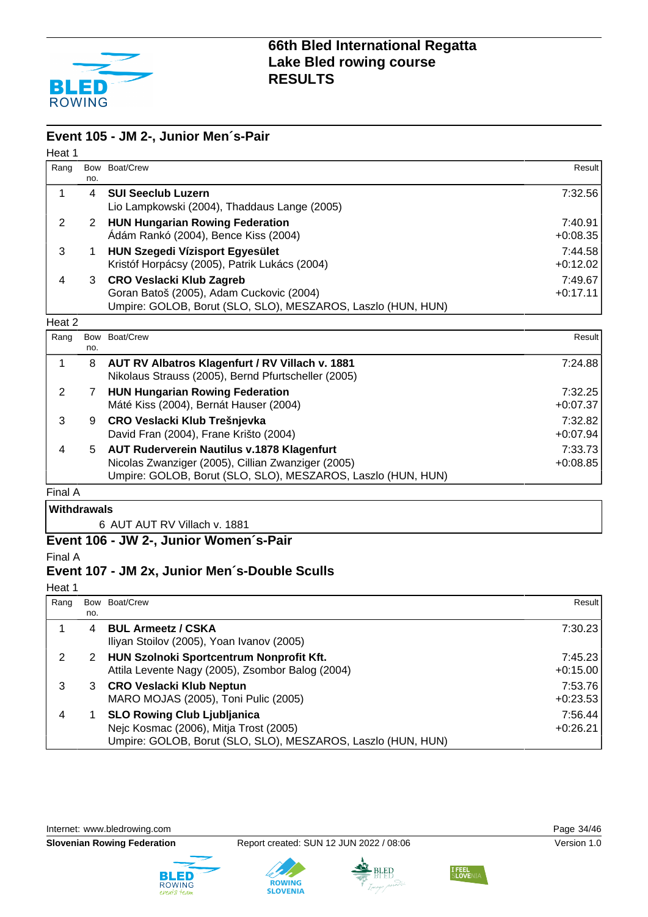# 66th Bled International Regatta
# Lake Bled rowing course
# RESULTS

## Event 105 - JM 2-, Junior Men´s-Pair

Heat 1

| Rang | Bow no. | Boat/Crew | Result |
|---|---|---|---|
| 1 | 4 | **SUI Seeclub Luzern**<br>Lio Lampkowski (2004), Thaddaus Lange (2005) | 7:32.56 |
| 2 | 2 | **HUN Hungarian Rowing Federation**<br>Ádám Rankó (2004), Bence Kiss (2004) | 7:40.91<br>+0:08.35 |
| 3 | 1 | **HUN Szegedi Vízisport Egyesület**<br>Kristóf Horpácsy (2005), Patrik Lukács (2004) | 7:44.58<br>+0:12.02 |
| 4 | 3 | **CRO Veslacki Klub Zagreb**<br>Goran Batoš (2005), Adam Cuckovic (2004)<br>Umpire: GOLOB, Borut (SLO, SLO), MESZAROS, Laszlo (HUN, HUN) | 7:49.67<br>+0:17.11 |

Heat 2

| Rang | Bow no. | Boat/Crew | Result |
|---|---|---|---|
| 1 | 8 | **AUT RV Albatros Klagenfurt / RV Villach v. 1881**<br>Nikolaus Strauss (2005), Bernd Pfurtscheller (2005) | 7:24.88 |
| 2 | 7 | **HUN Hungarian Rowing Federation**<br>Máté Kiss (2004), Bernát Hauser (2004) | 7:32.25<br>+0:07.37 |
| 3 | 9 | **CRO Veslacki Klub Trešnjevka**<br>David Fran (2004), Frane Krišto (2004) | 7:32.82<br>+0:07.94 |
| 4 | 5 | **AUT Ruderverein Nautilus v.1878 Klagenfurt**<br>Nicolas Zwanziger (2005), Cillian Zwanziger (2005)<br>Umpire: GOLOB, Borut (SLO, SLO), MESZAROS, Laszlo (HUN, HUN) | 7:33.73<br>+0:08.85 |

Final A

**Withdrawals**

6 AUT AUT RV Villach v. 1881

## Event 106 - JW 2-, Junior Women´s-Pair

Final A

## Event 107 - JM 2x, Junior Men´s-Double Sculls

Heat 1

| Rang | Bow no. | Boat/Crew | Result |
|---|---|---|---|
| 1 | 4 | **BUL Armeetz / CSKA**<br>Iliyan Stoilov (2005), Yoan Ivanov (2005) | 7:30.23 |
| 2 | 2 | **HUN Szolnoki Sportcentrum Nonprofit Kft.**<br>Attila Levente Nagy (2005), Zsombor Balog (2004) | 7:45.23<br>+0:15.00 |
| 3 | 3 | **CRO Veslacki Klub Neptun**<br>MARO MOJAS (2005), Toni Pulic (2005) | 7:53.76<br>+0:23.53 |
| 4 | 1 | **SLO Rowing Club Ljubljanica**<br>Nejc Kosmac (2006), Mitja Trost (2005)<br>Umpire: GOLOB, Borut (SLO, SLO), MESZAROS, Laszlo (HUN, HUN) | 7:56.44<br>+0:26.21 |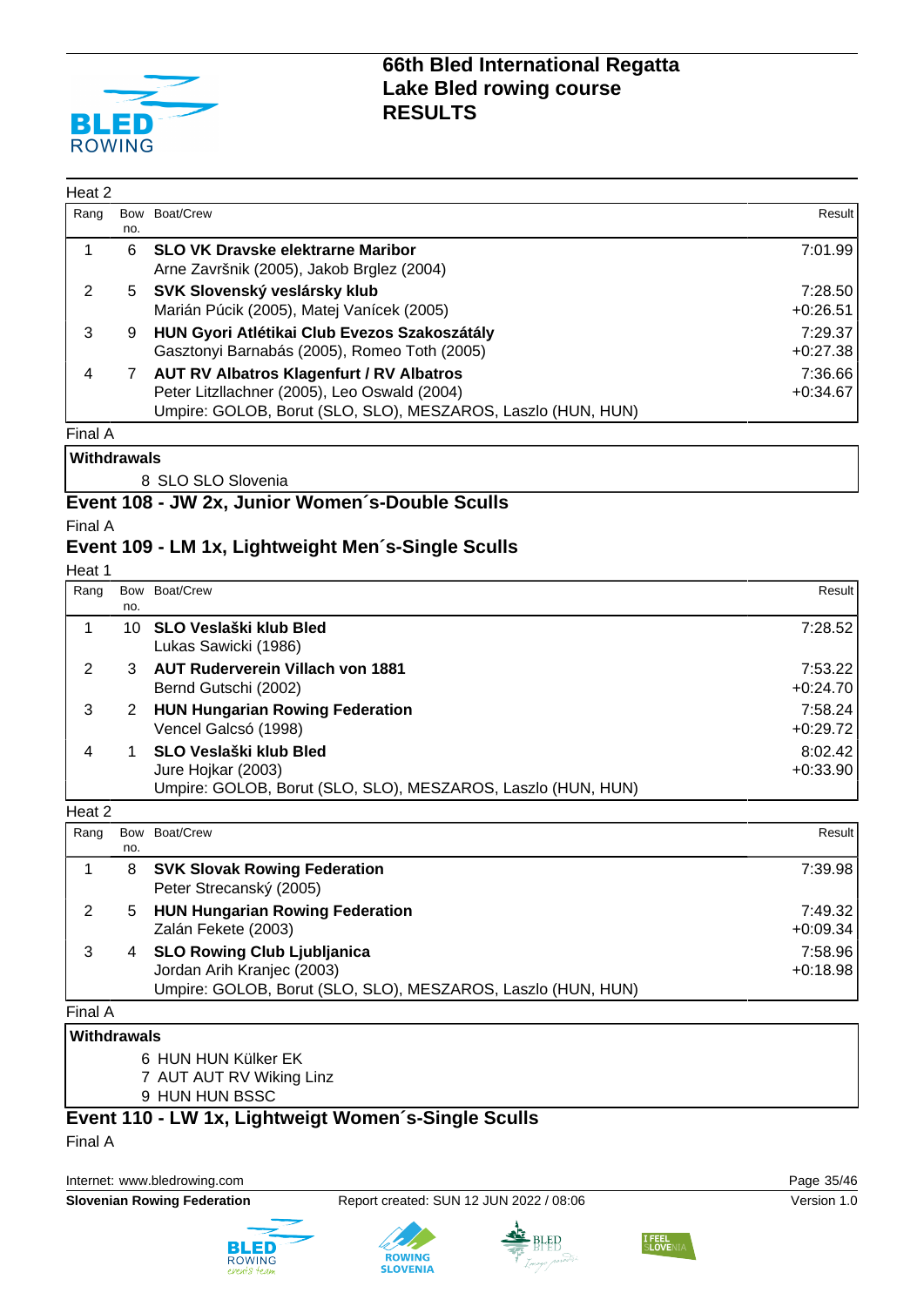# 66th Bled International Regatta
## Lake Bled rowing course
## RESULTS

Heat 2

| Rang | Bow no. | Boat/Crew | Result |
|---|---|---|---|
| 1 | 6 | **SLO VK Dravske elektrarne Maribor**<br>Arne Završnik (2005), Jakob Brglez (2004) | 7:01.99 |
| 2 | 5 | **SVK Slovenský veslársky klub**<br>Marián Púcik (2005), Matej Vanícek (2005) | 7:28.50<br>+0:26.51 |
| 3 | 9 | **HUN Gyori Atlétikai Club Evezos Szakoszátály**<br>Gasztonyi Barnabás (2005), Romeo Toth (2005) | 7:29.37<br>+0:27.38 |
| 4 | 7 | **AUT RV Albatros Klagenfurt / RV Albatros**<br>Peter Litzllachner (2005), Leo Oswald (2004)<br>Umpire: GOLOB, Borut (SLO, SLO), MESZAROS, Laszlo (HUN, HUN) | 7:36.66<br>+0:34.67 |

Final A

**Withdrawals**

8 SLO SLO Slovenia

### Event 108 - JW 2x, Junior Women´s-Double Sculls

Final A

### Event 109 - LM 1x, Lightweight Men´s-Single Sculls

Heat 1

| Rang | Bow no. | Boat/Crew | Result |
|---|---|---|---|
| 1 | 10 | **SLO Veslaški klub Bled**<br>Lukas Sawicki (1986) | 7:28.52 |
| 2 | 3 | **AUT Ruderverein Villach von 1881**<br>Bernd Gutschi (2002) | 7:53.22<br>+0:24.70 |
| 3 | 2 | **HUN Hungarian Rowing Federation**<br>Vencel Galcsó (1998) | 7:58.24<br>+0:29.72 |
| 4 | 1 | **SLO Veslaški klub Bled**<br>Jure Hojkar (2003)<br>Umpire: GOLOB, Borut (SLO, SLO), MESZAROS, Laszlo (HUN, HUN) | 8:02.42<br>+0:33.90 |

Heat 2

| Rang | Bow no. | Boat/Crew | Result |
|---|---|---|---|
| 1 | 8 | **SVK Slovak Rowing Federation**<br>Peter Strecanský (2005) | 7:39.98 |
| 2 | 5 | **HUN Hungarian Rowing Federation**<br>Zalán Fekete (2003) | 7:49.32<br>+0:09.34 |
| 3 | 4 | **SLO Rowing Club Ljubljanica**<br>Jordan Arih Kranjec (2003)<br>Umpire: GOLOB, Borut (SLO, SLO), MESZAROS, Laszlo (HUN, HUN) | 7:58.96<br>+0:18.98 |

Final A

**Withdrawals**

6 HUN HUN Külker EK
7 AUT AUT RV Wiking Linz
9 HUN HUN BSSC

### Event 110 - LW 1x, Lightweigt Women´s-Single Sculls

Final A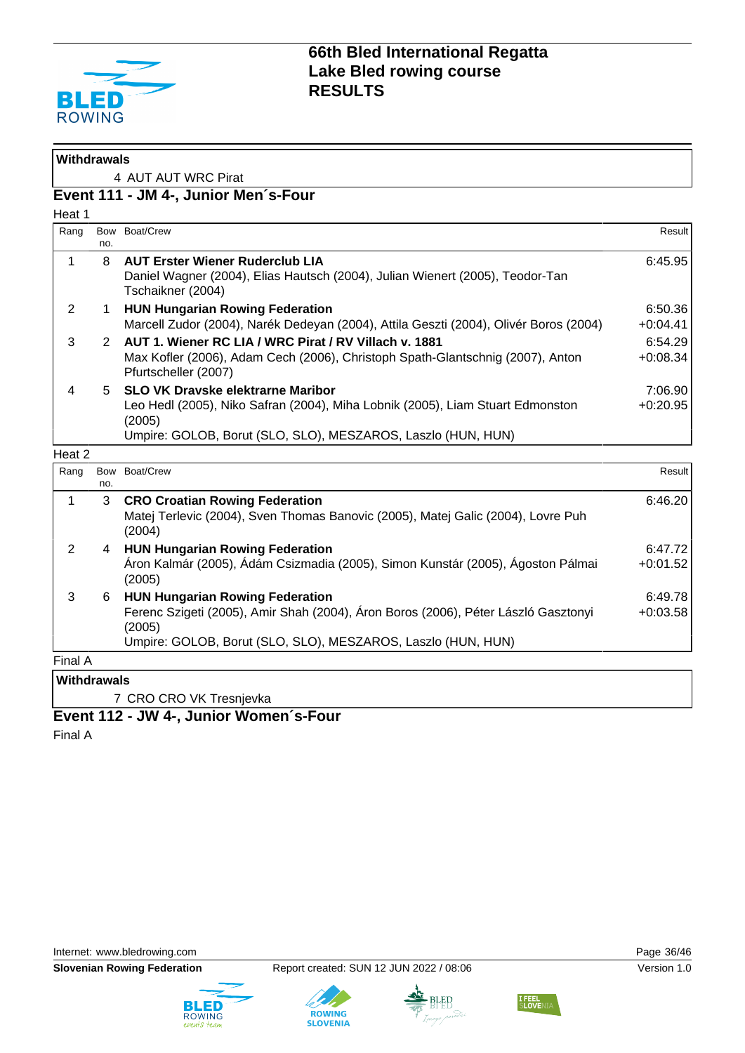**Withdrawals**

4 AUT AUT WRC Pirat

## Event 111 - JM 4-, Junior Men´s-Four

Heat 1

| Rang | Bow no. | Boat/Crew | Result |
|---|---|---|---|
| 1 | 8 | **AUT Erster Wiener Ruderclub LIA**<br>Daniel Wagner (2004), Elias Hautsch (2004), Julian Wienert (2005), Teodor-Tan Tschaikner (2004) | 6:45.95 |
| 2 | 1 | **HUN Hungarian Rowing Federation**<br>Marcell Zudor (2004), Narék Dedeyan (2004), Attila Geszti (2004), Olivér Boros (2004) | 6:50.36<br>+0:04.41 |
| 3 | 2 | **AUT 1. Wiener RC LIA / WRC Pirat / RV Villach v. 1881**<br>Max Kofler (2006), Adam Cech (2006), Christoph Spath-Glantschnig (2007), Anton Pfurtscheller (2007) | 6:54.29<br>+0:08.34 |
| 4 | 5 | **SLO VK Dravske elektrarne Maribor**<br>Leo Hedl (2005), Niko Safran (2004), Miha Lobnik (2005), Liam Stuart Edmonston (2005)<br>Umpire: GOLOB, Borut (SLO, SLO), MESZAROS, Laszlo (HUN, HUN) | 7:06.90<br>+0:20.95 |

Heat 2

| Rang | Bow no. | Boat/Crew | Result |
|---|---|---|---|
| 1 | 3 | **CRO Croatian Rowing Federation**<br>Matej Terlevic (2004), Sven Thomas Banovic (2005), Matej Galic (2004), Lovre Puh (2004) | 6:46.20 |
| 2 | 4 | **HUN Hungarian Rowing Federation**<br>Áron Kalmár (2005), Ádám Csizmadia (2005), Simon Kunstár (2005), Ágoston Pálmai (2005) | 6:47.72<br>+0:01.52 |
| 3 | 6 | **HUN Hungarian Rowing Federation**<br>Ferenc Szigeti (2005), Amir Shah (2004), Áron Boros (2006), Péter László Gasztonyi (2005)<br>Umpire: GOLOB, Borut (SLO, SLO), MESZAROS, Laszlo (HUN, HUN) | 6:49.78<br>+0:03.58 |

Final A

**Withdrawals**

7 CRO CRO VK Tresnjevka

## Event 112 - JW 4-, Junior Women´s-Four

Final A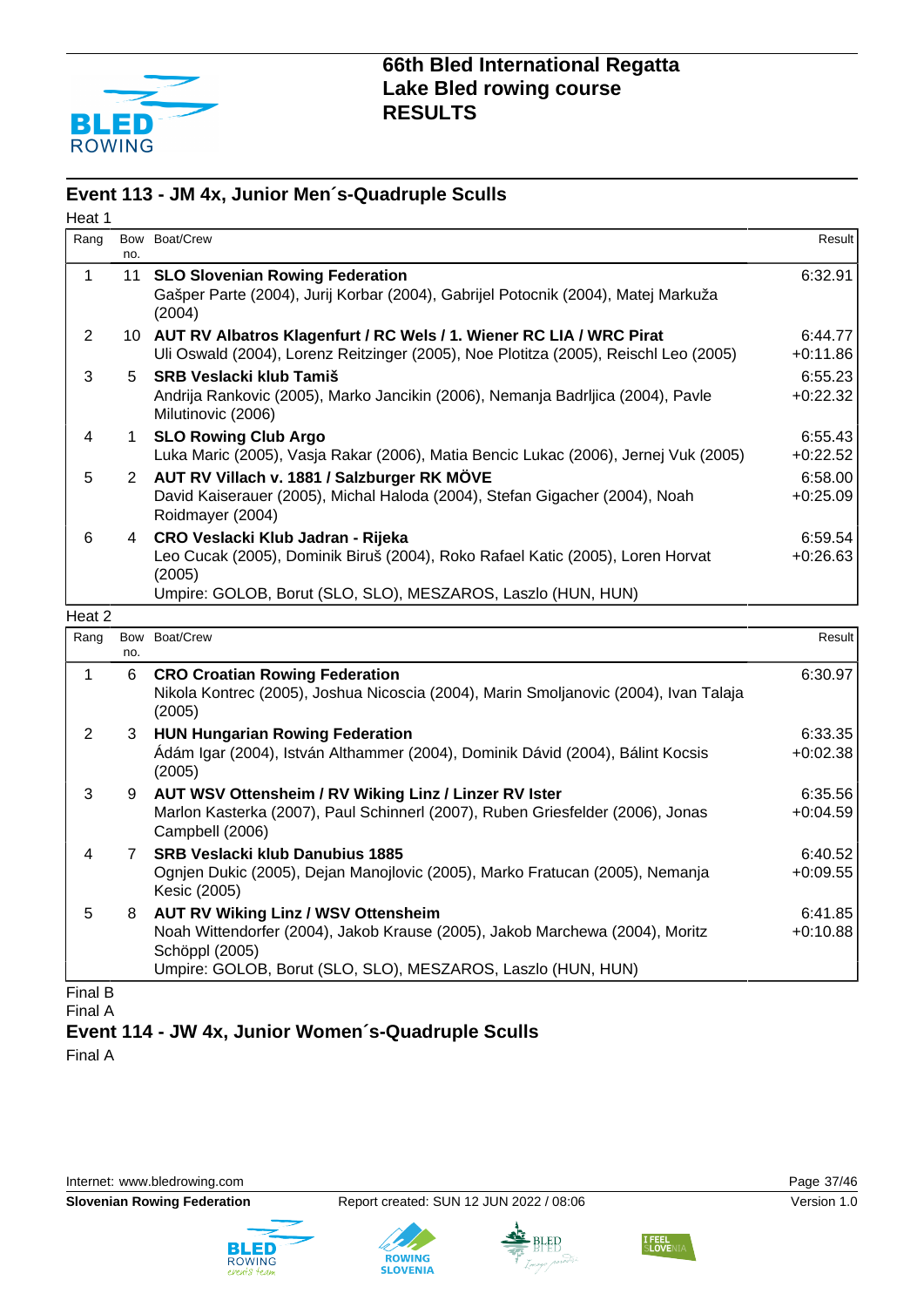# 66th Bled International Regatta
## Lake Bled rowing course
## RESULTS

## Event 113 - JM 4x, Junior Men´s-Quadruple Sculls

Heat 1

| Rang | Bow no. | Boat/Crew | Result |
|---|---|---|---|
| 1 | 11 | **SLO Slovenian Rowing Federation**<br>Gašper Parte (2004), Jurij Korbar (2004), Gabrijel Potocnik (2004), Matej Markuža (2004) | 6:32.91 |
| 2 | 10 | **AUT RV Albatros Klagenfurt / RC Wels / 1. Wiener RC LIA / WRC Pirat**<br>Uli Oswald (2004), Lorenz Reitzinger (2005), Noe Plotitza (2005), Reischl Leo (2005) | 6:44.77<br>+0:11.86 |
| 3 | 5 | **SRB Veslacki klub Tamiš**<br>Andrija Rankovic (2005), Marko Jancikin (2006), Nemanja Badrljica (2004), Pavle Milutinovic (2006) | 6:55.23<br>+0:22.32 |
| 4 | 1 | **SLO Rowing Club Argo**<br>Luka Maric (2005), Vasja Rakar (2006), Matia Bencic Lukac (2006), Jernej Vuk (2005) | 6:55.43<br>+0:22.52 |
| 5 | 2 | **AUT RV Villach v. 1881 / Salzburger RK MÖVE**<br>David Kaiserauer (2005), Michal Haloda (2004), Stefan Gigacher (2004), Noah Roidmayer (2004) | 6:58.00<br>+0:25.09 |
| 6 | 4 | **CRO Veslacki Klub Jadran - Rijeka**<br>Leo Cucak (2005), Dominik Biruš (2004), Roko Rafael Katic (2005), Loren Horvat (2005) | 6:59.54<br>+0:26.63 |

Umpire: GOLOB, Borut (SLO, SLO), MESZAROS, Laszlo (HUN, HUN)

Heat 2

| Rang | Bow no. | Boat/Crew | Result |
|---|---|---|---|
| 1 | 6 | **CRO Croatian Rowing Federation**<br>Nikola Kontrec (2005), Joshua Nicoscia (2004), Marin Smoljanovic (2004), Ivan Talaja (2005) | 6:30.97 |
| 2 | 3 | **HUN Hungarian Rowing Federation**<br>Ádám Igar (2004), István Althammer (2004), Dominik Dávid (2004), Bálint Kocsis (2005) | 6:33.35<br>+0:02.38 |
| 3 | 9 | **AUT WSV Ottensheim / RV Wiking Linz / Linzer RV Ister**<br>Marlon Kasterka (2007), Paul Schinnerl (2007), Ruben Griesfelder (2006), Jonas Campbell (2006) | 6:35.56<br>+0:04.59 |
| 4 | 7 | **SRB Veslacki klub Danubius 1885**<br>Ognjen Dukic (2005), Dejan Manojlovic (2005), Marko Fratucan (2005), Nemanja Kesic (2005) | 6:40.52<br>+0:09.55 |
| 5 | 8 | **AUT RV Wiking Linz / WSV Ottensheim**<br>Noah Wittendorfer (2004), Jakob Krause (2005), Jakob Marchewa (2004), Moritz Schöppl (2005) | 6:41.85<br>+0:10.88 |

Umpire: GOLOB, Borut (SLO, SLO), MESZAROS, Laszlo (HUN, HUN)

Final B

Final A

## Event 114 - JW 4x, Junior Women´s-Quadruple Sculls

Final A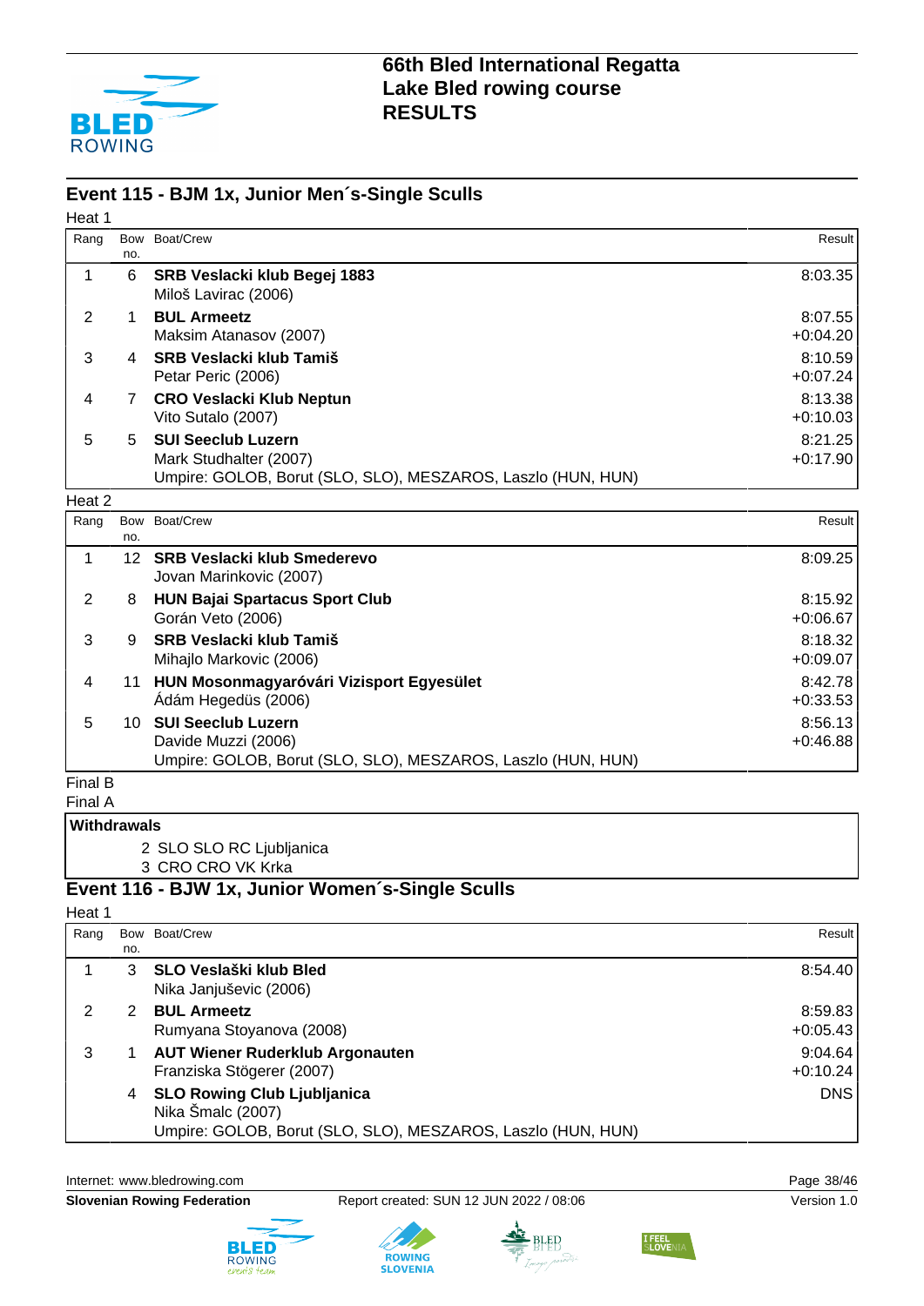# 66th Bled International Regatta
# Lake Bled rowing course
# RESULTS

## Event 115 - BJM 1x, Junior Men´s-Single Sculls

Heat 1

| Rang | Bow no. | Boat/Crew | Result |
|---|---|---|---|
| 1 | 6 | **SRB Veslacki klub Begej 1883**<br>Miloš Lavirac (2006) | 8:03.35 |
| 2 | 1 | **BUL Armeetz**<br>Maksim Atanasov (2007) | 8:07.55<br>+0:04.20 |
| 3 | 4 | **SRB Veslacki klub Tamiš**<br>Petar Peric (2006) | 8:10.59<br>+0:07.24 |
| 4 | 7 | **CRO Veslacki Klub Neptun**<br>Vito Sutalo (2007) | 8:13.38<br>+0:10.03 |
| 5 | 5 | **SUI Seeclub Luzern**<br>Mark Studhalter (2007)<br>Umpire: GOLOB, Borut (SLO, SLO), MESZAROS, Laszlo (HUN, HUN) | 8:21.25<br>+0:17.90 |

Heat 2

| Rang | Bow no. | Boat/Crew | Result |
|---|---|---|---|
| 1 | 12 | **SRB Veslacki klub Smederevo**<br>Jovan Marinkovic (2007) | 8:09.25 |
| 2 | 8 | **HUN Bajai Spartacus Sport Club**<br>Gorán Veto (2006) | 8:15.92<br>+0:06.67 |
| 3 | 9 | **SRB Veslacki klub Tamiš**<br>Mihajlo Markovic (2006) | 8:18.32<br>+0:09.07 |
| 4 | 11 | **HUN Mosonmagyaróvári Vizisport Egyesület**<br>Ádám Hegedüs (2006) | 8:42.78<br>+0:33.53 |
| 5 | 10 | **SUI Seeclub Luzern**<br>Davide Muzzi (2006)<br>Umpire: GOLOB, Borut (SLO, SLO), MESZAROS, Laszlo (HUN, HUN) | 8:56.13<br>+0:46.88 |

Final B

Final A

**Withdrawals**

2 SLO SLO RC Ljubljanica
3 CRO CRO VK Krka

## Event 116 - BJW 1x, Junior Women´s-Single Sculls

Heat 1

| Rang | Bow no. | Boat/Crew | Result |
|---|---|---|---|
| 1 | 3 | **SLO Veslaški klub Bled**<br>Nika Janjuševic (2006) | 8:54.40 |
| 2 | 2 | **BUL Armeetz**<br>Rumyana Stoyanova (2008) | 8:59.83<br>+0:05.43 |
| 3 | 1 | **AUT Wiener Ruderklub Argonauten**<br>Franziska Stögerer (2007) | 9:04.64<br>+0:10.24 |
| | 4 | **SLO Rowing Club Ljubljanica**<br>Nika Šmalc (2007)<br>Umpire: GOLOB, Borut (SLO, SLO), MESZAROS, Laszlo (HUN, HUN) | DNS |

Internet: www.bledrowing.com

**Slovenian Rowing Federation** Report created: SUN 12 JUN 2022 / 08:06 Version 1.0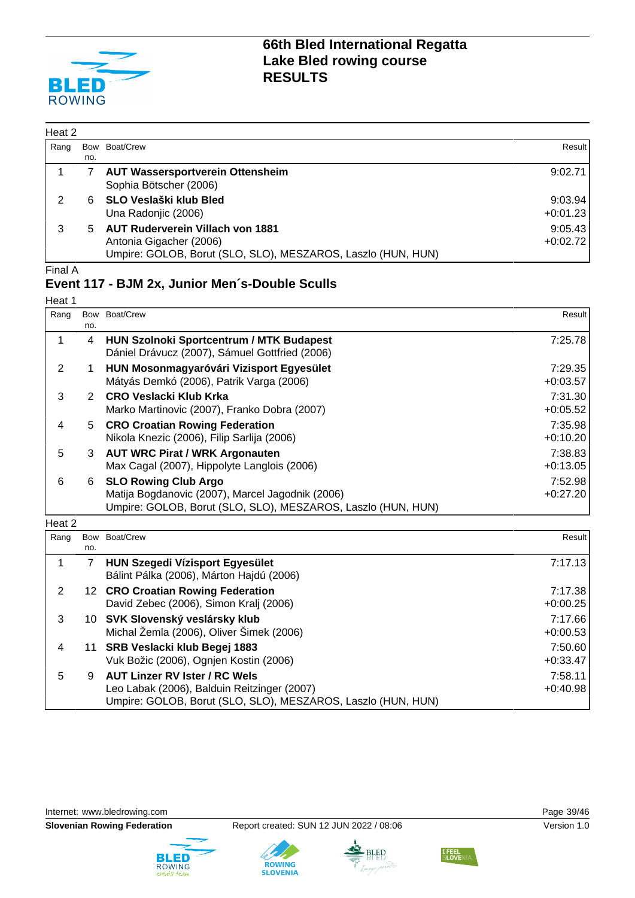# 66th Bled International Regatta
## Lake Bled rowing course
## RESULTS

Heat 2

| Rang | Bow no. | Boat/Crew | Result |
|---|---|---|---|
| 1 | 7 | **AUT Wassersportverein Ottensheim**<br>Sophia Bötscher (2006) | 9:02.71 |
| 2 | 6 | **SLO Veslaški klub Bled**<br>Una Radonjic (2006) | 9:03.94<br>+0:01.23 |
| 3 | 5 | **AUT Ruderverein Villach von 1881**<br>Antonia Gigacher (2006)<br>Umpire: GOLOB, Borut (SLO, SLO), MESZAROS, Laszlo (HUN, HUN) | 9:05.43<br>+0:02.72 |

Final A

### Event 117 - BJM 2x, Junior Men´s-Double Sculls

Heat 1

| Rang | Bow no. | Boat/Crew | Result |
|---|---|---|---|
| 1 | 4 | **HUN Szolnoki Sportcentrum / MTK Budapest**<br>Dániel Drávucz (2007), Sámuel Gottfried (2006) | 7:25.78 |
| 2 | 1 | **HUN Mosonmagyaróvári Vizisport Egyesület**<br>Mátyás Demkó (2006), Patrik Varga (2006) | 7:29.35<br>+0:03.57 |
| 3 | 2 | **CRO Veslacki Klub Krka**<br>Marko Martinovic (2007), Franko Dobra (2007) | 7:31.30<br>+0:05.52 |
| 4 | 5 | **CRO Croatian Rowing Federation**<br>Nikola Knezic (2006), Filip Sarlija (2006) | 7:35.98<br>+0:10.20 |
| 5 | 3 | **AUT WRC Pirat / WRK Argonauten**<br>Max Cagal (2007), Hippolyte Langlois (2006) | 7:38.83<br>+0:13.05 |
| 6 | 6 | **SLO Rowing Club Argo**<br>Matija Bogdanovic (2007), Marcel Jagodnik (2006)<br>Umpire: GOLOB, Borut (SLO, SLO), MESZAROS, Laszlo (HUN, HUN) | 7:52.98<br>+0:27.20 |

Heat 2

| Rang | Bow no. | Boat/Crew | Result |
|---|---|---|---|
| 1 | 7 | **HUN Szegedi Vízisport Egyesület**<br>Bálint Pálka (2006), Márton Hajdú (2006) | 7:17.13 |
| 2 | 12 | **CRO Croatian Rowing Federation**<br>David Zebec (2006), Simon Kralj (2006) | 7:17.38<br>+0:00.25 |
| 3 | 10 | **SVK Slovenský veslársky klub**<br>Michal Žemla (2006), Oliver Šimek (2006) | 7:17.66<br>+0:00.53 |
| 4 | 11 | **SRB Veslacki klub Begej 1883**<br>Vuk Božic (2006), Ognjen Kostin (2006) | 7:50.60<br>+0:33.47 |
| 5 | 9 | **AUT Linzer RV Ister / RC Wels**<br>Leo Labak (2006), Balduin Reitzinger (2007)<br>Umpire: GOLOB, Borut (SLO, SLO), MESZAROS, Laszlo (HUN, HUN) | 7:58.11<br>+0:40.98 |

Internet: www.bledrowing.com

**Slovenian Rowing Federation** Report created: SUN 12 JUN 2022 / 08:06 Version 1.0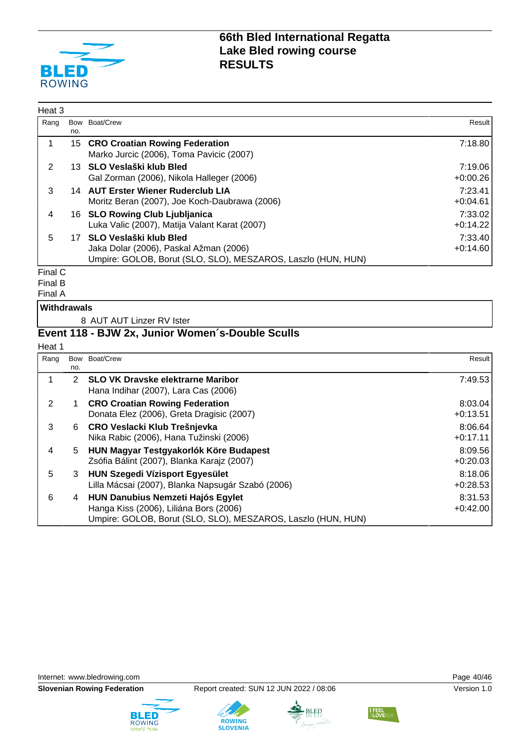Heat 3

| Rang | Bow no. | Boat/Crew | Result |
|---|---|---|---|
| 1 | 15 | **CRO Croatian Rowing Federation**<br>Marko Jurcic (2006), Toma Pavicic (2007) | 7:18.80 |
| 2 | 13 | **SLO Veslaški klub Bled**<br>Gal Zorman (2006), Nikola Halleger (2006) | 7:19.06<br>+0:00.26 |
| 3 | 14 | **AUT Erster Wiener Ruderclub LIA**<br>Moritz Beran (2007), Joe Koch-Daubrawa (2006) | 7:23.41<br>+0:04.61 |
| 4 | 16 | **SLO Rowing Club Ljubljanica**<br>Luka Valic (2007), Matija Valant Karat (2007) | 7:33.02<br>+0:14.22 |
| 5 | 17 | **SLO Veslaški klub Bled**<br>Jaka Dolar (2006), Paskal Ažman (2006)<br>Umpire: GOLOB, Borut (SLO, SLO), MESZAROS, Laszlo (HUN, HUN) | 7:33.40<br>+0:14.60 |

Final C
Final B
Final A

**Withdrawals**

8 AUT AUT Linzer RV Ister

## Event 118 - BJW 2x, Junior Women´s-Double Sculls

Heat 1

| Rang | Bow no. | Boat/Crew | Result |
|---|---|---|---|
| 1 | 2 | **SLO VK Dravske elektrarne Maribor**<br>Hana Indihar (2007), Lara Cas (2006) | 7:49.53 |
| 2 | 1 | **CRO Croatian Rowing Federation**<br>Donata Elez (2006), Greta Dragisic (2007) | 8:03.04<br>+0:13.51 |
| 3 | 6 | **CRO Veslacki Klub Trešnjevka**<br>Nika Rabic (2006), Hana Tužinski (2006) | 8:06.64<br>+0:17.11 |
| 4 | 5 | **HUN Magyar Testgyakorlók Köre Budapest**<br>Zsófia Bálint (2007), Blanka Karajz (2007) | 8:09.56<br>+0:20.03 |
| 5 | 3 | **HUN Szegedi Vízisport Egyesület**<br>Lilla Mácsai (2007), Blanka Napsugár Szabó (2006) | 8:18.06<br>+0:28.53 |
| 6 | 4 | **HUN Danubius Nemzeti Hajós Egylet**<br>Hanga Kiss (2006), Liliána Bors (2006)<br>Umpire: GOLOB, Borut (SLO, SLO), MESZAROS, Laszlo (HUN, HUN) | 8:31.53<br>+0:42.00 |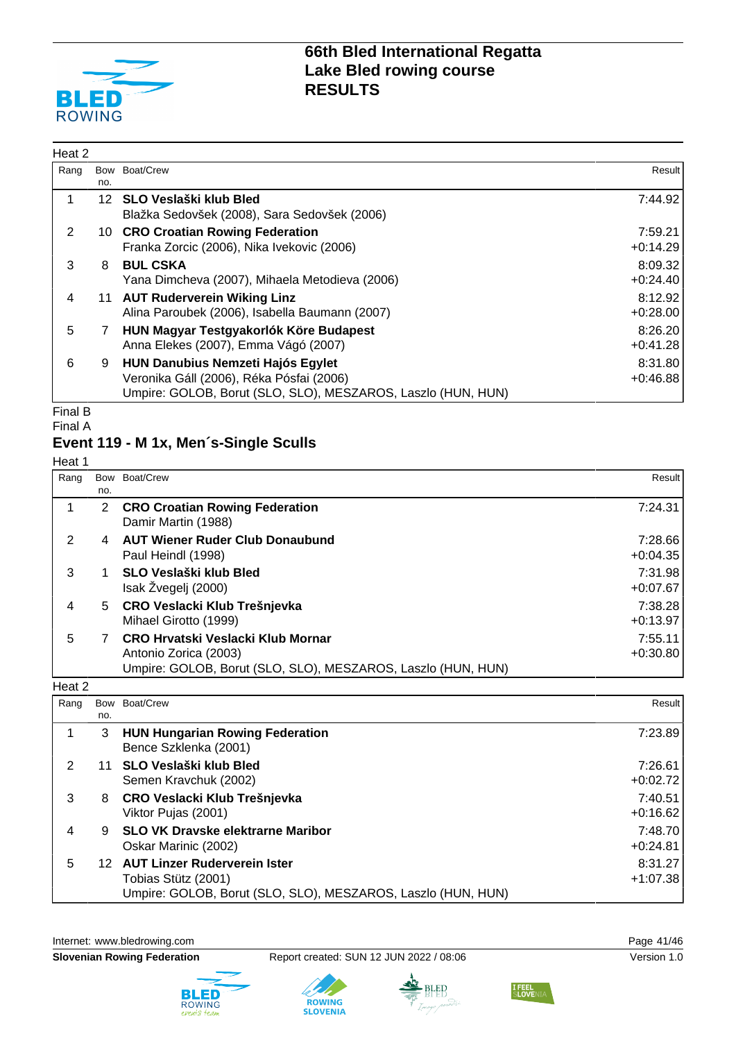# 66th Bled International Regatta
# Lake Bled rowing course
# RESULTS

Heat 2

| Rang | Bow no. | Boat/Crew | Result |
|---|---|---|---|
| 1 | 12 | **SLO Veslaški klub Bled**<br>Blažka Sedovšek (2008), Sara Sedovšek (2006) | 7:44.92 |
| 2 | 10 | **CRO Croatian Rowing Federation**<br>Franka Zorcic (2006), Nika Ivekovic (2006) | 7:59.21<br>+0:14.29 |
| 3 | 8 | **BUL CSKA**<br>Yana Dimcheva (2007), Mihaela Metodieva (2006) | 8:09.32<br>+0:24.40 |
| 4 | 11 | **AUT Ruderverein Wiking Linz**<br>Alina Paroubek (2006), Isabella Baumann (2007) | 8:12.92<br>+0:28.00 |
| 5 | 7 | **HUN Magyar Testgyakorlók Köre Budapest**<br>Anna Elekes (2007), Emma Vágó (2007) | 8:26.20<br>+0:41.28 |
| 6 | 9 | **HUN Danubius Nemzeti Hajós Egylet**<br>Veronika Gáll (2006), Réka Pósfai (2006)<br>Umpire: GOLOB, Borut (SLO, SLO), MESZAROS, Laszlo (HUN, HUN) | 8:31.80<br>+0:46.88 |

Final B

Final A

## Event 119 - M 1x, Men´s-Single Sculls

Heat 1

| Rang | Bow no. | Boat/Crew | Result |
|---|---|---|---|
| 1 | 2 | **CRO Croatian Rowing Federation**<br>Damir Martin (1988) | 7:24.31 |
| 2 | 4 | **AUT Wiener Ruder Club Donaubund**<br>Paul Heindl (1998) | 7:28.66<br>+0:04.35 |
| 3 | 1 | **SLO Veslaški klub Bled**<br>Isak Žvegelj (2000) | 7:31.98<br>+0:07.67 |
| 4 | 5 | **CRO Veslacki Klub Trešnjevka**<br>Mihael Girotto (1999) | 7:38.28<br>+0:13.97 |
| 5 | 7 | **CRO Hrvatski Veslacki Klub Mornar**<br>Antonio Zorica (2003)<br>Umpire: GOLOB, Borut (SLO, SLO), MESZAROS, Laszlo (HUN, HUN) | 7:55.11<br>+0:30.80 |

Heat 2

| Rang | Bow no. | Boat/Crew | Result |
|---|---|---|---|
| 1 | 3 | **HUN Hungarian Rowing Federation**<br>Bence Szklenka (2001) | 7:23.89 |
| 2 | 11 | **SLO Veslaški klub Bled**<br>Semen Kravchuk (2002) | 7:26.61<br>+0:02.72 |
| 3 | 8 | **CRO Veslacki Klub Trešnjevka**<br>Viktor Pujas (2001) | 7:40.51<br>+0:16.62 |
| 4 | 9 | **SLO VK Dravske elektrarne Maribor**<br>Oskar Marinic (2002) | 7:48.70<br>+0:24.81 |
| 5 | 12 | **AUT Linzer Ruderverein Ister**<br>Tobias Stütz (2001)<br>Umpire: GOLOB, Borut (SLO, SLO), MESZAROS, Laszlo (HUN, HUN) | 8:31.27<br>+1:07.38 |

Internet: www.bledrowing.com

**Slovenian Rowing Federation** Report created: SUN 12 JUN 2022 / 08:06 Version 1.0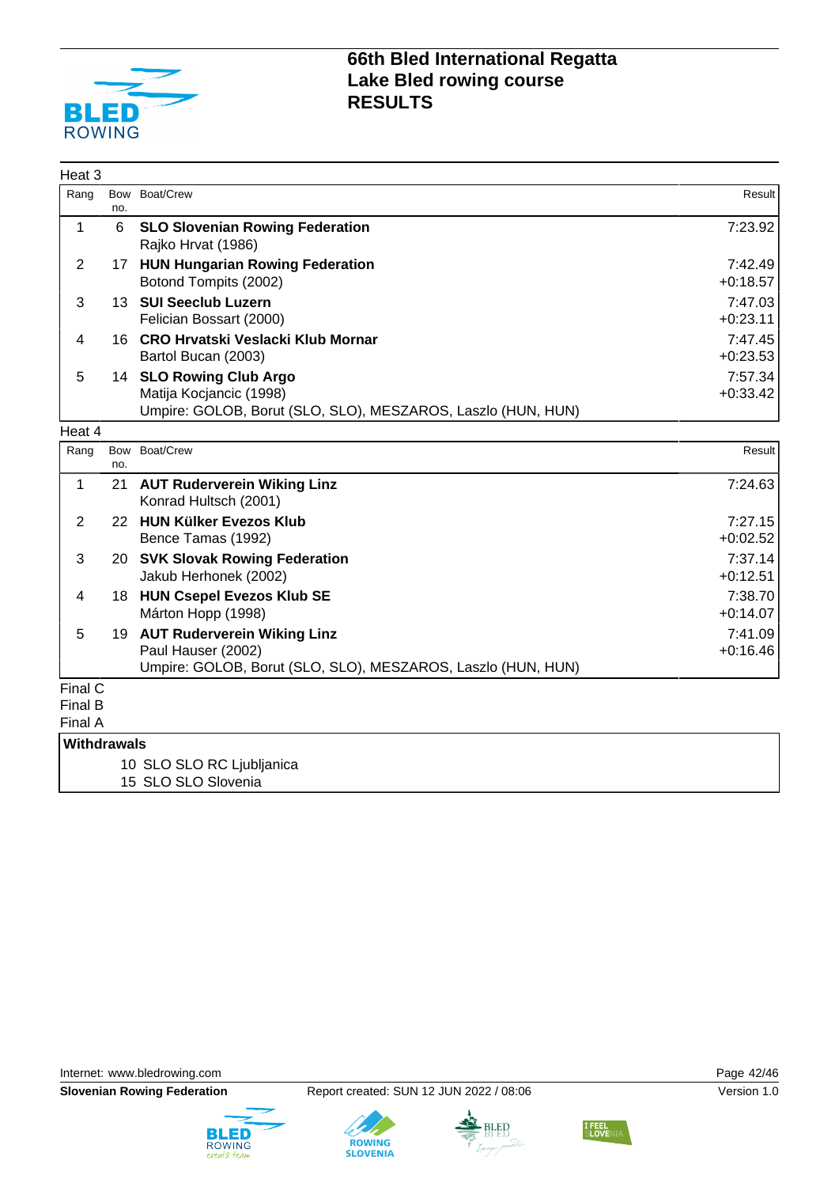# 66th Bled International Regatta
# Lake Bled rowing course
# RESULTS

## Heat 3

| Rang | Bow no. | Boat/Crew | Result |
|---|---|---|---|
| 1 | 6 | **SLO Slovenian Rowing Federation**<br>Rajko Hrvat (1986) | 7:23.92 |
| 2 | 17 | **HUN Hungarian Rowing Federation**<br>Botond Tompits (2002) | 7:42.49<br>+0:18.57 |
| 3 | 13 | **SUI Seeclub Luzern**<br>Felician Bossart (2000) | 7:47.03<br>+0:23.11 |
| 4 | 16 | **CRO Hrvatski Veslacki Klub Mornar**<br>Bartol Bucan (2003) | 7:47.45<br>+0:23.53 |
| 5 | 14 | **SLO Rowing Club Argo**<br>Matija Kocjancic (1998) | 7:57.34<br>+0:33.42 |

Umpire: GOLOB, Borut (SLO, SLO), MESZAROS, Laszlo (HUN, HUN)

## Heat 4

| Rang | Bow no. | Boat/Crew | Result |
|---|---|---|---|
| 1 | 21 | **AUT Ruderverein Wiking Linz**<br>Konrad Hultsch (2001) | 7:24.63 |
| 2 | 22 | **HUN Külker Evezos Klub**<br>Bence Tamas (1992) | 7:27.15<br>+0:02.52 |
| 3 | 20 | **SVK Slovak Rowing Federation**<br>Jakub Herhonek (2002) | 7:37.14<br>+0:12.51 |
| 4 | 18 | **HUN Csepel Evezos Klub SE**<br>Márton Hopp (1998) | 7:38.70<br>+0:14.07 |
| 5 | 19 | **AUT Ruderverein Wiking Linz**<br>Paul Hauser (2002) | 7:41.09<br>+0:16.46 |

Umpire: GOLOB, Borut (SLO, SLO), MESZAROS, Laszlo (HUN, HUN)

Final C

Final B

Final A

**Withdrawals**

10 SLO SLO RC Ljubljanica

15 SLO SLO Slovenia

Internet: www.bledrowing.com

**Slovenian Rowing Federation** Report created: SUN 12 JUN 2022 / 08:06 Version 1.0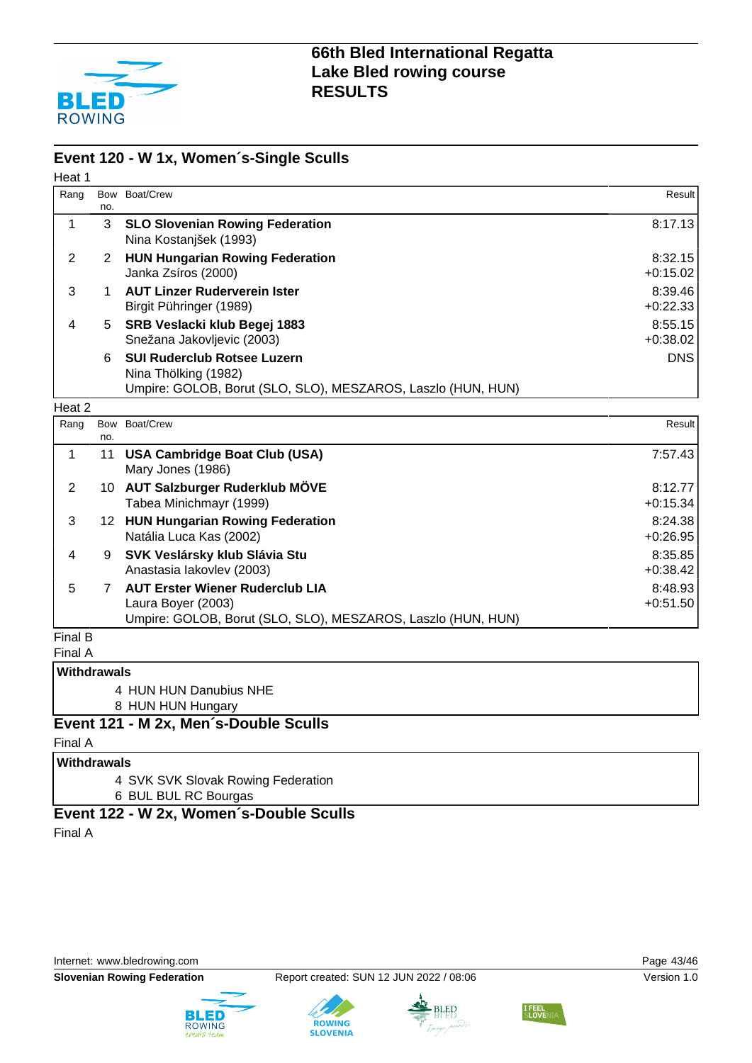# 66th Bled International Regatta
# Lake Bled rowing course
# RESULTS

## Event 120 - W 1x, Women´s-Single Sculls

Heat 1

| Rang | Bow no. | Boat/Crew | Result |
|---|---|---|---|
| 1 | 3 | **SLO Slovenian Rowing Federation**<br>Nina Kostanjšek (1993) | 8:17.13 |
| 2 | 2 | **HUN Hungarian Rowing Federation**<br>Janka Zsíros (2000) | 8:32.15<br>+0:15.02 |
| 3 | 1 | **AUT Linzer Ruderverein Ister**<br>Birgit Pühringer (1989) | 8:39.46<br>+0:22.33 |
| 4 | 5 | **SRB Veslacki klub Begej 1883**<br>Snežana Jakovljevic (2003) | 8:55.15<br>+0:38.02 |
| | 6 | **SUI Ruderclub Rotsee Luzern**<br>Nina Thölking (1982) | DNS |
| | | Umpire: GOLOB, Borut (SLO, SLO), MESZAROS, Laszlo (HUN, HUN) | |

Heat 2

| Rang | Bow no. | Boat/Crew | Result |
|---|---|---|---|
| 1 | 11 | **USA Cambridge Boat Club (USA)**<br>Mary Jones (1986) | 7:57.43 |
| 2 | 10 | **AUT Salzburger Ruderklub MÖVE**<br>Tabea Minichmayr (1999) | 8:12.77<br>+0:15.34 |
| 3 | 12 | **HUN Hungarian Rowing Federation**<br>Natália Luca Kas (2002) | 8:24.38<br>+0:26.95 |
| 4 | 9 | **SVK Veslársky klub Slávia Stu**<br>Anastasia Iakovlev (2003) | 8:35.85<br>+0:38.42 |
| 5 | 7 | **AUT Erster Wiener Ruderclub LIA**<br>Laura Boyer (2003) | 8:48.93<br>+0:51.50 |
| | | Umpire: GOLOB, Borut (SLO, SLO), MESZAROS, Laszlo (HUN, HUN) | |

Final B

Final A

**Withdrawals**

4 HUN HUN Danubius NHE
8 HUN HUN Hungary

## Event 121 - M 2x, Men´s-Double Sculls

Final A

**Withdrawals**

4 SVK SVK Slovak Rowing Federation
6 BUL BUL RC Bourgas

## Event 122 - W 2x, Women´s-Double Sculls

Final A

Internet: www.bledrowing.com

**Slovenian Rowing Federation** Report created: SUN 12 JUN 2022 / 08:06 Version 1.0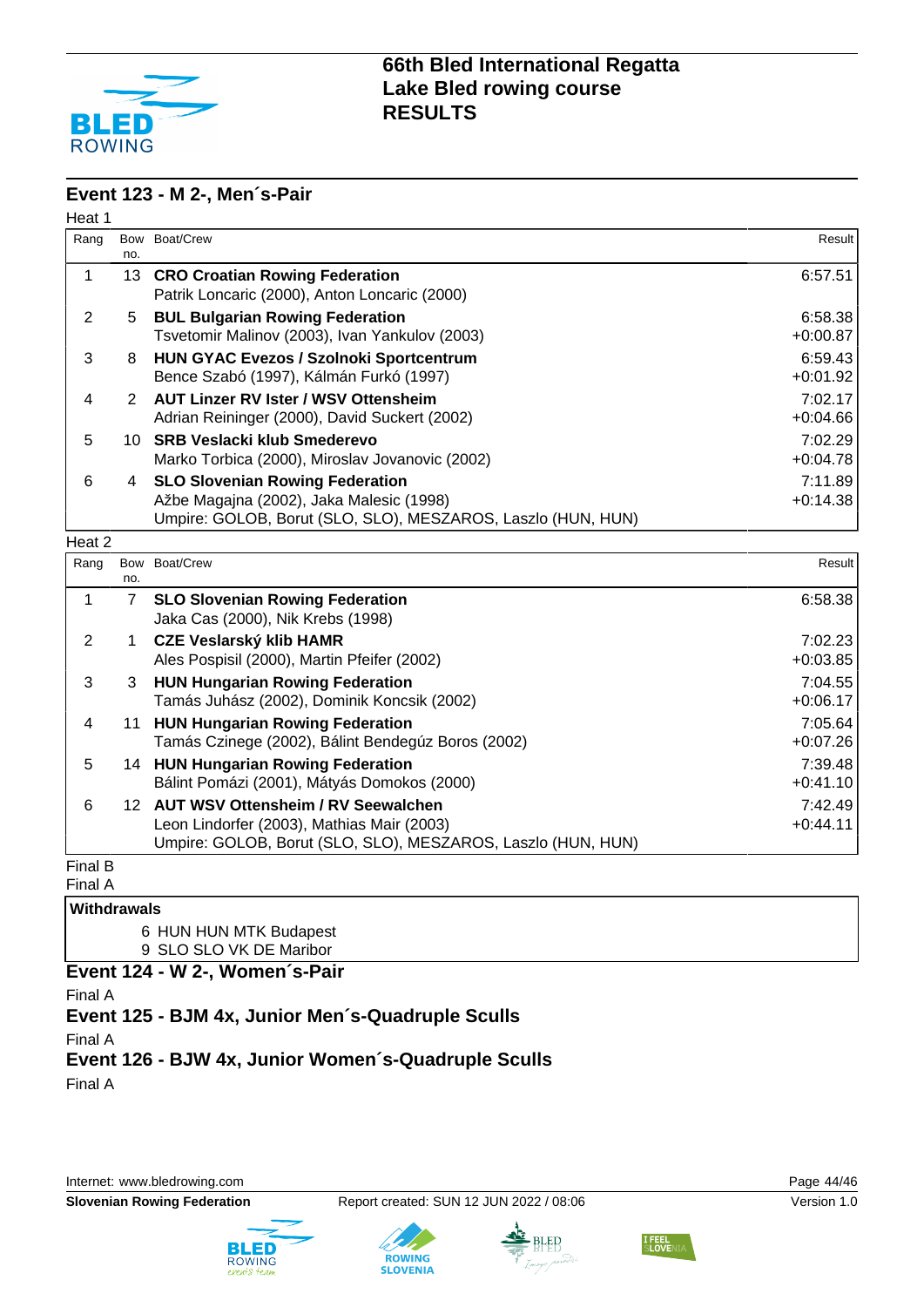# 66th Bled International Regatta
# Lake Bled rowing course
# RESULTS

## Event 123 - M 2-, Men´s-Pair

Heat 1

| Rang | Bow no. | Boat/Crew | Result |
|---|---|---|---|
| 1 | 13 | **CRO Croatian Rowing Federation**<br>Patrik Loncaric (2000), Anton Loncaric (2000) | 6:57.51 |
| 2 | 5 | **BUL Bulgarian Rowing Federation**<br>Tsvetomir Malinov (2003), Ivan Yankulov (2003) | 6:58.38<br>+0:00.87 |
| 3 | 8 | **HUN GYAC Evezos / Szolnoki Sportcentrum**<br>Bence Szabó (1997), Kálmán Furkó (1997) | 6:59.43<br>+0:01.92 |
| 4 | 2 | **AUT Linzer RV Ister / WSV Ottensheim**<br>Adrian Reininger (2000), David Suckert (2002) | 7:02.17<br>+0:04.66 |
| 5 | 10 | **SRB Veslacki klub Smederevo**<br>Marko Torbica (2000), Miroslav Jovanovic (2002) | 7:02.29<br>+0:04.78 |
| 6 | 4 | **SLO Slovenian Rowing Federation**<br>Ažbe Magajna (2002), Jaka Malesic (1998)<br>Umpire: GOLOB, Borut (SLO, SLO), MESZAROS, Laszlo (HUN, HUN) | 7:11.89<br>+0:14.38 |

Heat 2

| Rang | Bow no. | Boat/Crew | Result |
|---|---|---|---|
| 1 | 7 | **SLO Slovenian Rowing Federation**<br>Jaka Cas (2000), Nik Krebs (1998) | 6:58.38 |
| 2 | 1 | **CZE Veslarský klib HAMR**<br>Ales Pospisil (2000), Martin Pfeifer (2002) | 7:02.23<br>+0:03.85 |
| 3 | 3 | **HUN Hungarian Rowing Federation**<br>Tamás Juhász (2002), Dominik Koncsik (2002) | 7:04.55<br>+0:06.17 |
| 4 | 11 | **HUN Hungarian Rowing Federation**<br>Tamás Czinege (2002), Bálint Bendegúz Boros (2002) | 7:05.64<br>+0:07.26 |
| 5 | 14 | **HUN Hungarian Rowing Federation**<br>Bálint Pomázi (2001), Mátyás Domokos (2000) | 7:39.48<br>+0:41.10 |
| 6 | 12 | **AUT WSV Ottensheim / RV Seewalchen**<br>Leon Lindorfer (2003), Mathias Mair (2003)<br>Umpire: GOLOB, Borut (SLO, SLO), MESZAROS, Laszlo (HUN, HUN) | 7:42.49<br>+0:44.11 |

Final B

Final A

**Withdrawals**

6 HUN HUN MTK Budapest
9 SLO SLO VK DE Maribor

## Event 124 - W 2-, Women´s-Pair

Final A

## Event 125 - BJM 4x, Junior Men´s-Quadruple Sculls

Final A

## Event 126 - BJW 4x, Junior Women´s-Quadruple Sculls

Final A

Internet: www.bledrowing.com

**Slovenian Rowing Federation** Report created: SUN 12 JUN 2022 / 08:06 Version 1.0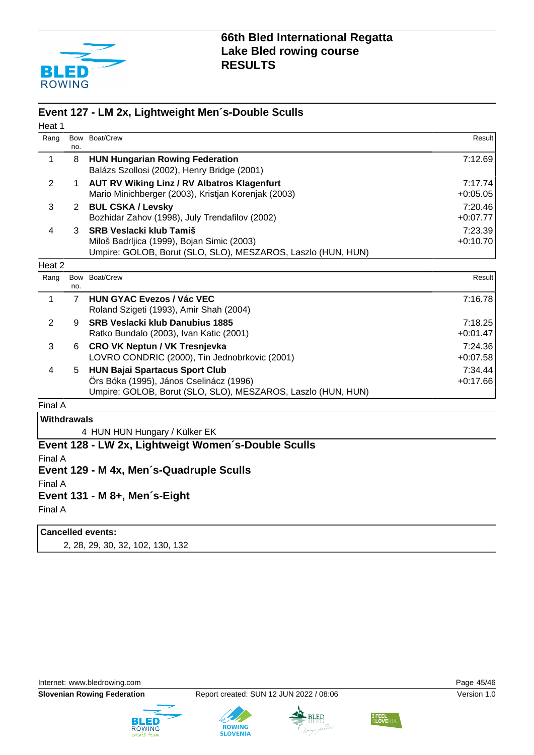# 66th Bled International Regatta
# Lake Bled rowing course
# RESULTS

## Event 127 - LM 2x, Lightweight Men´s-Double Sculls

Heat 1

| Rang | Bow no. | Boat/Crew | Result |
|---|---|---|---|
| 1 | 8 | **HUN Hungarian Rowing Federation**<br>Balázs Szollosi (2002), Henry Bridge (2001) | 7:12.69 |
| 2 | 1 | **AUT RV Wiking Linz / RV Albatros Klagenfurt**<br>Mario Minichberger (2003), Kristjan Korenjak (2003) | 7:17.74<br>+0:05.05 |
| 3 | 2 | **BUL CSKA / Levsky**<br>Bozhidar Zahov (1998), July Trendafilov (2002) | 7:20.46<br>+0:07.77 |
| 4 | 3 | **SRB Veslacki klub Tamiš**<br>Miloš Badrljica (1999), Bojan Simic (2003)<br>Umpire: GOLOB, Borut (SLO, SLO), MESZAROS, Laszlo (HUN, HUN) | 7:23.39<br>+0:10.70 |

Heat 2

| Rang | Bow no. | Boat/Crew | Result |
|---|---|---|---|
| 1 | 7 | **HUN GYAC Evezos / Vác VEC**<br>Roland Szigeti (1993), Amir Shah (2004) | 7:16.78 |
| 2 | 9 | **SRB Veslacki klub Danubius 1885**<br>Ratko Bundalo (2003), Ivan Katic (2001) | 7:18.25<br>+0:01.47 |
| 3 | 6 | **CRO VK Neptun / VK Tresnjevka**<br>LOVRO CONDRIC (2000), Tin Jednobrkovic (2001) | 7:24.36<br>+0:07.58 |
| 4 | 5 | **HUN Bajai Spartacus Sport Club**<br>Örs Bóka (1995), János Cselinácz (1996)<br>Umpire: GOLOB, Borut (SLO, SLO), MESZAROS, Laszlo (HUN, HUN) | 7:34.44<br>+0:17.66 |

Final A

**Withdrawals**

4 HUN HUN Hungary / Külker EK

## Event 128 - LW 2x, Lightweigt Women´s-Double Sculls

Final A

## Event 129 - M 4x, Men´s-Quadruple Sculls

Final A

## Event 131 - M 8+, Men´s-Eight

Final A

**Cancelled events:**

2, 28, 29, 30, 32, 102, 130, 132

Internet: www.bledrowing.com

**Slovenian Rowing Federation** Report created: SUN 12 JUN 2022 / 08:06 Version 1.0